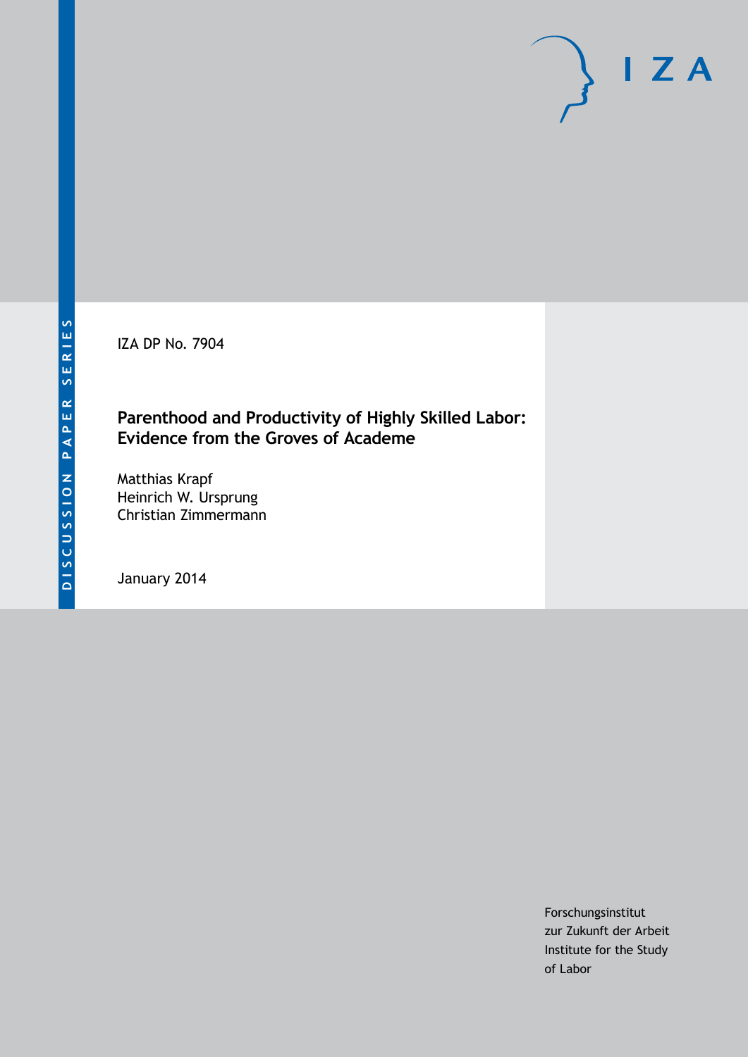DISCUSSION PAPER SERIES

IZA

IZA DP No. 7904

# Parenthood and Productivity of Highly Skilled Labor: Evidence from the Groves of Academe

Matthias Krapf
Heinrich W. Ursprung
Christian Zimmermann

January 2014

Forschungsinstitut
zur Zukunft der Arbeit
Institute for the Study
of Labor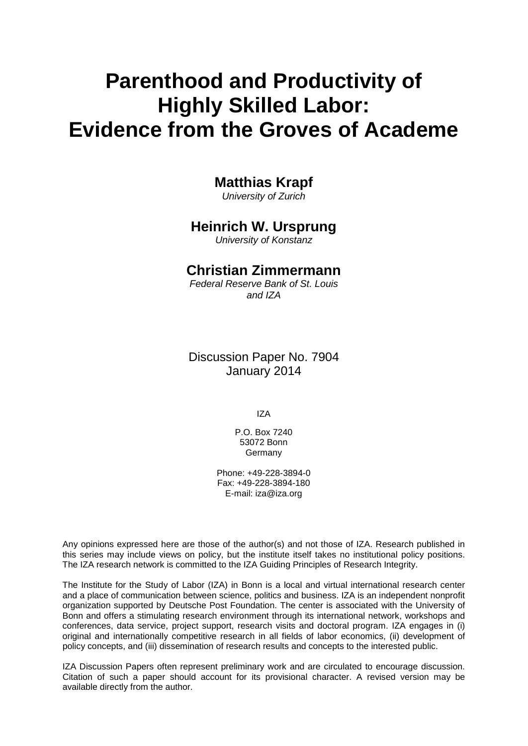# Parenthood and Productivity of Highly Skilled Labor: Evidence from the Groves of Academe

**Matthias Krapf**
*University of Zurich*

**Heinrich W. Ursprung**
*University of Konstanz*

**Christian Zimmermann**
*Federal Reserve Bank of St. Louis and IZA*

Discussion Paper No. 7904
January 2014

IZA

P.O. Box 7240
53072 Bonn
Germany

Phone: +49-228-3894-0
Fax: +49-228-3894-180
E-mail: iza@iza.org

Any opinions expressed here are those of the author(s) and not those of IZA. Research published in this series may include views on policy, but the institute itself takes no institutional policy positions. The IZA research network is committed to the IZA Guiding Principles of Research Integrity.

The Institute for the Study of Labor (IZA) in Bonn is a local and virtual international research center and a place of communication between science, politics and business. IZA is an independent nonprofit organization supported by Deutsche Post Foundation. The center is associated with the University of Bonn and offers a stimulating research environment through its international network, workshops and conferences, data service, project support, research visits and doctoral program. IZA engages in (i) original and internationally competitive research in all fields of labor economics, (ii) development of policy concepts, and (iii) dissemination of research results and concepts to the interested public.

IZA Discussion Papers often represent preliminary work and are circulated to encourage discussion. Citation of such a paper should account for its provisional character. A revised version may be available directly from the author.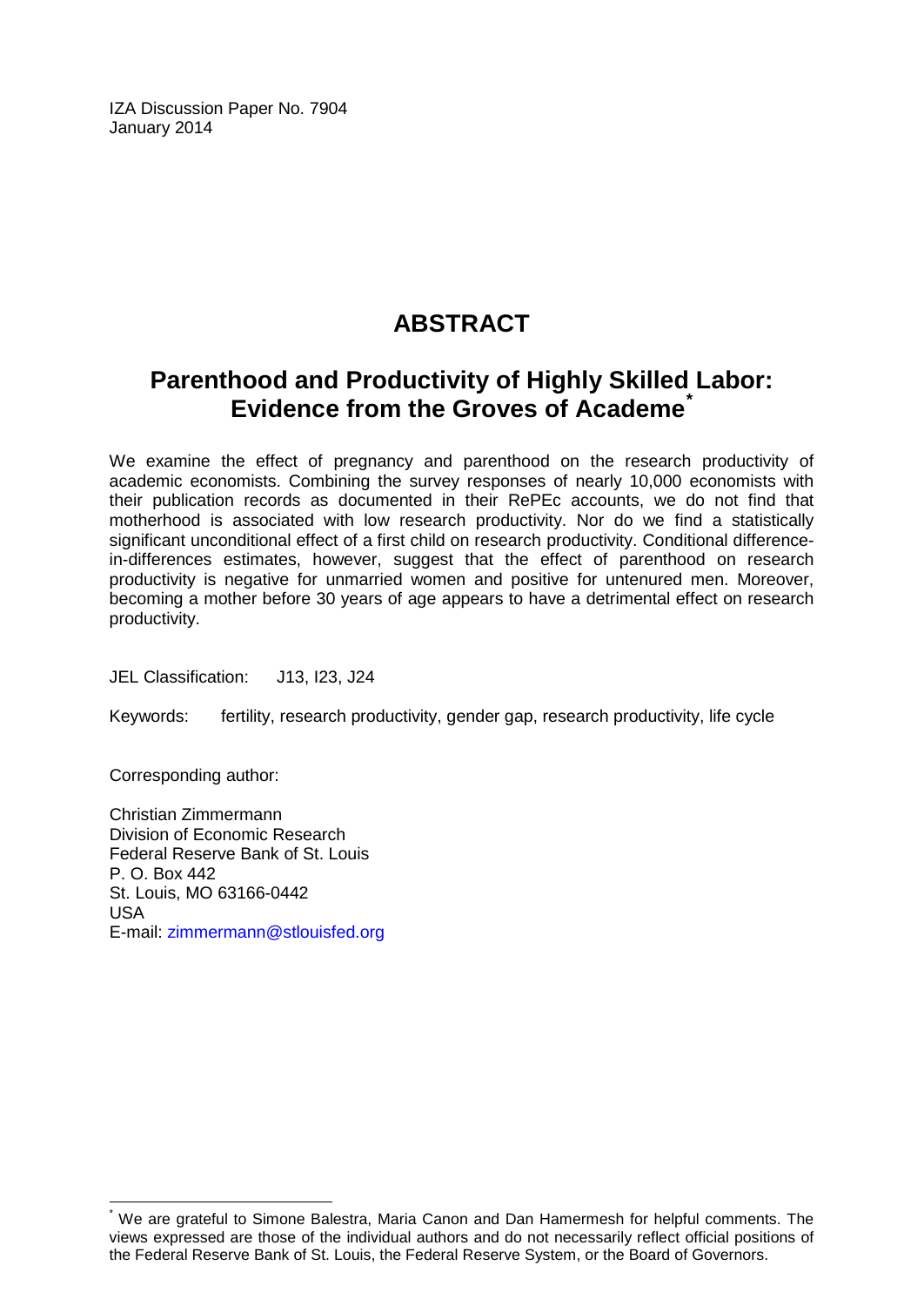IZA Discussion Paper No. 7904
January 2014

# ABSTRACT

## Parenthood and Productivity of Highly Skilled Labor: Evidence from the Groves of Academe*

We examine the effect of pregnancy and parenthood on the research productivity of academic economists. Combining the survey responses of nearly 10,000 economists with their publication records as documented in their RePEc accounts, we do not find that motherhood is associated with low research productivity. Nor do we find a statistically significant unconditional effect of a first child on research productivity. Conditional difference-in-differences estimates, however, suggest that the effect of parenthood on research productivity is negative for unmarried women and positive for untenured men. Moreover, becoming a mother before 30 years of age appears to have a detrimental effect on research productivity.

JEL Classification: J13, I23, J24

Keywords: fertility, research productivity, gender gap, research productivity, life cycle

Corresponding author:

Christian Zimmermann
Division of Economic Research
Federal Reserve Bank of St. Louis
P. O. Box 442
St. Louis, MO 63166-0442
USA
E-mail: zimmermann@stlouisfed.org

---

* We are grateful to Simone Balestra, Maria Canon and Dan Hamermesh for helpful comments. The views expressed are those of the individual authors and do not necessarily reflect official positions of the Federal Reserve Bank of St. Louis, the Federal Reserve System, or the Board of Governors.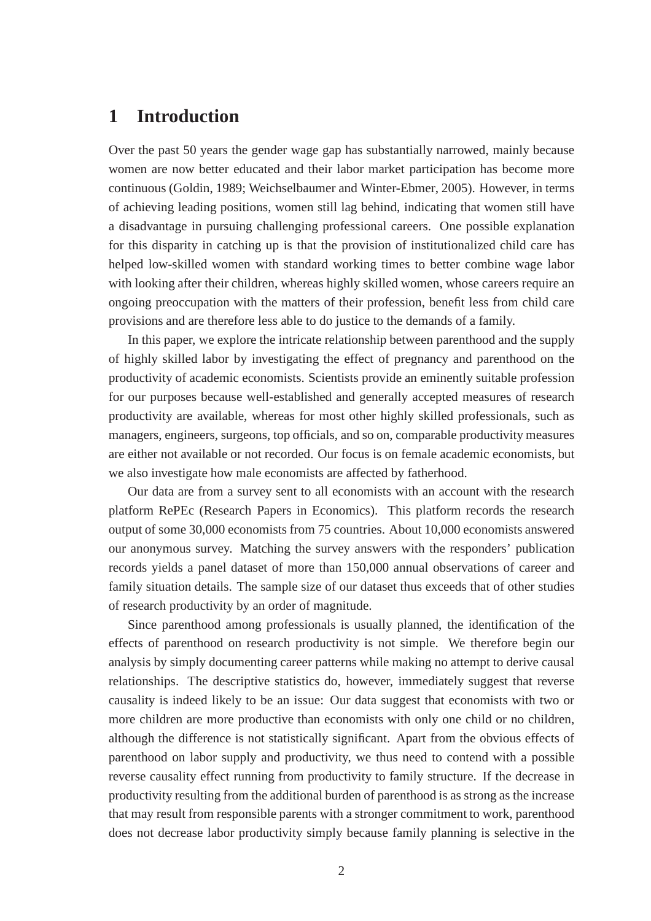# 1 Introduction

Over the past 50 years the gender wage gap has substantially narrowed, mainly because women are now better educated and their labor market participation has become more continuous (Goldin, 1989; Weichselbaumer and Winter-Ebmer, 2005). However, in terms of achieving leading positions, women still lag behind, indicating that women still have a disadvantage in pursuing challenging professional careers. One possible explanation for this disparity in catching up is that the provision of institutionalized child care has helped low-skilled women with standard working times to better combine wage labor with looking after their children, whereas highly skilled women, whose careers require an ongoing preoccupation with the matters of their profession, benefit less from child care provisions and are therefore less able to do justice to the demands of a family.

In this paper, we explore the intricate relationship between parenthood and the supply of highly skilled labor by investigating the effect of pregnancy and parenthood on the productivity of academic economists. Scientists provide an eminently suitable profession for our purposes because well-established and generally accepted measures of research productivity are available, whereas for most other highly skilled professionals, such as managers, engineers, surgeons, top officials, and so on, comparable productivity measures are either not available or not recorded. Our focus is on female academic economists, but we also investigate how male economists are affected by fatherhood.

Our data are from a survey sent to all economists with an account with the research platform RePEc (Research Papers in Economics). This platform records the research output of some 30,000 economists from 75 countries. About 10,000 economists answered our anonymous survey. Matching the survey answers with the responders' publication records yields a panel dataset of more than 150,000 annual observations of career and family situation details. The sample size of our dataset thus exceeds that of other studies of research productivity by an order of magnitude.

Since parenthood among professionals is usually planned, the identification of the effects of parenthood on research productivity is not simple. We therefore begin our analysis by simply documenting career patterns while making no attempt to derive causal relationships. The descriptive statistics do, however, immediately suggest that reverse causality is indeed likely to be an issue: Our data suggest that economists with two or more children are more productive than economists with only one child or no children, although the difference is not statistically significant. Apart from the obvious effects of parenthood on labor supply and productivity, we thus need to contend with a possible reverse causality effect running from productivity to family structure. If the decrease in productivity resulting from the additional burden of parenthood is as strong as the increase that may result from responsible parents with a stronger commitment to work, parenthood does not decrease labor productivity simply because family planning is selective in the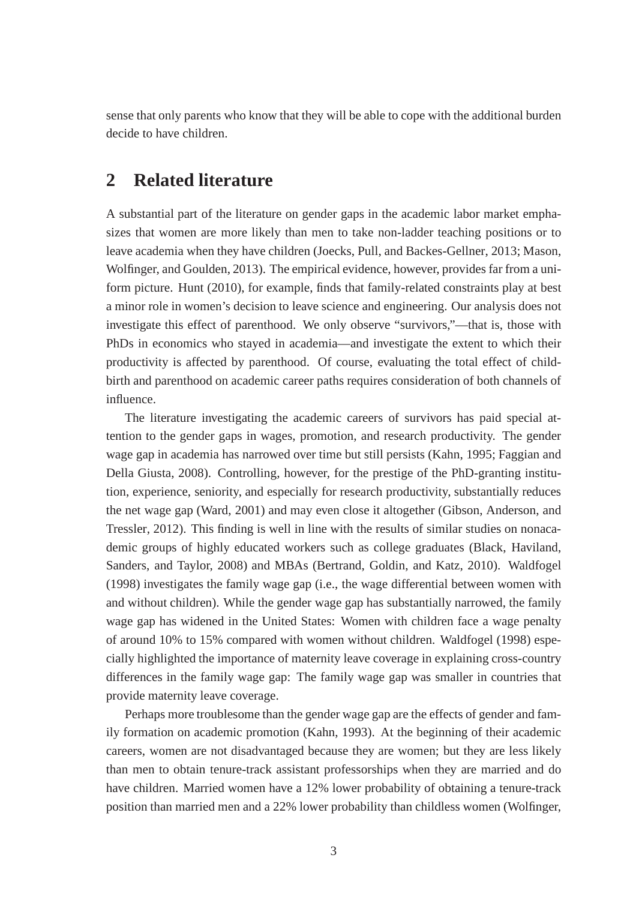sense that only parents who know that they will be able to cope with the additional burden decide to have children.

# 2 Related literature

A substantial part of the literature on gender gaps in the academic labor market emphasizes that women are more likely than men to take non-ladder teaching positions or to leave academia when they have children (Joecks, Pull, and Backes-Gellner, 2013; Mason, Wolfinger, and Goulden, 2013). The empirical evidence, however, provides far from a uniform picture. Hunt (2010), for example, finds that family-related constraints play at best a minor role in women's decision to leave science and engineering. Our analysis does not investigate this effect of parenthood. We only observe "survivors,"—that is, those with PhDs in economics who stayed in academia—and investigate the extent to which their productivity is affected by parenthood. Of course, evaluating the total effect of childbirth and parenthood on academic career paths requires consideration of both channels of influence.

The literature investigating the academic careers of survivors has paid special attention to the gender gaps in wages, promotion, and research productivity. The gender wage gap in academia has narrowed over time but still persists (Kahn, 1995; Faggian and Della Giusta, 2008). Controlling, however, for the prestige of the PhD-granting institution, experience, seniority, and especially for research productivity, substantially reduces the net wage gap (Ward, 2001) and may even close it altogether (Gibson, Anderson, and Tressler, 2012). This finding is well in line with the results of similar studies on nonacademic groups of highly educated workers such as college graduates (Black, Haviland, Sanders, and Taylor, 2008) and MBAs (Bertrand, Goldin, and Katz, 2010). Waldfogel (1998) investigates the family wage gap (i.e., the wage differential between women with and without children). While the gender wage gap has substantially narrowed, the family wage gap has widened in the United States: Women with children face a wage penalty of around 10% to 15% compared with women without children. Waldfogel (1998) especially highlighted the importance of maternity leave coverage in explaining cross-country differences in the family wage gap: The family wage gap was smaller in countries that provide maternity leave coverage.

Perhaps more troublesome than the gender wage gap are the effects of gender and family formation on academic promotion (Kahn, 1993). At the beginning of their academic careers, women are not disadvantaged because they are women; but they are less likely than men to obtain tenure-track assistant professorships when they are married and do have children. Married women have a 12% lower probability of obtaining a tenure-track position than married men and a 22% lower probability than childless women (Wolfinger,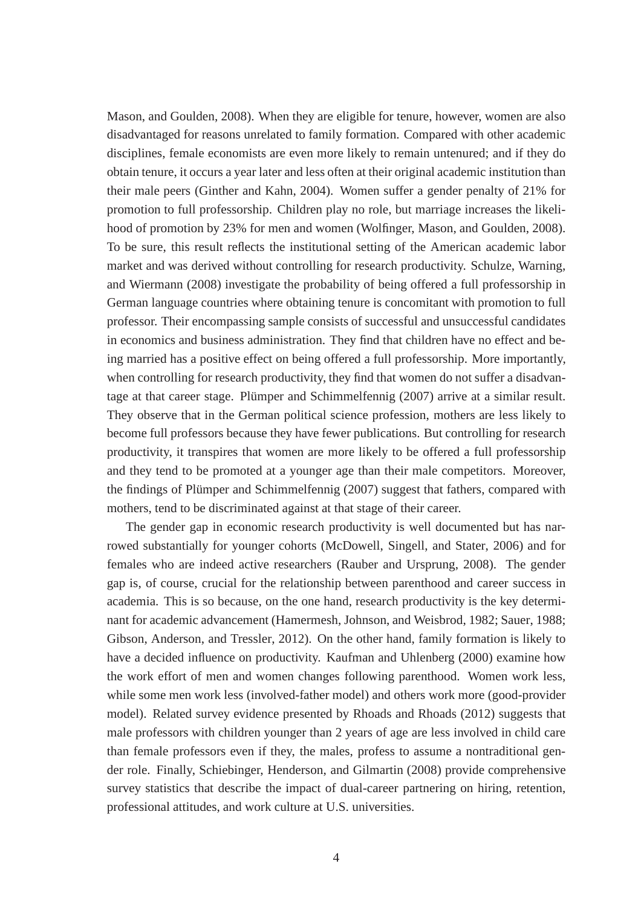Mason, and Goulden, 2008). When they are eligible for tenure, however, women are also disadvantaged for reasons unrelated to family formation. Compared with other academic disciplines, female economists are even more likely to remain untenured; and if they do obtain tenure, it occurs a year later and less often at their original academic institution than their male peers (Ginther and Kahn, 2004). Women suffer a gender penalty of 21% for promotion to full professorship. Children play no role, but marriage increases the likelihood of promotion by 23% for men and women (Wolfinger, Mason, and Goulden, 2008). To be sure, this result reflects the institutional setting of the American academic labor market and was derived without controlling for research productivity. Schulze, Warning, and Wiermann (2008) investigate the probability of being offered a full professorship in German language countries where obtaining tenure is concomitant with promotion to full professor. Their encompassing sample consists of successful and unsuccessful candidates in economics and business administration. They find that children have no effect and being married has a positive effect on being offered a full professorship. More importantly, when controlling for research productivity, they find that women do not suffer a disadvantage at that career stage. Plümper and Schimmelfennig (2007) arrive at a similar result. They observe that in the German political science profession, mothers are less likely to become full professors because they have fewer publications. But controlling for research productivity, it transpires that women are more likely to be offered a full professorship and they tend to be promoted at a younger age than their male competitors. Moreover, the findings of Plümper and Schimmelfennig (2007) suggest that fathers, compared with mothers, tend to be discriminated against at that stage of their career.

The gender gap in economic research productivity is well documented but has narrowed substantially for younger cohorts (McDowell, Singell, and Stater, 2006) and for females who are indeed active researchers (Rauber and Ursprung, 2008). The gender gap is, of course, crucial for the relationship between parenthood and career success in academia. This is so because, on the one hand, research productivity is the key determinant for academic advancement (Hamermesh, Johnson, and Weisbrod, 1982; Sauer, 1988; Gibson, Anderson, and Tressler, 2012). On the other hand, family formation is likely to have a decided influence on productivity. Kaufman and Uhlenberg (2000) examine how the work effort of men and women changes following parenthood. Women work less, while some men work less (involved-father model) and others work more (good-provider model). Related survey evidence presented by Rhoads and Rhoads (2012) suggests that male professors with children younger than 2 years of age are less involved in child care than female professors even if they, the males, profess to assume a nontraditional gender role. Finally, Schiebinger, Henderson, and Gilmartin (2008) provide comprehensive survey statistics that describe the impact of dual-career partnering on hiring, retention, professional attitudes, and work culture at U.S. universities.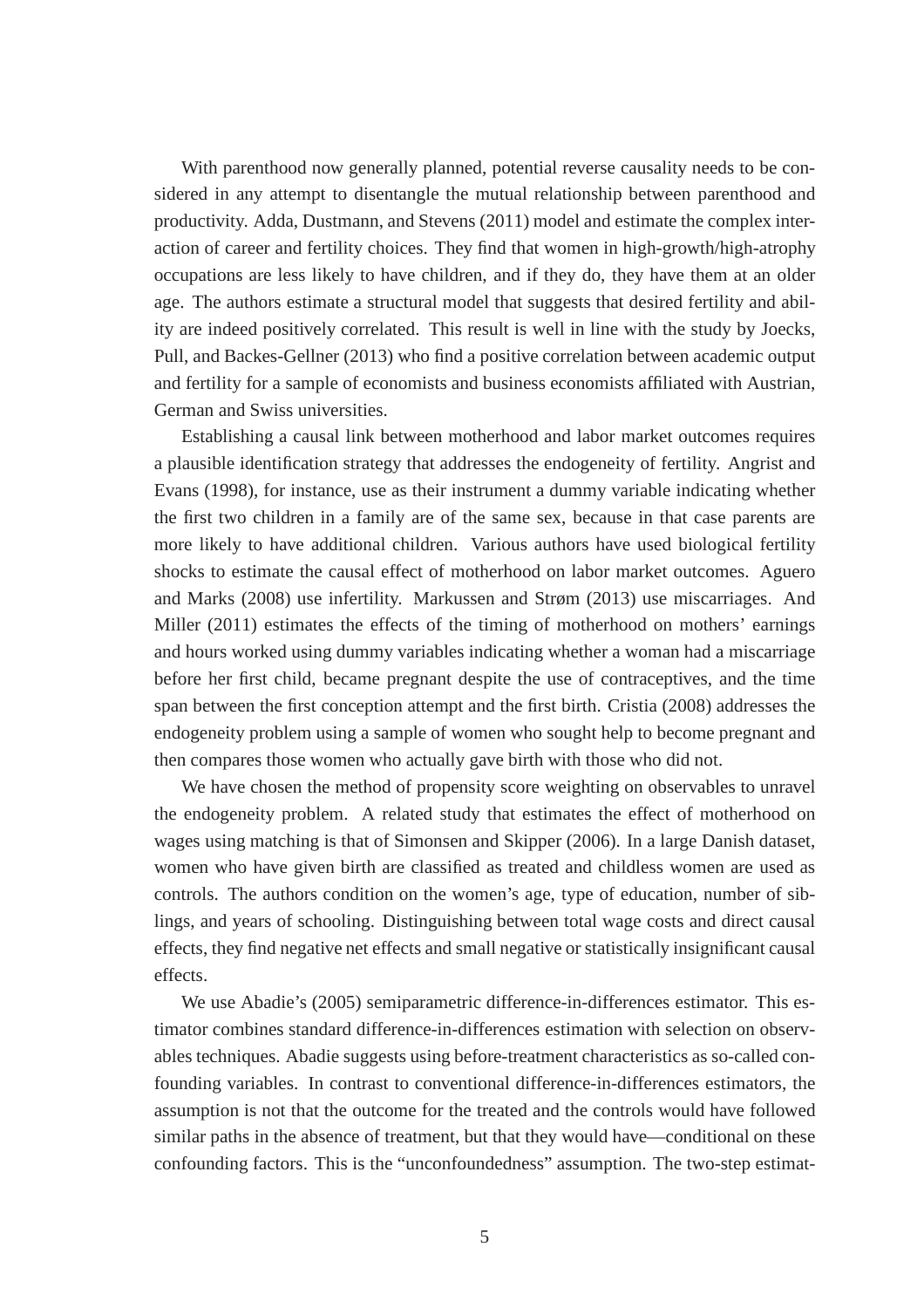With parenthood now generally planned, potential reverse causality needs to be considered in any attempt to disentangle the mutual relationship between parenthood and productivity. Adda, Dustmann, and Stevens (2011) model and estimate the complex interaction of career and fertility choices. They find that women in high-growth/high-atrophy occupations are less likely to have children, and if they do, they have them at an older age. The authors estimate a structural model that suggests that desired fertility and ability are indeed positively correlated. This result is well in line with the study by Joecks, Pull, and Backes-Gellner (2013) who find a positive correlation between academic output and fertility for a sample of economists and business economists affiliated with Austrian, German and Swiss universities.

Establishing a causal link between motherhood and labor market outcomes requires a plausible identification strategy that addresses the endogeneity of fertility. Angrist and Evans (1998), for instance, use as their instrument a dummy variable indicating whether the first two children in a family are of the same sex, because in that case parents are more likely to have additional children. Various authors have used biological fertility shocks to estimate the causal effect of motherhood on labor market outcomes. Aguero and Marks (2008) use infertility. Markussen and Strøm (2013) use miscarriages. And Miller (2011) estimates the effects of the timing of motherhood on mothers' earnings and hours worked using dummy variables indicating whether a woman had a miscarriage before her first child, became pregnant despite the use of contraceptives, and the time span between the first conception attempt and the first birth. Cristia (2008) addresses the endogeneity problem using a sample of women who sought help to become pregnant and then compares those women who actually gave birth with those who did not.

We have chosen the method of propensity score weighting on observables to unravel the endogeneity problem. A related study that estimates the effect of motherhood on wages using matching is that of Simonsen and Skipper (2006). In a large Danish dataset, women who have given birth are classified as treated and childless women are used as controls. The authors condition on the women's age, type of education, number of siblings, and years of schooling. Distinguishing between total wage costs and direct causal effects, they find negative net effects and small negative or statistically insignificant causal effects.

We use Abadie's (2005) semiparametric difference-in-differences estimator. This estimator combines standard difference-in-differences estimation with selection on observables techniques. Abadie suggests using before-treatment characteristics as so-called confounding variables. In contrast to conventional difference-in-differences estimators, the assumption is not that the outcome for the treated and the controls would have followed similar paths in the absence of treatment, but that they would have—conditional on these confounding factors. This is the "unconfoundedness" assumption. The two-step estimat-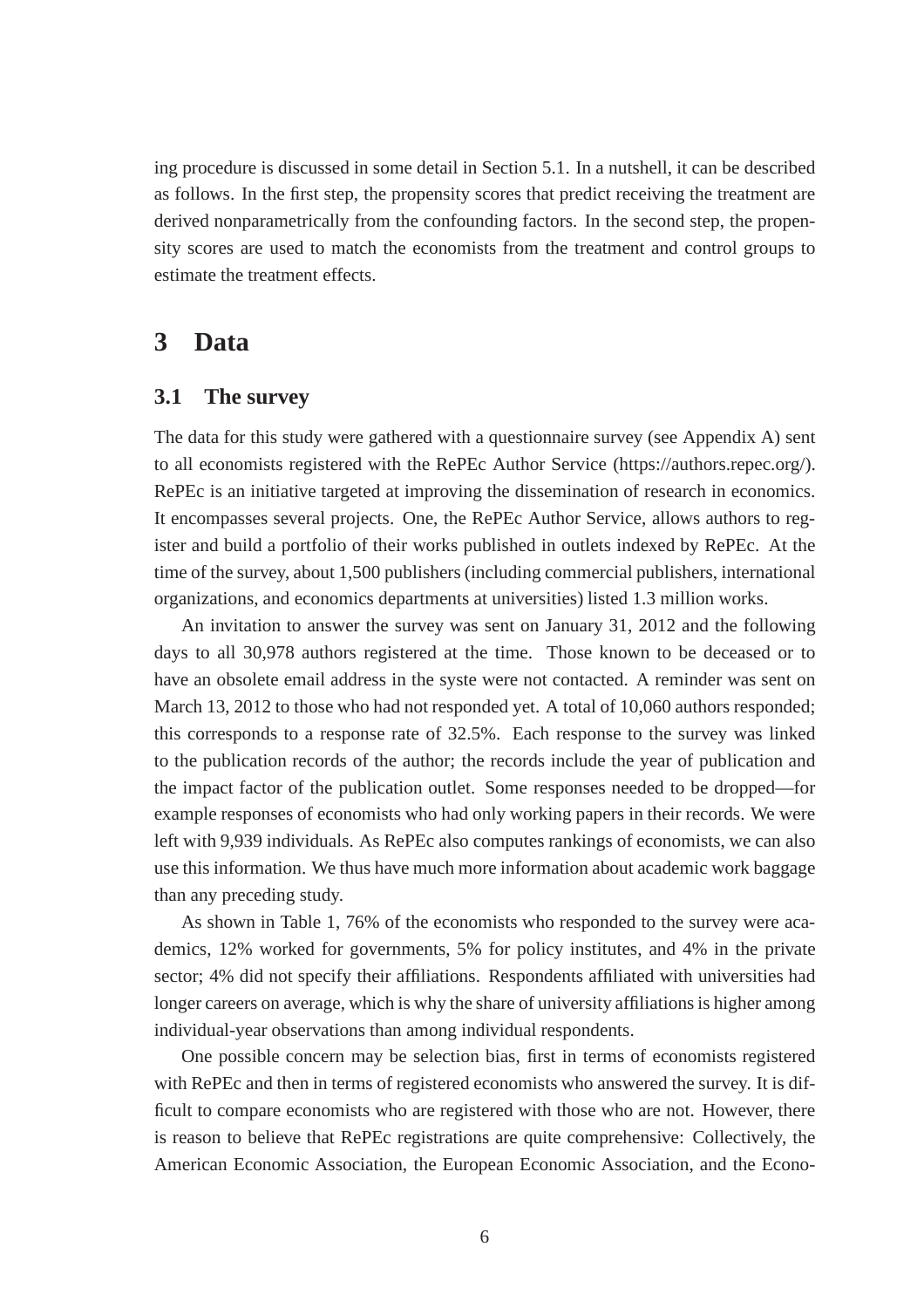ing procedure is discussed in some detail in Section 5.1. In a nutshell, it can be described as follows. In the first step, the propensity scores that predict receiving the treatment are derived nonparametrically from the confounding factors. In the second step, the propensity scores are used to match the economists from the treatment and control groups to estimate the treatment effects.

# 3 Data

## 3.1 The survey

The data for this study were gathered with a questionnaire survey (see Appendix A) sent to all economists registered with the RePEc Author Service (https://authors.repec.org/). RePEc is an initiative targeted at improving the dissemination of research in economics. It encompasses several projects. One, the RePEc Author Service, allows authors to register and build a portfolio of their works published in outlets indexed by RePEc. At the time of the survey, about 1,500 publishers (including commercial publishers, international organizations, and economics departments at universities) listed 1.3 million works.

An invitation to answer the survey was sent on January 31, 2012 and the following days to all 30,978 authors registered at the time. Those known to be deceased or to have an obsolete email address in the syste were not contacted. A reminder was sent on March 13, 2012 to those who had not responded yet. A total of 10,060 authors responded; this corresponds to a response rate of 32.5%. Each response to the survey was linked to the publication records of the author; the records include the year of publication and the impact factor of the publication outlet. Some responses needed to be dropped—for example responses of economists who had only working papers in their records. We were left with 9,939 individuals. As RePEc also computes rankings of economists, we can also use this information. We thus have much more information about academic work baggage than any preceding study.

As shown in Table 1, 76% of the economists who responded to the survey were academics, 12% worked for governments, 5% for policy institutes, and 4% in the private sector; 4% did not specify their affiliations. Respondents affiliated with universities had longer careers on average, which is why the share of university affiliations is higher among individual-year observations than among individual respondents.

One possible concern may be selection bias, first in terms of economists registered with RePEc and then in terms of registered economists who answered the survey. It is difficult to compare economists who are registered with those who are not. However, there is reason to believe that RePEc registrations are quite comprehensive: Collectively, the American Economic Association, the European Economic Association, and the Econo-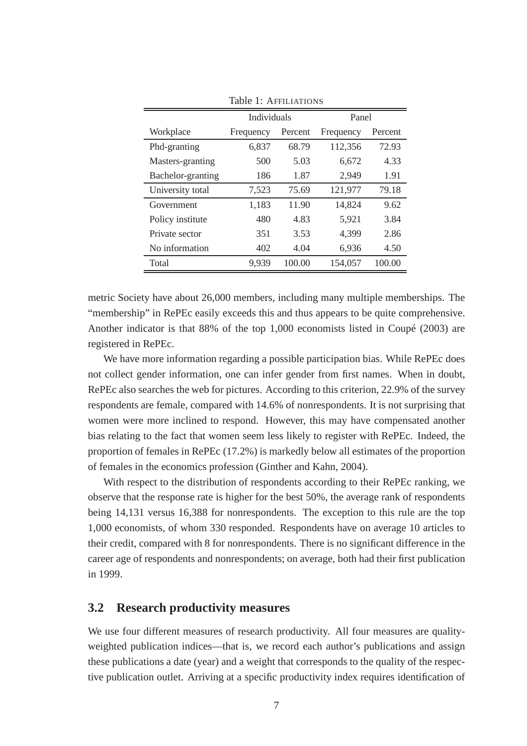Table 1: AFFILIATIONS

| | Individuals | | Panel | |
|---|---|---|---|---|
| Workplace | Frequency | Percent | Frequency | Percent |
| Phd-granting | 6,837 | 68.79 | 112,356 | 72.93 |
| Masters-granting | 500 | 5.03 | 6,672 | 4.33 |
| Bachelor-granting | 186 | 1.87 | 2,949 | 1.91 |
| University total | 7,523 | 75.69 | 121,977 | 79.18 |
| Government | 1,183 | 11.90 | 14,824 | 9.62 |
| Policy institute | 480 | 4.83 | 5,921 | 3.84 |
| Private sector | 351 | 3.53 | 4,399 | 2.86 |
| No information | 402 | 4.04 | 6,936 | 4.50 |
| Total | 9,939 | 100.00 | 154,057 | 100.00 |

metric Society have about 26,000 members, including many multiple memberships. The "membership" in RePEc easily exceeds this and thus appears to be quite comprehensive. Another indicator is that 88% of the top 1,000 economists listed in Coupé (2003) are registered in RePEc.

We have more information regarding a possible participation bias. While RePEc does not collect gender information, one can infer gender from first names. When in doubt, RePEc also searches the web for pictures. According to this criterion, 22.9% of the survey respondents are female, compared with 14.6% of nonrespondents. It is not surprising that women were more inclined to respond. However, this may have compensated another bias relating to the fact that women seem less likely to register with RePEc. Indeed, the proportion of females in RePEc (17.2%) is markedly below all estimates of the proportion of females in the economics profession (Ginther and Kahn, 2004).

With respect to the distribution of respondents according to their RePEc ranking, we observe that the response rate is higher for the best 50%, the average rank of respondents being 14,131 versus 16,388 for nonrespondents. The exception to this rule are the top 1,000 economists, of whom 330 responded. Respondents have on average 10 articles to their credit, compared with 8 for nonrespondents. There is no significant difference in the career age of respondents and nonrespondents; on average, both had their first publication in 1999.

## 3.2 Research productivity measures

We use four different measures of research productivity. All four measures are quality-weighted publication indices—that is, we record each author's publications and assign these publications a date (year) and a weight that corresponds to the quality of the respective publication outlet. Arriving at a specific productivity index requires identification of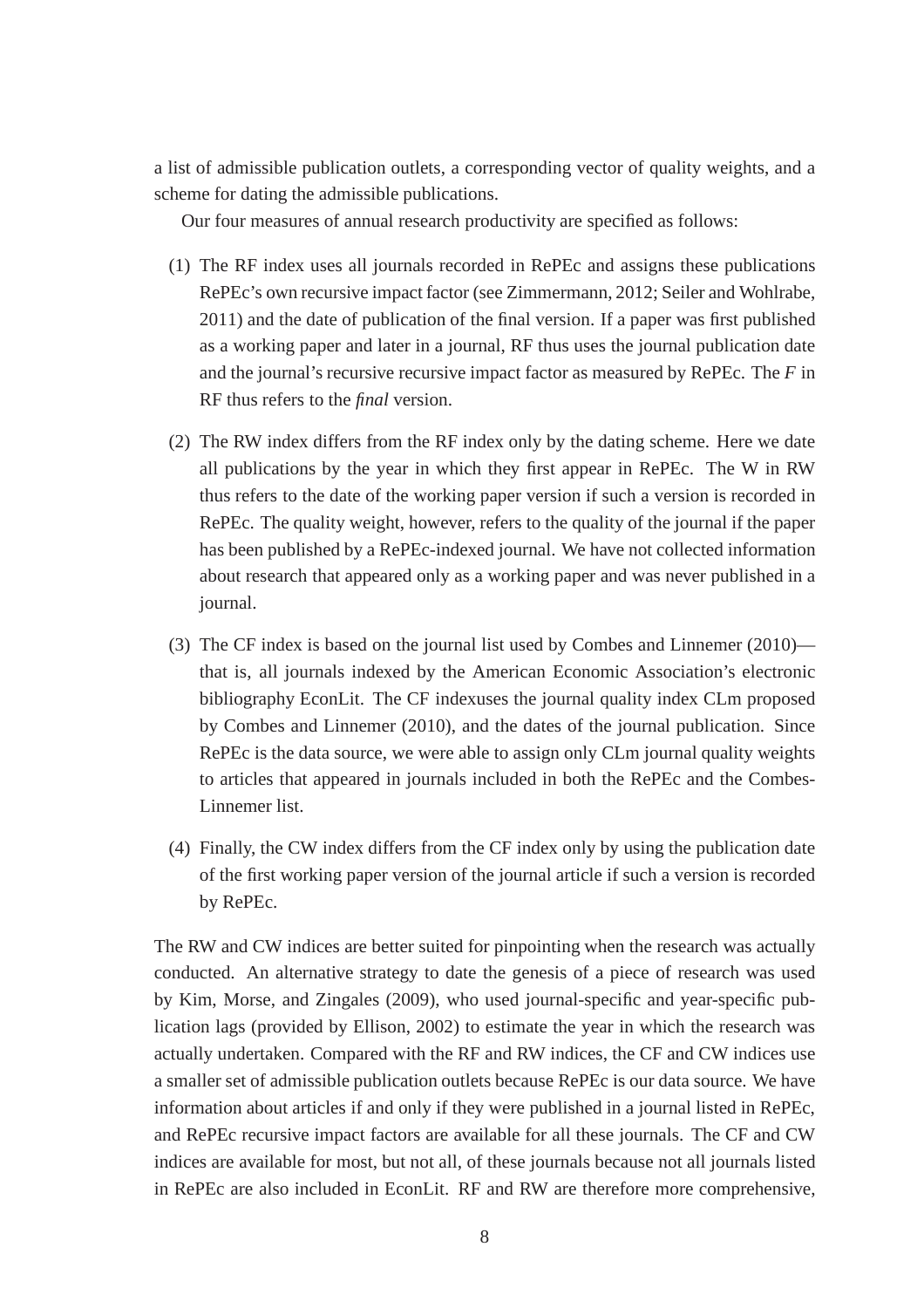a list of admissible publication outlets, a corresponding vector of quality weights, and a scheme for dating the admissible publications.

Our four measures of annual research productivity are specified as follows:

(1) The RF index uses all journals recorded in RePEc and assigns these publications RePEc's own recursive impact factor (see Zimmermann, 2012; Seiler and Wohlrabe, 2011) and the date of publication of the final version. If a paper was first published as a working paper and later in a journal, RF thus uses the journal publication date and the journal's recursive recursive impact factor as measured by RePEc. The *F* in RF thus refers to the *final* version.

(2) The RW index differs from the RF index only by the dating scheme. Here we date all publications by the year in which they first appear in RePEc. The W in RW thus refers to the date of the working paper version if such a version is recorded in RePEc. The quality weight, however, refers to the quality of the journal if the paper has been published by a RePEc-indexed journal. We have not collected information about research that appeared only as a working paper and was never published in a journal.

(3) The CF index is based on the journal list used by Combes and Linnemer (2010)—that is, all journals indexed by the American Economic Association's electronic bibliography EconLit. The CF indexuses the journal quality index CLm proposed by Combes and Linnemer (2010), and the dates of the journal publication. Since RePEc is the data source, we were able to assign only CLm journal quality weights to articles that appeared in journals included in both the RePEc and the Combes-Linnemer list.

(4) Finally, the CW index differs from the CF index only by using the publication date of the first working paper version of the journal article if such a version is recorded by RePEc.

The RW and CW indices are better suited for pinpointing when the research was actually conducted. An alternative strategy to date the genesis of a piece of research was used by Kim, Morse, and Zingales (2009), who used journal-specific and year-specific publication lags (provided by Ellison, 2002) to estimate the year in which the research was actually undertaken. Compared with the RF and RW indices, the CF and CW indices use a smaller set of admissible publication outlets because RePEc is our data source. We have information about articles if and only if they were published in a journal listed in RePEc, and RePEc recursive impact factors are available for all these journals. The CF and CW indices are available for most, but not all, of these journals because not all journals listed in RePEc are also included in EconLit. RF and RW are therefore more comprehensive,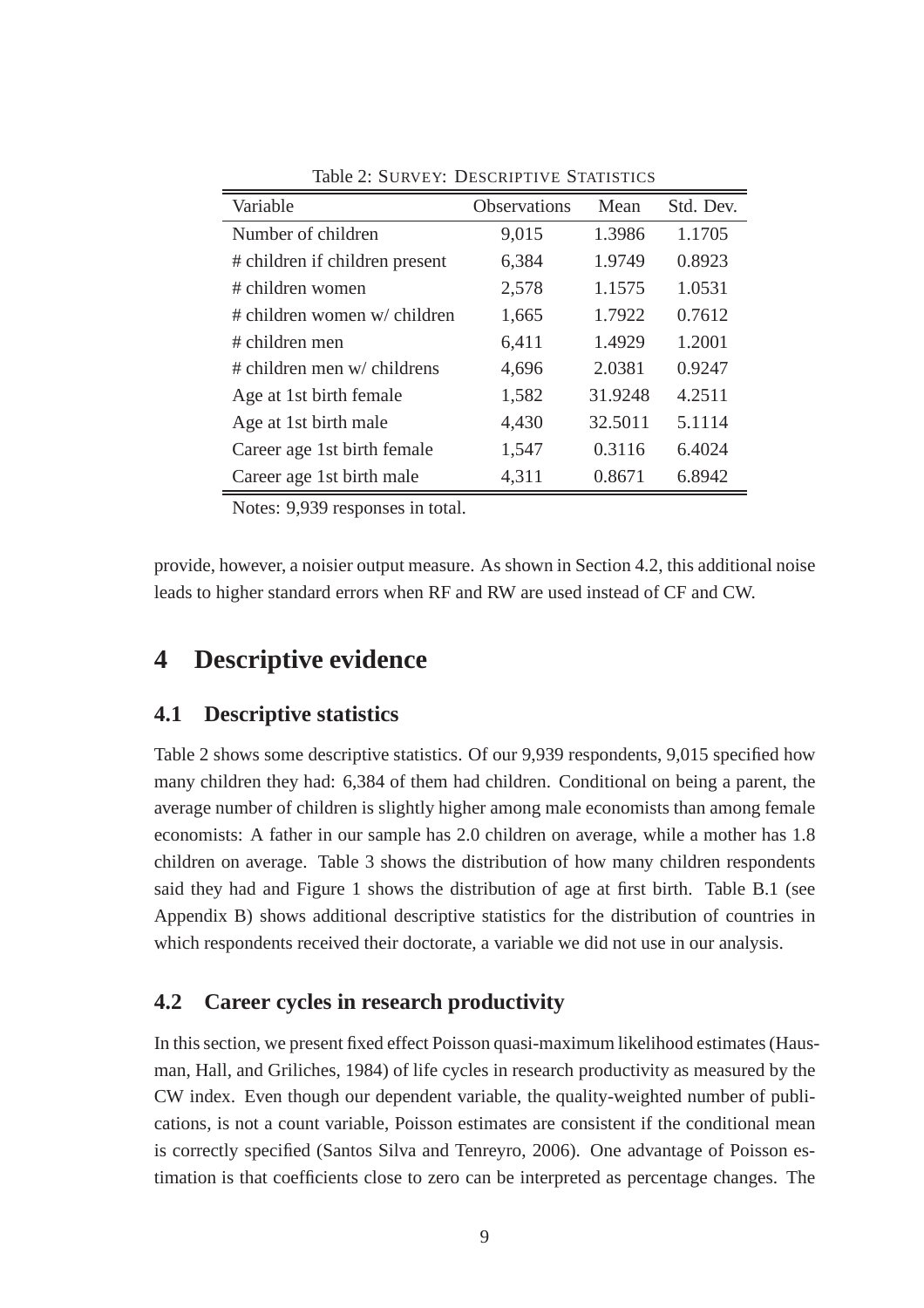Table 2: SURVEY: DESCRIPTIVE STATISTICS

| Variable | Observations | Mean | Std. Dev. |
|---|---|---|---|
| Number of children | 9,015 | 1.3986 | 1.1705 |
| # children if children present | 6,384 | 1.9749 | 0.8923 |
| # children women | 2,578 | 1.1575 | 1.0531 |
| # children women w/ children | 1,665 | 1.7922 | 0.7612 |
| # children men | 6,411 | 1.4929 | 1.2001 |
| # children men w/ childrens | 4,696 | 2.0381 | 0.9247 |
| Age at 1st birth female | 1,582 | 31.9248 | 4.2511 |
| Age at 1st birth male | 4,430 | 32.5011 | 5.1114 |
| Career age 1st birth female | 1,547 | 0.3116 | 6.4024 |
| Career age 1st birth male | 4,311 | 0.8671 | 6.8942 |

Notes: 9,939 responses in total.

provide, however, a noisier output measure. As shown in Section 4.2, this additional noise leads to higher standard errors when RF and RW are used instead of CF and CW.

# 4 Descriptive evidence

## 4.1 Descriptive statistics

Table 2 shows some descriptive statistics. Of our 9,939 respondents, 9,015 specified how many children they had: 6,384 of them had children. Conditional on being a parent, the average number of children is slightly higher among male economists than among female economists: A father in our sample has 2.0 children on average, while a mother has 1.8 children on average. Table 3 shows the distribution of how many children respondents said they had and Figure 1 shows the distribution of age at first birth. Table B.1 (see Appendix B) shows additional descriptive statistics for the distribution of countries in which respondents received their doctorate, a variable we did not use in our analysis.

## 4.2 Career cycles in research productivity

In this section, we present fixed effect Poisson quasi-maximum likelihood estimates (Hausman, Hall, and Griliches, 1984) of life cycles in research productivity as measured by the CW index. Even though our dependent variable, the quality-weighted number of publications, is not a count variable, Poisson estimates are consistent if the conditional mean is correctly specified (Santos Silva and Tenreyro, 2006). One advantage of Poisson estimation is that coefficients close to zero can be interpreted as percentage changes. The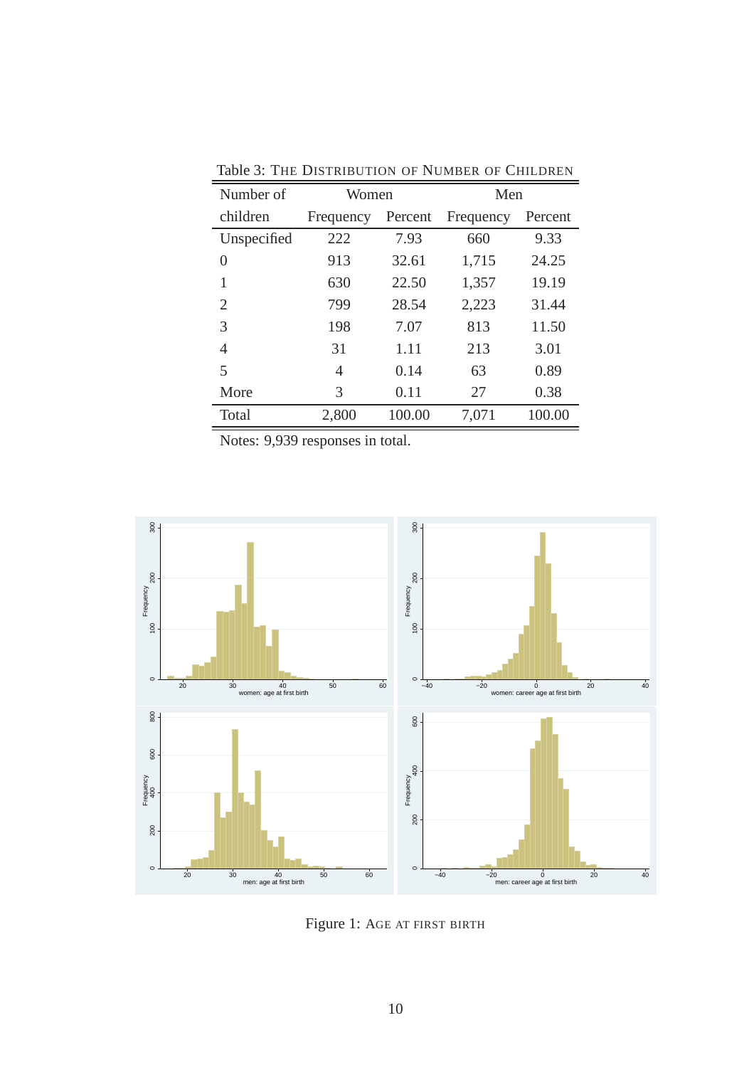Table 3: THE DISTRIBUTION OF NUMBER OF CHILDREN

| Number of children | Women | | Men | |
|---|---|---|---|---|
| | Frequency | Percent | Frequency | Percent |
| Unspecified | 222 | 7.93 | 660 | 9.33 |
| 0 | 913 | 32.61 | 1,715 | 24.25 |
| 1 | 630 | 22.50 | 1,357 | 19.19 |
| 2 | 799 | 28.54 | 2,223 | 31.44 |
| 3 | 198 | 7.07 | 813 | 11.50 |
| 4 | 31 | 1.11 | 213 | 3.01 |
| 5 | 4 | 0.14 | 63 | 0.89 |
| More | 3 | 0.11 | 27 | 0.38 |
| Total | 2,800 | 100.00 | 7,071 | 100.00 |

Notes: 9,939 responses in total.

Figure 1: AGE AT FIRST BIRTH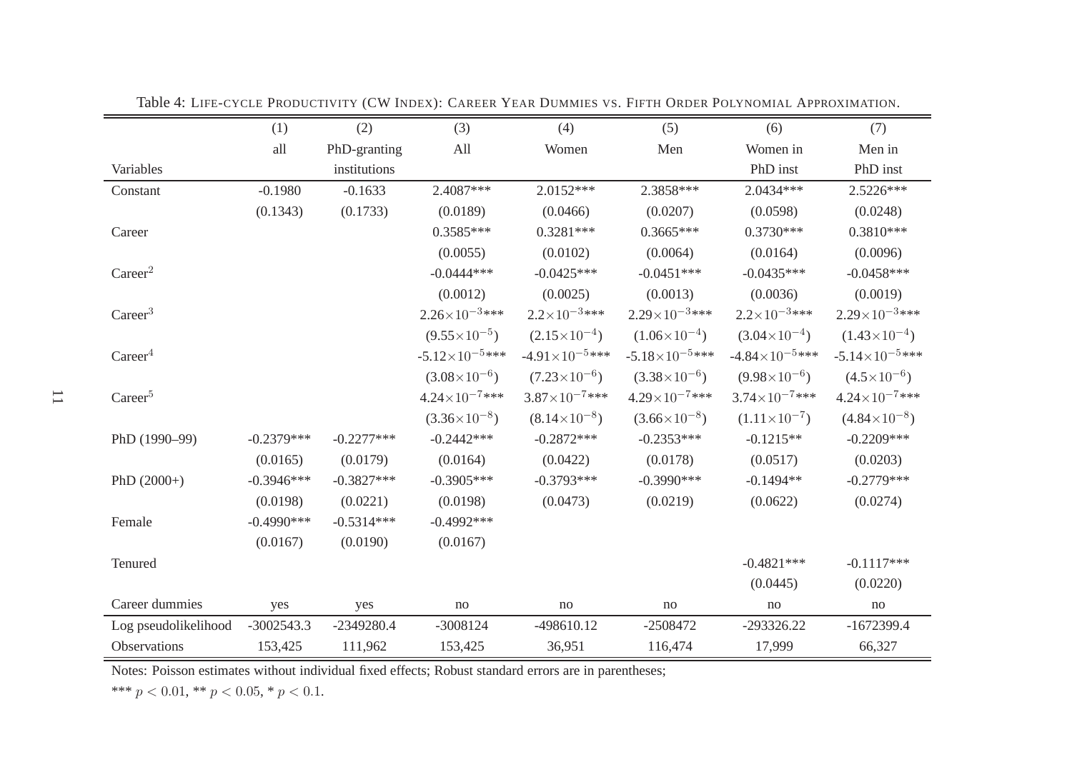Table 4: Life-cycle Productivity (CW Index): Career Year Dummies vs. Fifth Order Polynomial Approximation.

| Variables | (1) all | (2) PhD-granting institutions | (3) All | (4) Women | (5) Men | (6) Women in PhD inst | (7) Men in PhD inst |
|---|---|---|---|---|---|---|---|
| Constant | -0.1980 | -0.1633 | 2.4087*** | 2.0152*** | 2.3858*** | 2.0434*** | 2.5226*** |
| | (0.1343) | (0.1733) | (0.0189) | (0.0466) | (0.0207) | (0.0598) | (0.0248) |
| Career | | | 0.3585*** | 0.3281*** | 0.3665*** | 0.3730*** | 0.3810*** |
| | | | (0.0055) | (0.0102) | (0.0064) | (0.0164) | (0.0096) |
| $\text{Career}^2$ | | | -0.0444*** | -0.0425*** | -0.0451*** | -0.0435*** | -0.0458*** |
| | | | (0.0012) | (0.0025) | (0.0013) | (0.0036) | (0.0019) |
| $\text{Career}^3$ | | | $2.26\times10^{-3}$*** | $2.2\times10^{-3}$*** | $2.29\times10^{-3}$*** | $2.2\times10^{-3}$*** | $2.29\times10^{-3}$*** |
| | | | $(9.55\times10^{-5})$ | $(2.15\times10^{-4})$ | $(1.06\times10^{-4})$ | $(3.04\times10^{-4})$ | $(1.43\times10^{-4})$ |
| $\text{Career}^4$ | | | $-5.12\times10^{-5}$*** | $-4.91\times10^{-5}$*** | $-5.18\times10^{-5}$*** | $-4.84\times10^{-5}$*** | $-5.14\times10^{-5}$*** |
| | | | $(3.08\times10^{-6})$ | $(7.23\times10^{-6})$ | $(3.38\times10^{-6})$ | $(9.98\times10^{-6})$ | $(4.5\times10^{-6})$ |
| $\text{Career}^5$ | | | $4.24\times10^{-7}$*** | $3.87\times10^{-7}$*** | $4.29\times10^{-7}$*** | $3.74\times10^{-7}$*** | $4.24\times10^{-7}$*** |
| | | | $(3.36\times10^{-8})$ | $(8.14\times10^{-8})$ | $(3.66\times10^{-8})$ | $(1.11\times10^{-7})$ | $(4.84\times10^{-8})$ |
| PhD (1990–99) | -0.2379*** | -0.2277*** | -0.2442*** | -0.2872*** | -0.2353*** | -0.1215** | -0.2209*** |
| | (0.0165) | (0.0179) | (0.0164) | (0.0422) | (0.0178) | (0.0517) | (0.0203) |
| PhD (2000+) | -0.3946*** | -0.3827*** | -0.3905*** | -0.3793*** | -0.3990*** | -0.1494** | -0.2779*** |
| | (0.0198) | (0.0221) | (0.0198) | (0.0473) | (0.0219) | (0.0622) | (0.0274) |
| Female | -0.4990*** | -0.5314*** | -0.4992*** | | | | |
| | (0.0167) | (0.0190) | (0.0167) | | | | |
| Tenured | | | | | | -0.4821*** | -0.1117*** |
| | | | | | | (0.0445) | (0.0220) |
| Career dummies | yes | yes | no | no | no | no | no |
| Log pseudolikelihood | -3002543.3 | -2349280.4 | -3008124 | -498610.12 | -2508472 | -293326.22 | -1672399.4 |
| Observations | 153,425 | 111,962 | 153,425 | 36,951 | 116,474 | 17,999 | 66,327 |

Notes: Poisson estimates without individual fixed effects; Robust standard errors are in parentheses;
*** $p < 0.01$, ** $p < 0.05$, * $p < 0.1$.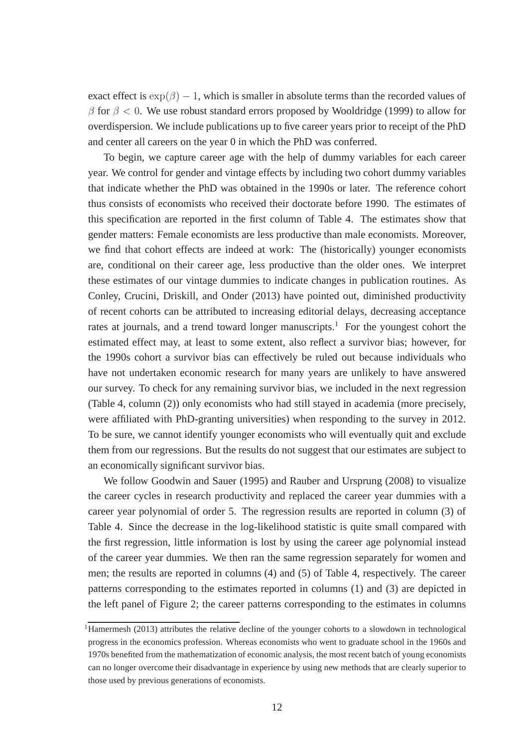exact effect is $\exp(\beta) - 1$, which is smaller in absolute terms than the recorded values of $\beta$ for $\beta < 0$. We use robust standard errors proposed by Wooldridge (1999) to allow for overdispersion. We include publications up to five career years prior to receipt of the PhD and center all careers on the year 0 in which the PhD was conferred.

To begin, we capture career age with the help of dummy variables for each career year. We control for gender and vintage effects by including two cohort dummy variables that indicate whether the PhD was obtained in the 1990s or later. The reference cohort thus consists of economists who received their doctorate before 1990. The estimates of this specification are reported in the first column of Table 4. The estimates show that gender matters: Female economists are less productive than male economists. Moreover, we find that cohort effects are indeed at work: The (historically) younger economists are, conditional on their career age, less productive than the older ones. We interpret these estimates of our vintage dummies to indicate changes in publication routines. As Conley, Crucini, Driskill, and Onder (2013) have pointed out, diminished productivity of recent cohorts can be attributed to increasing editorial delays, decreasing acceptance rates at journals, and a trend toward longer manuscripts.[1] For the youngest cohort the estimated effect may, at least to some extent, also reflect a survivor bias; however, for the 1990s cohort a survivor bias can effectively be ruled out because individuals who have not undertaken economic research for many years are unlikely to have answered our survey. To check for any remaining survivor bias, we included in the next regression (Table 4, column (2)) only economists who had still stayed in academia (more precisely, were affiliated with PhD-granting universities) when responding to the survey in 2012. To be sure, we cannot identify younger economists who will eventually quit and exclude them from our regressions. But the results do not suggest that our estimates are subject to an economically significant survivor bias.

We follow Goodwin and Sauer (1995) and Rauber and Ursprung (2008) to visualize the career cycles in research productivity and replaced the career year dummies with a career year polynomial of order 5. The regression results are reported in column (3) of Table 4. Since the decrease in the log-likelihood statistic is quite small compared with the first regression, little information is lost by using the career age polynomial instead of the career year dummies. We then ran the same regression separately for women and men; the results are reported in columns (4) and (5) of Table 4, respectively. The career patterns corresponding to the estimates reported in columns (1) and (3) are depicted in the left panel of Figure 2; the career patterns corresponding to the estimates in columns

[1] Hamermesh (2013) attributes the relative decline of the younger cohorts to a slowdown in technological progress in the economics profession. Whereas economists who went to graduate school in the 1960s and 1970s benefited from the mathematization of economic analysis, the most recent batch of young economists can no longer overcome their disadvantage in experience by using new methods that are clearly superior to those used by previous generations of economists.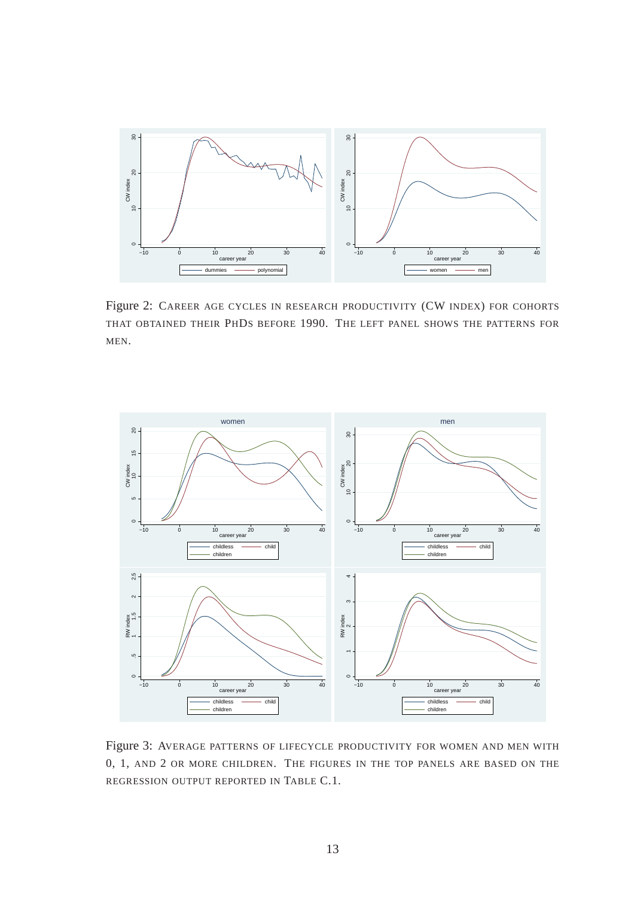Figure 2: Career age cycles in research productivity (CW index) for cohorts that obtained their PhDs before 1990. The left panel shows the patterns for men.

Figure 3: Average patterns of lifecycle productivity for women and men with 0, 1, and 2 or more children. The figures in the top panels are based on the regression output reported in Table C.1.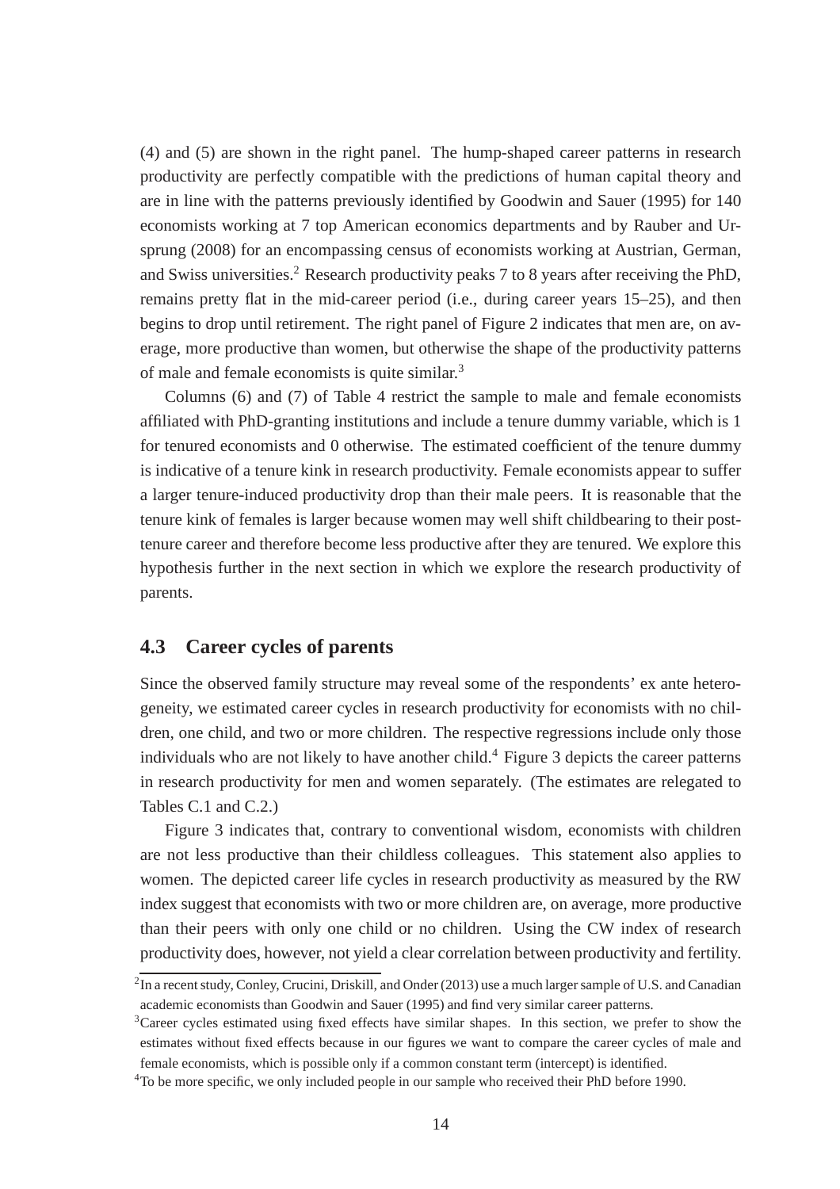(4) and (5) are shown in the right panel. The hump-shaped career patterns in research productivity are perfectly compatible with the predictions of human capital theory and are in line with the patterns previously identified by Goodwin and Sauer (1995) for 140 economists working at 7 top American economics departments and by Rauber and Ursprung (2008) for an encompassing census of economists working at Austrian, German, and Swiss universities.[2] Research productivity peaks 7 to 8 years after receiving the PhD, remains pretty flat in the mid-career period (i.e., during career years 15–25), and then begins to drop until retirement. The right panel of Figure 2 indicates that men are, on average, more productive than women, but otherwise the shape of the productivity patterns of male and female economists is quite similar.[3]

Columns (6) and (7) of Table 4 restrict the sample to male and female economists affiliated with PhD-granting institutions and include a tenure dummy variable, which is 1 for tenured economists and 0 otherwise. The estimated coefficient of the tenure dummy is indicative of a tenure kink in research productivity. Female economists appear to suffer a larger tenure-induced productivity drop than their male peers. It is reasonable that the tenure kink of females is larger because women may well shift childbearing to their post-tenure career and therefore become less productive after they are tenured. We explore this hypothesis further in the next section in which we explore the research productivity of parents.

## 4.3 Career cycles of parents

Since the observed family structure may reveal some of the respondents' ex ante heterogeneity, we estimated career cycles in research productivity for economists with no children, one child, and two or more children. The respective regressions include only those individuals who are not likely to have another child.[4] Figure 3 depicts the career patterns in research productivity for men and women separately. (The estimates are relegated to Tables C.1 and C.2.)

Figure 3 indicates that, contrary to conventional wisdom, economists with children are not less productive than their childless colleagues. This statement also applies to women. The depicted career life cycles in research productivity as measured by the RW index suggest that economists with two or more children are, on average, more productive than their peers with only one child or no children. Using the CW index of research productivity does, however, not yield a clear correlation between productivity and fertility.

[2] In a recent study, Conley, Crucini, Driskill, and Onder (2013) use a much larger sample of U.S. and Canadian academic economists than Goodwin and Sauer (1995) and find very similar career patterns.

[3] Career cycles estimated using fixed effects have similar shapes. In this section, we prefer to show the estimates without fixed effects because in our figures we want to compare the career cycles of male and female economists, which is possible only if a common constant term (intercept) is identified.

[4] To be more specific, we only included people in our sample who received their PhD before 1990.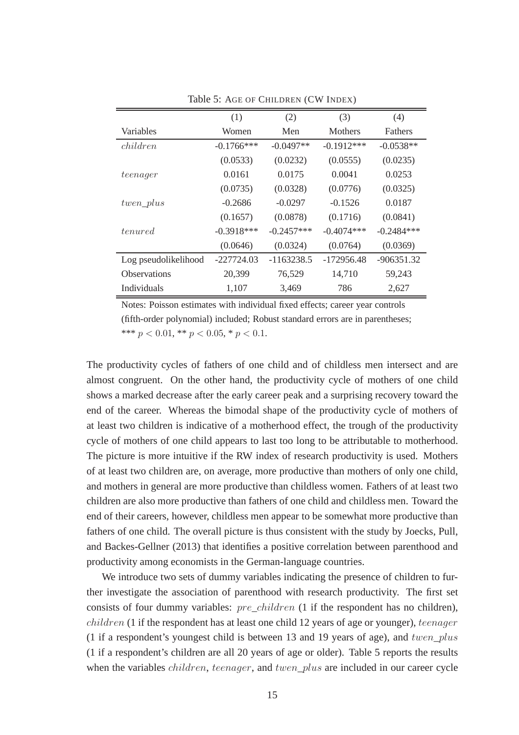Table 5: AGE OF CHILDREN (CW INDEX)

| | (1) | (2) | (3) | (4) |
|---|---|---|---|---|
| Variables | Women | Men | Mothers | Fathers |
| $children$ | -0.1766*** | -0.0497** | -0.1912*** | -0.0538** |
| | (0.0533) | (0.0232) | (0.0555) | (0.0235) |
| $teenager$ | 0.0161 | 0.0175 | 0.0041 | 0.0253 |
| | (0.0735) | (0.0328) | (0.0776) | (0.0325) |
| $twen\_plus$ | -0.2686 | -0.0297 | -0.1526 | 0.0187 |
| | (0.1657) | (0.0878) | (0.1716) | (0.0841) |
| $tenured$ | -0.3918*** | -0.2457*** | -0.4074*** | -0.2484*** |
| | (0.0646) | (0.0324) | (0.0764) | (0.0369) |
| Log pseudolikelihood | -227724.03 | -1163238.5 | -172956.48 | -906351.32 |
| Observations | 20,399 | 76,529 | 14,710 | 59,243 |
| Individuals | 1,107 | 3,469 | 786 | 2,627 |

Notes: Poisson estimates with individual fixed effects; career year controls (fifth-order polynomial) included; Robust standard errors are in parentheses; *** $p < 0.01$, ** $p < 0.05$, * $p < 0.1$.

The productivity cycles of fathers of one child and of childless men intersect and are almost congruent. On the other hand, the productivity cycle of mothers of one child shows a marked decrease after the early career peak and a surprising recovery toward the end of the career. Whereas the bimodal shape of the productivity cycle of mothers of at least two children is indicative of a motherhood effect, the trough of the productivity cycle of mothers of one child appears to last too long to be attributable to motherhood. The picture is more intuitive if the RW index of research productivity is used. Mothers of at least two children are, on average, more productive than mothers of only one child, and mothers in general are more productive than childless women. Fathers of at least two children are also more productive than fathers of one child and childless men. Toward the end of their careers, however, childless men appear to be somewhat more productive than fathers of one child. The overall picture is thus consistent with the study by Joecks, Pull, and Backes-Gellner (2013) that identifies a positive correlation between parenthood and productivity among economists in the German-language countries.

We introduce two sets of dummy variables indicating the presence of children to further investigate the association of parenthood with research productivity. The first set consists of four dummy variables: $pre\_children$ (1 if the respondent has no children), $children$ (1 if the respondent has at least one child 12 years of age or younger), $teenager$ (1 if a respondent's youngest child is between 13 and 19 years of age), and $twen\_plus$ (1 if a respondent's children are all 20 years of age or older). Table 5 reports the results when the variables $children$, $teenager$, and $twen\_plus$ are included in our career cycle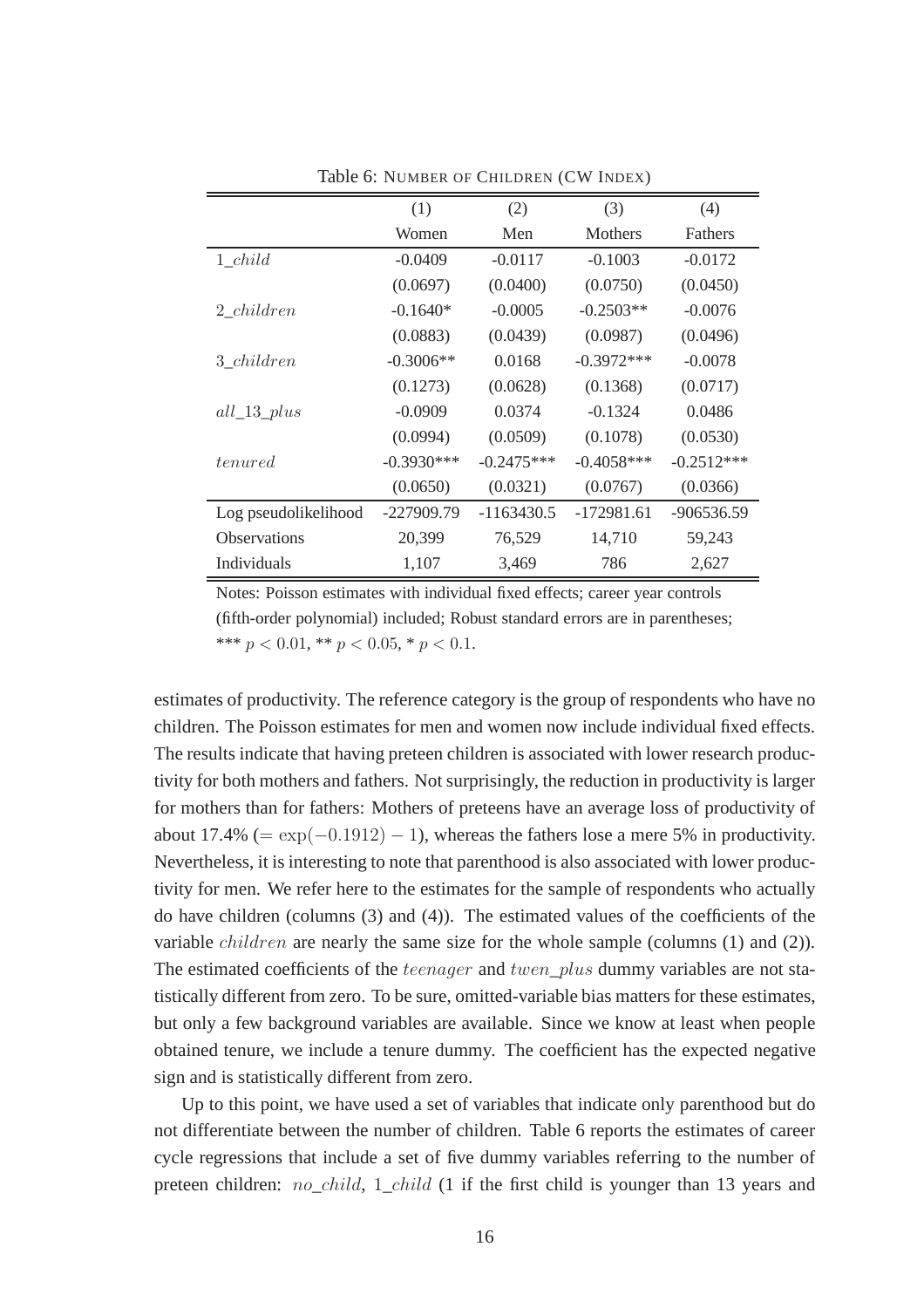Table 6: NUMBER OF CHILDREN (CW INDEX)

| | (1) | (2) | (3) | (4) |
|---|---|---|---|---|
| | Women | Men | Mothers | Fathers |
| $1\_child$ | -0.0409 | -0.0117 | -0.1003 | -0.0172 |
| | (0.0697) | (0.0400) | (0.0750) | (0.0450) |
| $2\_children$ | -0.1640* | -0.0005 | -0.2503** | -0.0076 |
| | (0.0883) | (0.0439) | (0.0987) | (0.0496) |
| $3\_children$ | -0.3006** | 0.0168 | -0.3972*** | -0.0078 |
| | (0.1273) | (0.0628) | (0.1368) | (0.0717) |
| $all\_13\_plus$ | -0.0909 | 0.0374 | -0.1324 | 0.0486 |
| | (0.0994) | (0.0509) | (0.1078) | (0.0530) |
| $tenured$ | -0.3930*** | -0.2475*** | -0.4058*** | -0.2512*** |
| | (0.0650) | (0.0321) | (0.0767) | (0.0366) |
| Log pseudolikelihood | -227909.79 | -1163430.5 | -172981.61 | -906536.59 |
| Observations | 20,399 | 76,529 | 14,710 | 59,243 |
| Individuals | 1,107 | 3,469 | 786 | 2,627 |

Notes: Poisson estimates with individual fixed effects; career year controls (fifth-order polynomial) included; Robust standard errors are in parentheses; *** $p < 0.01$, ** $p < 0.05$, * $p < 0.1$.

estimates of productivity. The reference category is the group of respondents who have no children. The Poisson estimates for men and women now include individual fixed effects. The results indicate that having preteen children is associated with lower research productivity for both mothers and fathers. Not surprisingly, the reduction in productivity is larger for mothers than for fathers: Mothers of preteens have an average loss of productivity of about 17.4% ($= \exp(-0.1912) - 1$), whereas the fathers lose a mere 5% in productivity. Nevertheless, it is interesting to note that parenthood is also associated with lower productivity for men. We refer here to the estimates for the sample of respondents who actually do have children (columns (3) and (4)). The estimated values of the coefficients of the variable $children$ are nearly the same size for the whole sample (columns (1) and (2)). The estimated coefficients of the $teenager$ and $twen\_plus$ dummy variables are not statistically different from zero. To be sure, omitted-variable bias matters for these estimates, but only a few background variables are available. Since we know at least when people obtained tenure, we include a tenure dummy. The coefficient has the expected negative sign and is statistically different from zero.

Up to this point, we have used a set of variables that indicate only parenthood but do not differentiate between the number of children. Table 6 reports the estimates of career cycle regressions that include a set of five dummy variables referring to the number of preteen children: $no\_child$, $1\_child$ (1 if the first child is younger than 13 years and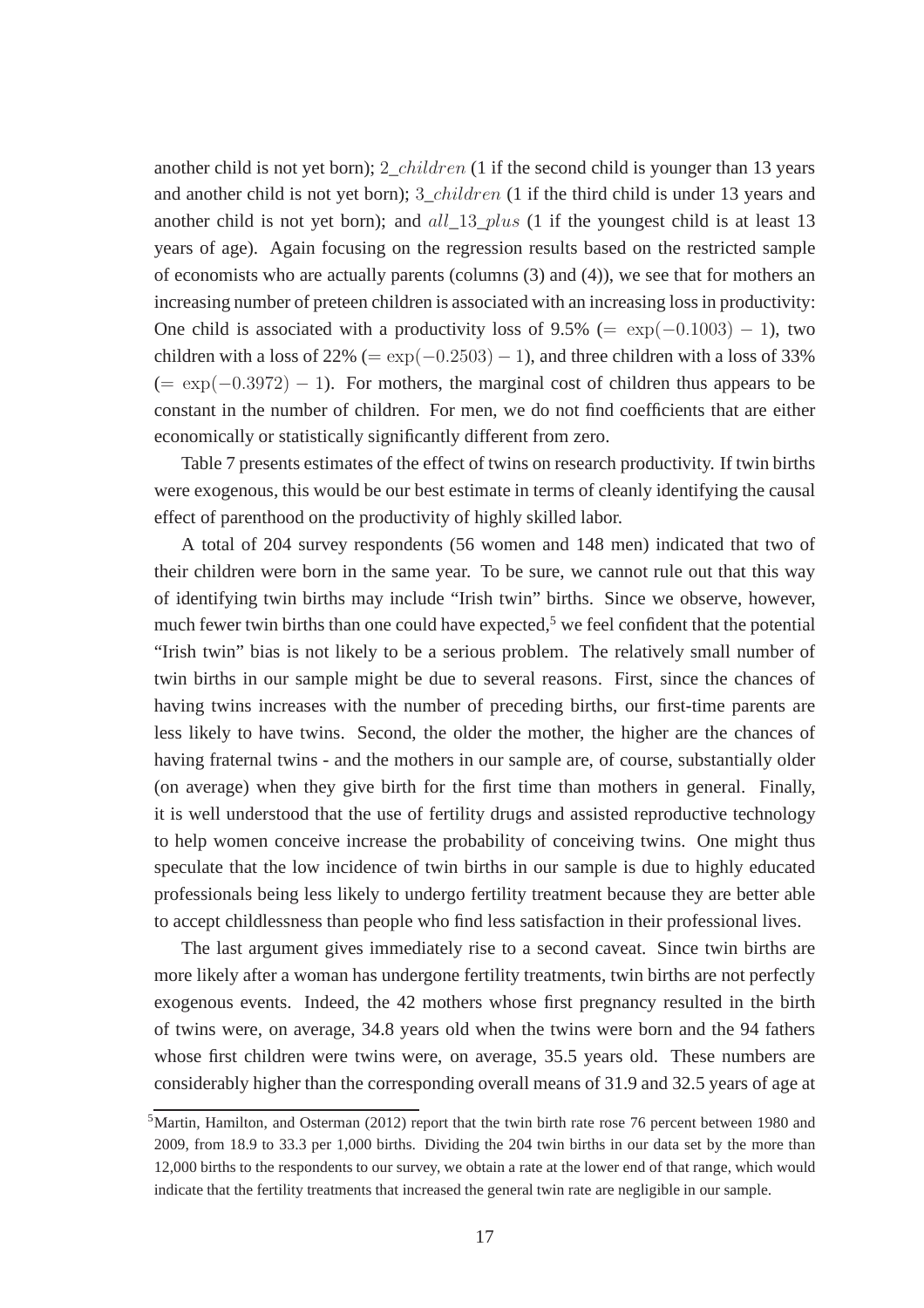another child is not yet born); $2\_children$ (1 if the second child is younger than 13 years and another child is not yet born); $3\_children$ (1 if the third child is under 13 years and another child is not yet born); and $all\_13\_plus$ (1 if the youngest child is at least 13 years of age). Again focusing on the regression results based on the restricted sample of economists who are actually parents (columns (3) and (4)), we see that for mothers an increasing number of preteen children is associated with an increasing loss in productivity: One child is associated with a productivity loss of 9.5% ($= \exp(-0.1003) - 1$), two children with a loss of 22% ($= \exp(-0.2503) - 1$), and three children with a loss of 33% ($= \exp(-0.3972) - 1$). For mothers, the marginal cost of children thus appears to be constant in the number of children. For men, we do not find coefficients that are either economically or statistically significantly different from zero.

Table 7 presents estimates of the effect of twins on research productivity. If twin births were exogenous, this would be our best estimate in terms of cleanly identifying the causal effect of parenthood on the productivity of highly skilled labor.

A total of 204 survey respondents (56 women and 148 men) indicated that two of their children were born in the same year. To be sure, we cannot rule out that this way of identifying twin births may include "Irish twin" births. Since we observe, however, much fewer twin births than one could have expected,[5] we feel confident that the potential "Irish twin" bias is not likely to be a serious problem. The relatively small number of twin births in our sample might be due to several reasons. First, since the chances of having twins increases with the number of preceding births, our first-time parents are less likely to have twins. Second, the older the mother, the higher are the chances of having fraternal twins - and the mothers in our sample are, of course, substantially older (on average) when they give birth for the first time than mothers in general. Finally, it is well understood that the use of fertility drugs and assisted reproductive technology to help women conceive increase the probability of conceiving twins. One might thus speculate that the low incidence of twin births in our sample is due to highly educated professionals being less likely to undergo fertility treatment because they are better able to accept childlessness than people who find less satisfaction in their professional lives.

The last argument gives immediately rise to a second caveat. Since twin births are more likely after a woman has undergone fertility treatments, twin births are not perfectly exogenous events. Indeed, the 42 mothers whose first pregnancy resulted in the birth of twins were, on average, 34.8 years old when the twins were born and the 94 fathers whose first children were twins were, on average, 35.5 years old. These numbers are considerably higher than the corresponding overall means of 31.9 and 32.5 years of age at

[5] Martin, Hamilton, and Osterman (2012) report that the twin birth rate rose 76 percent between 1980 and 2009, from 18.9 to 33.3 per 1,000 births. Dividing the 204 twin births in our data set by the more than 12,000 births to the respondents to our survey, we obtain a rate at the lower end of that range, which would indicate that the fertility treatments that increased the general twin rate are negligible in our sample.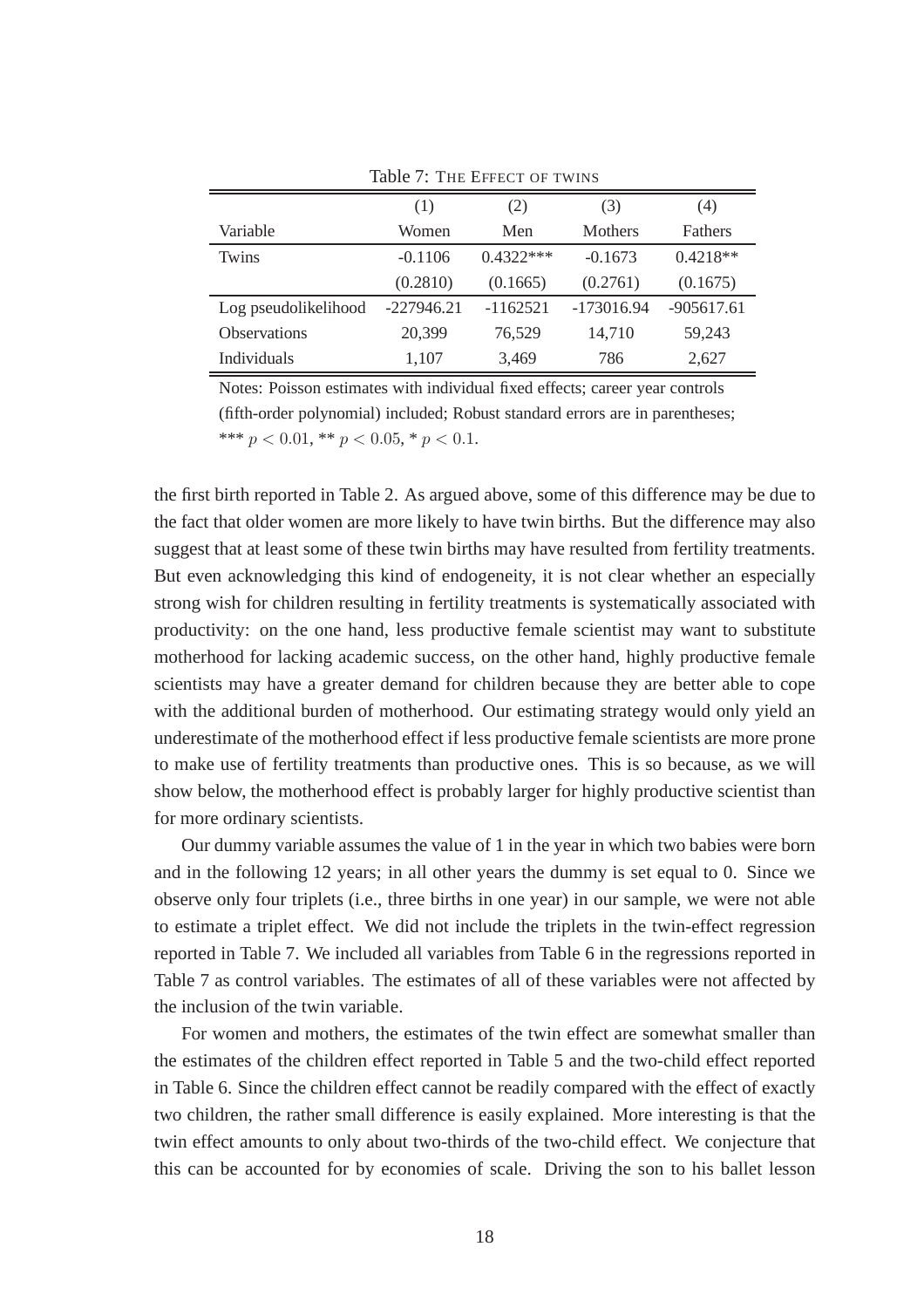Table 7: The Effect of twins

| Variable | (1) Women | (2) Men | (3) Mothers | (4) Fathers |
|---|---|---|---|---|
| Twins | -0.1106 | 0.4322*** | -0.1673 | 0.4218** |
| | (0.2810) | (0.1665) | (0.2761) | (0.1675) |
| Log pseudolikelihood | -227946.21 | -1162521 | -173016.94 | -905617.61 |
| Observations | 20,399 | 76,529 | 14,710 | 59,243 |
| Individuals | 1,107 | 3,469 | 786 | 2,627 |

Notes: Poisson estimates with individual fixed effects; career year controls (fifth-order polynomial) included; Robust standard errors are in parentheses; *** $p < 0.01$, ** $p < 0.05$, * $p < 0.1$.

the first birth reported in Table 2. As argued above, some of this difference may be due to the fact that older women are more likely to have twin births. But the difference may also suggest that at least some of these twin births may have resulted from fertility treatments. But even acknowledging this kind of endogeneity, it is not clear whether an especially strong wish for children resulting in fertility treatments is systematically associated with productivity: on the one hand, less productive female scientist may want to substitute motherhood for lacking academic success, on the other hand, highly productive female scientists may have a greater demand for children because they are better able to cope with the additional burden of motherhood. Our estimating strategy would only yield an underestimate of the motherhood effect if less productive female scientists are more prone to make use of fertility treatments than productive ones. This is so because, as we will show below, the motherhood effect is probably larger for highly productive scientist than for more ordinary scientists.

Our dummy variable assumes the value of 1 in the year in which two babies were born and in the following 12 years; in all other years the dummy is set equal to 0. Since we observe only four triplets (i.e., three births in one year) in our sample, we were not able to estimate a triplet effect. We did not include the triplets in the twin-effect regression reported in Table 7. We included all variables from Table 6 in the regressions reported in Table 7 as control variables. The estimates of all of these variables were not affected by the inclusion of the twin variable.

For women and mothers, the estimates of the twin effect are somewhat smaller than the estimates of the children effect reported in Table 5 and the two-child effect reported in Table 6. Since the children effect cannot be readily compared with the effect of exactly two children, the rather small difference is easily explained. More interesting is that the twin effect amounts to only about two-thirds of the two-child effect. We conjecture that this can be accounted for by economies of scale. Driving the son to his ballet lesson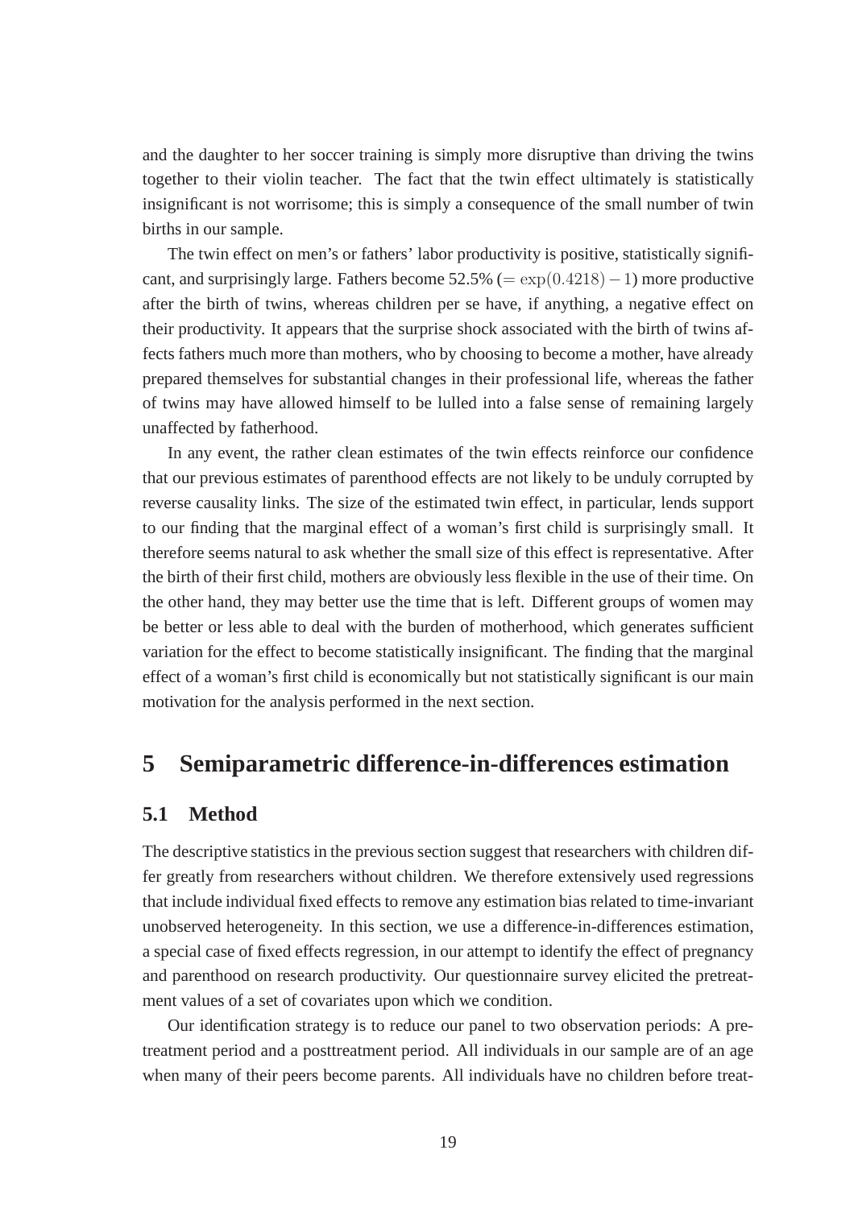and the daughter to her soccer training is simply more disruptive than driving the twins together to their violin teacher. The fact that the twin effect ultimately is statistically insignificant is not worrisome; this is simply a consequence of the small number of twin births in our sample.

The twin effect on men's or fathers' labor productivity is positive, statistically significant, and surprisingly large. Fathers become 52.5% ($= \exp(0.4218) - 1$) more productive after the birth of twins, whereas children per se have, if anything, a negative effect on their productivity. It appears that the surprise shock associated with the birth of twins affects fathers much more than mothers, who by choosing to become a mother, have already prepared themselves for substantial changes in their professional life, whereas the father of twins may have allowed himself to be lulled into a false sense of remaining largely unaffected by fatherhood.

In any event, the rather clean estimates of the twin effects reinforce our confidence that our previous estimates of parenthood effects are not likely to be unduly corrupted by reverse causality links. The size of the estimated twin effect, in particular, lends support to our finding that the marginal effect of a woman's first child is surprisingly small. It therefore seems natural to ask whether the small size of this effect is representative. After the birth of their first child, mothers are obviously less flexible in the use of their time. On the other hand, they may better use the time that is left. Different groups of women may be better or less able to deal with the burden of motherhood, which generates sufficient variation for the effect to become statistically insignificant. The finding that the marginal effect of a woman's first child is economically but not statistically significant is our main motivation for the analysis performed in the next section.

# 5 Semiparametric difference-in-differences estimation

## 5.1 Method

The descriptive statistics in the previous section suggest that researchers with children differ greatly from researchers without children. We therefore extensively used regressions that include individual fixed effects to remove any estimation bias related to time-invariant unobserved heterogeneity. In this section, we use a difference-in-differences estimation, a special case of fixed effects regression, in our attempt to identify the effect of pregnancy and parenthood on research productivity. Our questionnaire survey elicited the pretreatment values of a set of covariates upon which we condition.

Our identification strategy is to reduce our panel to two observation periods: A pretreatment period and a posttreatment period. All individuals in our sample are of an age when many of their peers become parents. All individuals have no children before treat-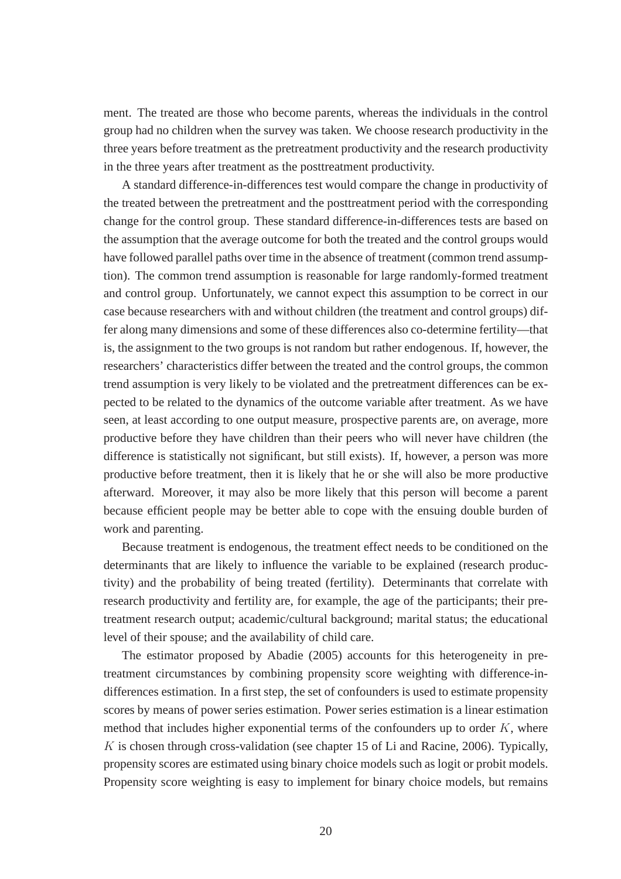ment. The treated are those who become parents, whereas the individuals in the control group had no children when the survey was taken. We choose research productivity in the three years before treatment as the pretreatment productivity and the research productivity in the three years after treatment as the posttreatment productivity.

A standard difference-in-differences test would compare the change in productivity of the treated between the pretreatment and the posttreatment period with the corresponding change for the control group. These standard difference-in-differences tests are based on the assumption that the average outcome for both the treated and the control groups would have followed parallel paths over time in the absence of treatment (common trend assumption). The common trend assumption is reasonable for large randomly-formed treatment and control group. Unfortunately, we cannot expect this assumption to be correct in our case because researchers with and without children (the treatment and control groups) differ along many dimensions and some of these differences also co-determine fertility—that is, the assignment to the two groups is not random but rather endogenous. If, however, the researchers' characteristics differ between the treated and the control groups, the common trend assumption is very likely to be violated and the pretreatment differences can be expected to be related to the dynamics of the outcome variable after treatment. As we have seen, at least according to one output measure, prospective parents are, on average, more productive before they have children than their peers who will never have children (the difference is statistically not significant, but still exists). If, however, a person was more productive before treatment, then it is likely that he or she will also be more productive afterward. Moreover, it may also be more likely that this person will become a parent because efficient people may be better able to cope with the ensuing double burden of work and parenting.

Because treatment is endogenous, the treatment effect needs to be conditioned on the determinants that are likely to influence the variable to be explained (research productivity) and the probability of being treated (fertility). Determinants that correlate with research productivity and fertility are, for example, the age of the participants; their pretreatment research output; academic/cultural background; marital status; the educational level of their spouse; and the availability of child care.

The estimator proposed by Abadie (2005) accounts for this heterogeneity in pretreatment circumstances by combining propensity score weighting with difference-in-differences estimation. In a first step, the set of confounders is used to estimate propensity scores by means of power series estimation. Power series estimation is a linear estimation method that includes higher exponential terms of the confounders up to order $K$, where $K$ is chosen through cross-validation (see chapter 15 of Li and Racine, 2006). Typically, propensity scores are estimated using binary choice models such as logit or probit models. Propensity score weighting is easy to implement for binary choice models, but remains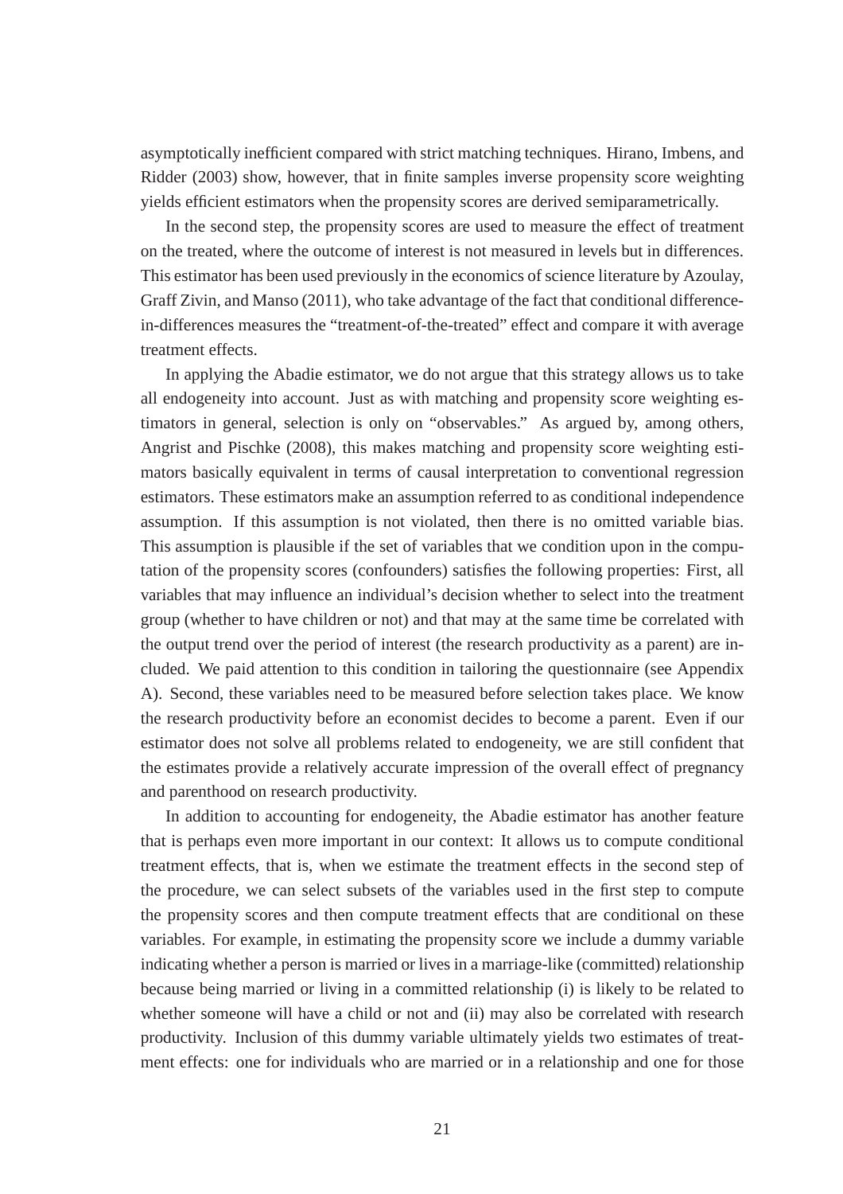asymptotically inefficient compared with strict matching techniques. Hirano, Imbens, and Ridder (2003) show, however, that in finite samples inverse propensity score weighting yields efficient estimators when the propensity scores are derived semiparametrically.

In the second step, the propensity scores are used to measure the effect of treatment on the treated, where the outcome of interest is not measured in levels but in differences. This estimator has been used previously in the economics of science literature by Azoulay, Graff Zivin, and Manso (2011), who take advantage of the fact that conditional difference-in-differences measures the "treatment-of-the-treated" effect and compare it with average treatment effects.

In applying the Abadie estimator, we do not argue that this strategy allows us to take all endogeneity into account. Just as with matching and propensity score weighting estimators in general, selection is only on "observables." As argued by, among others, Angrist and Pischke (2008), this makes matching and propensity score weighting estimators basically equivalent in terms of causal interpretation to conventional regression estimators. These estimators make an assumption referred to as conditional independence assumption. If this assumption is not violated, then there is no omitted variable bias. This assumption is plausible if the set of variables that we condition upon in the computation of the propensity scores (confounders) satisfies the following properties: First, all variables that may influence an individual's decision whether to select into the treatment group (whether to have children or not) and that may at the same time be correlated with the output trend over the period of interest (the research productivity as a parent) are included. We paid attention to this condition in tailoring the questionnaire (see Appendix A). Second, these variables need to be measured before selection takes place. We know the research productivity before an economist decides to become a parent. Even if our estimator does not solve all problems related to endogeneity, we are still confident that the estimates provide a relatively accurate impression of the overall effect of pregnancy and parenthood on research productivity.

In addition to accounting for endogeneity, the Abadie estimator has another feature that is perhaps even more important in our context: It allows us to compute conditional treatment effects, that is, when we estimate the treatment effects in the second step of the procedure, we can select subsets of the variables used in the first step to compute the propensity scores and then compute treatment effects that are conditional on these variables. For example, in estimating the propensity score we include a dummy variable indicating whether a person is married or lives in a marriage-like (committed) relationship because being married or living in a committed relationship (i) is likely to be related to whether someone will have a child or not and (ii) may also be correlated with research productivity. Inclusion of this dummy variable ultimately yields two estimates of treatment effects: one for individuals who are married or in a relationship and one for those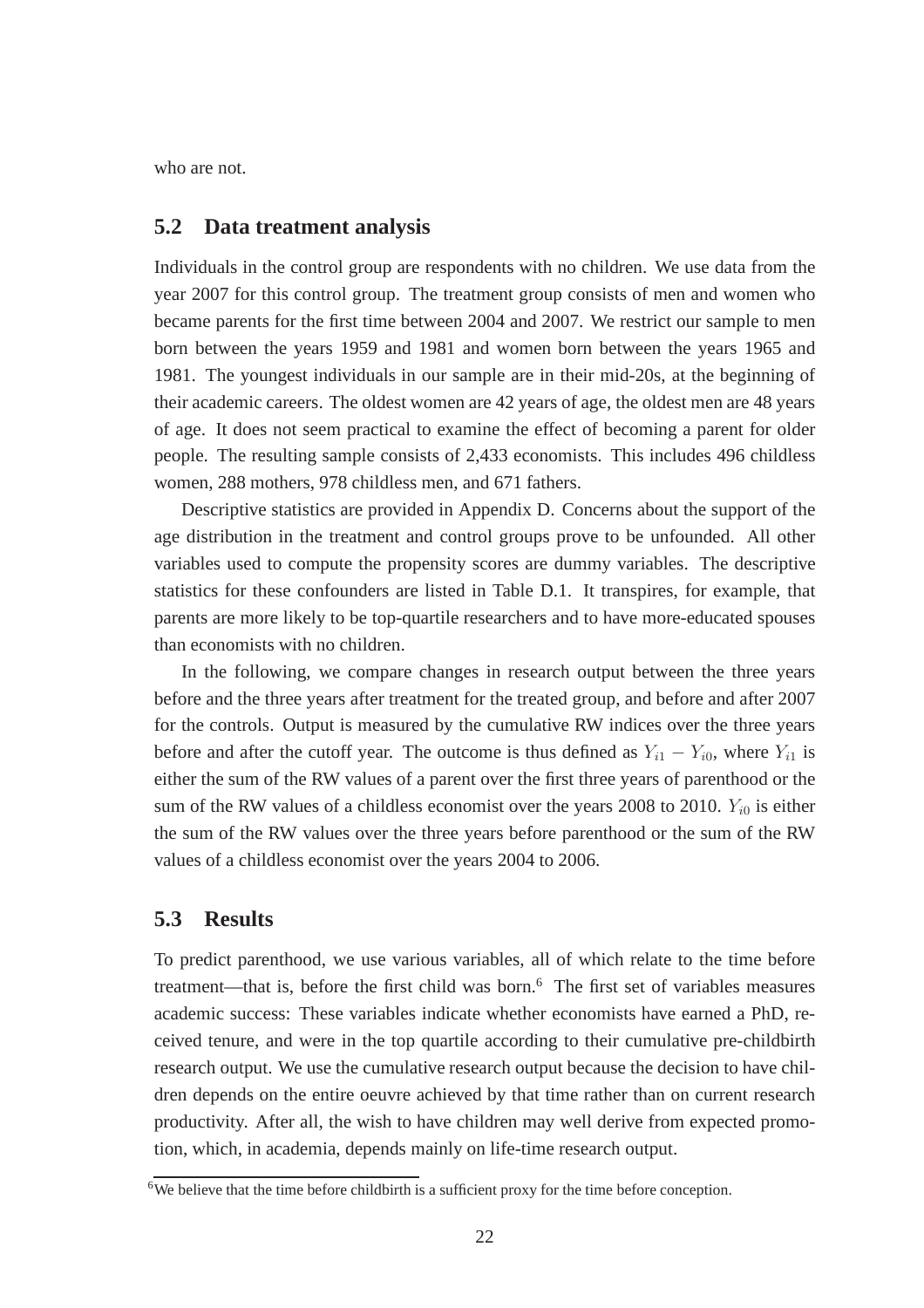who are not.

## 5.2 Data treatment analysis

Individuals in the control group are respondents with no children. We use data from the year 2007 for this control group. The treatment group consists of men and women who became parents for the first time between 2004 and 2007. We restrict our sample to men born between the years 1959 and 1981 and women born between the years 1965 and 1981. The youngest individuals in our sample are in their mid-20s, at the beginning of their academic careers. The oldest women are 42 years of age, the oldest men are 48 years of age. It does not seem practical to examine the effect of becoming a parent for older people. The resulting sample consists of 2,433 economists. This includes 496 childless women, 288 mothers, 978 childless men, and 671 fathers.

Descriptive statistics are provided in Appendix D. Concerns about the support of the age distribution in the treatment and control groups prove to be unfounded. All other variables used to compute the propensity scores are dummy variables. The descriptive statistics for these confounders are listed in Table D.1. It transpires, for example, that parents are more likely to be top-quartile researchers and to have more-educated spouses than economists with no children.

In the following, we compare changes in research output between the three years before and the three years after treatment for the treated group, and before and after 2007 for the controls. Output is measured by the cumulative RW indices over the three years before and after the cutoff year. The outcome is thus defined as $Y_{i1} - Y_{i0}$, where $Y_{i1}$ is either the sum of the RW values of a parent over the first three years of parenthood or the sum of the RW values of a childless economist over the years 2008 to 2010. $Y_{i0}$ is either the sum of the RW values over the three years before parenthood or the sum of the RW values of a childless economist over the years 2004 to 2006.

## 5.3 Results

To predict parenthood, we use various variables, all of which relate to the time before treatment—that is, before the first child was born.[6] The first set of variables measures academic success: These variables indicate whether economists have earned a PhD, received tenure, and were in the top quartile according to their cumulative pre-childbirth research output. We use the cumulative research output because the decision to have children depends on the entire oeuvre achieved by that time rather than on current research productivity. After all, the wish to have children may well derive from expected promotion, which, in academia, depends mainly on life-time research output.

[6] We believe that the time before childbirth is a sufficient proxy for the time before conception.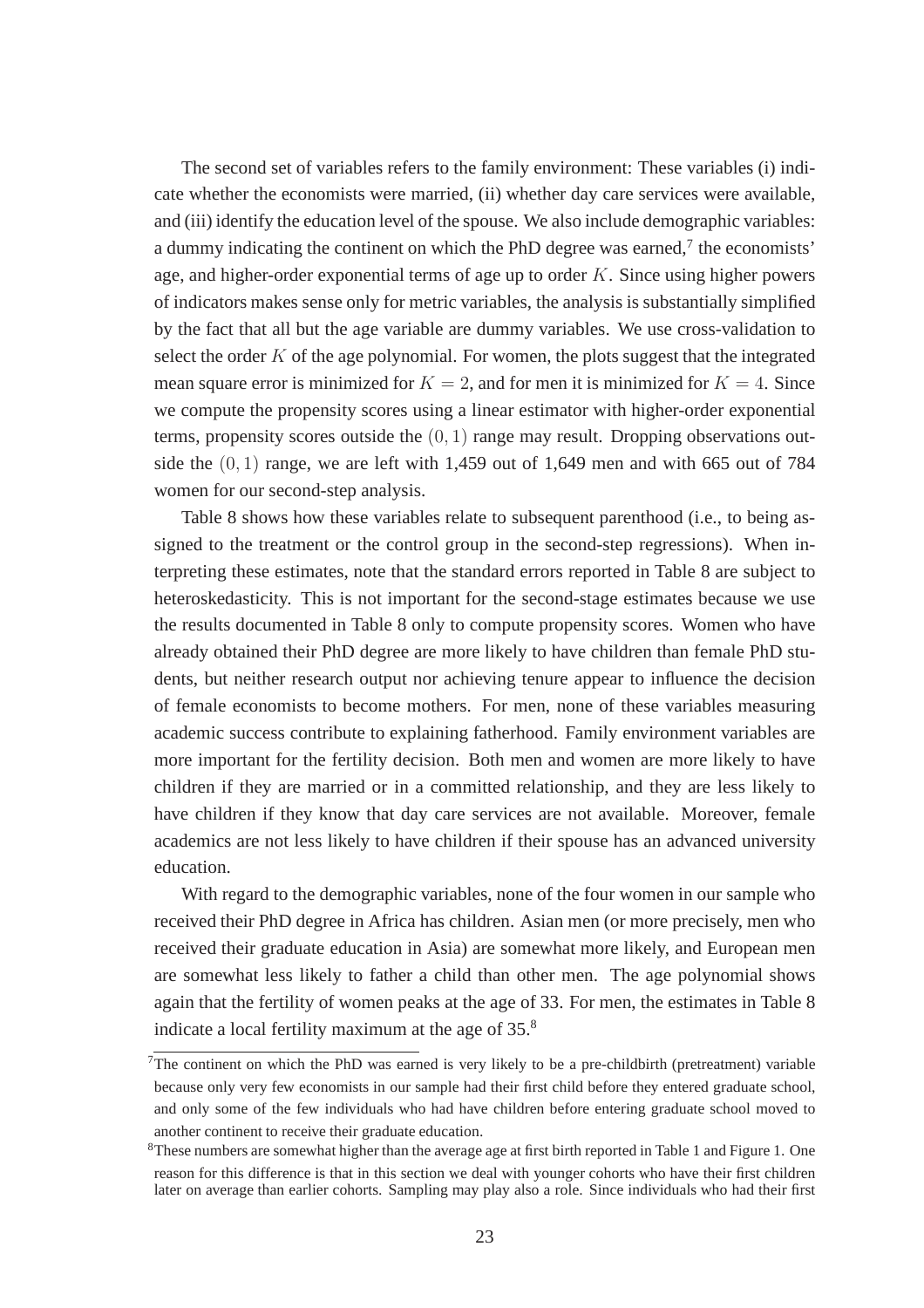The second set of variables refers to the family environment: These variables (i) indicate whether the economists were married, (ii) whether day care services were available, and (iii) identify the education level of the spouse. We also include demographic variables: a dummy indicating the continent on which the PhD degree was earned,[7] the economists' age, and higher-order exponential terms of age up to order $K$. Since using higher powers of indicators makes sense only for metric variables, the analysis is substantially simplified by the fact that all but the age variable are dummy variables. We use cross-validation to select the order $K$ of the age polynomial. For women, the plots suggest that the integrated mean square error is minimized for $K = 2$, and for men it is minimized for $K = 4$. Since we compute the propensity scores using a linear estimator with higher-order exponential terms, propensity scores outside the $(0, 1)$ range may result. Dropping observations outside the $(0, 1)$ range, we are left with 1,459 out of 1,649 men and with 665 out of 784 women for our second-step analysis.

Table 8 shows how these variables relate to subsequent parenthood (i.e., to being assigned to the treatment or the control group in the second-step regressions). When interpreting these estimates, note that the standard errors reported in Table 8 are subject to heteroskedasticity. This is not important for the second-stage estimates because we use the results documented in Table 8 only to compute propensity scores. Women who have already obtained their PhD degree are more likely to have children than female PhD students, but neither research output nor achieving tenure appear to influence the decision of female economists to become mothers. For men, none of these variables measuring academic success contribute to explaining fatherhood. Family environment variables are more important for the fertility decision. Both men and women are more likely to have children if they are married or in a committed relationship, and they are less likely to have children if they know that day care services are not available. Moreover, female academics are not less likely to have children if their spouse has an advanced university education.

With regard to the demographic variables, none of the four women in our sample who received their PhD degree in Africa has children. Asian men (or more precisely, men who received their graduate education in Asia) are somewhat more likely, and European men are somewhat less likely to father a child than other men. The age polynomial shows again that the fertility of women peaks at the age of 33. For men, the estimates in Table 8 indicate a local fertility maximum at the age of 35.[8]

[7] The continent on which the PhD was earned is very likely to be a pre-childbirth (pretreatment) variable because only very few economists in our sample had their first child before they entered graduate school, and only some of the few individuals who had have children before entering graduate school moved to another continent to receive their graduate education.

[8] These numbers are somewhat higher than the average age at first birth reported in Table 1 and Figure 1. One reason for this difference is that in this section we deal with younger cohorts who have their first children later on average than earlier cohorts. Sampling may play also a role. Since individuals who had their first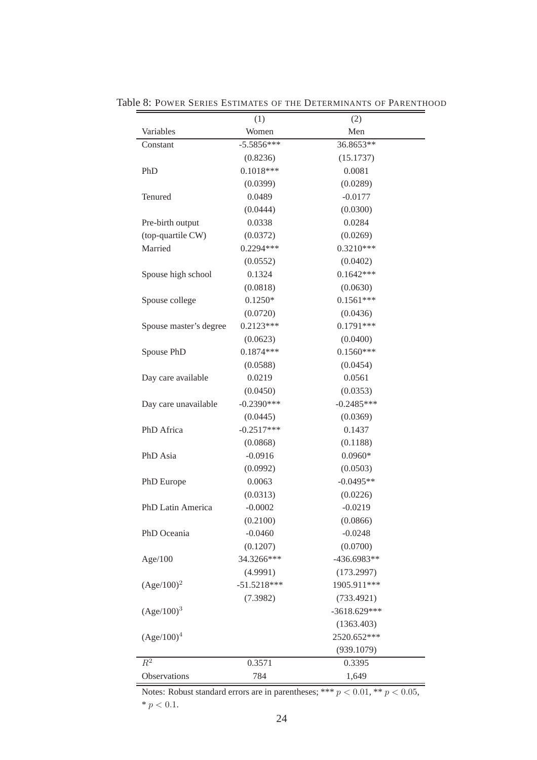Table 8: POWER SERIES ESTIMATES OF THE DETERMINANTS OF PARENTHOOD

| | (1) | (2) |
|---|---|---|
| Variables | Women | Men |
| Constant | -5.5856*** | 36.8653** |
| | (0.8236) | (15.1737) |
| PhD | 0.1018*** | 0.0081 |
| | (0.0399) | (0.0289) |
| Tenured | 0.0489 | -0.0177 |
| | (0.0444) | (0.0300) |
| Pre-birth output | 0.0338 | 0.0284 |
| (top-quartile CW) | (0.0372) | (0.0269) |
| Married | 0.2294*** | 0.3210*** |
| | (0.0552) | (0.0402) |
| Spouse high school | 0.1324 | 0.1642*** |
| | (0.0818) | (0.0630) |
| Spouse college | 0.1250* | 0.1561*** |
| | (0.0720) | (0.0436) |
| Spouse master's degree | 0.2123*** | 0.1791*** |
| | (0.0623) | (0.0400) |
| Spouse PhD | 0.1874*** | 0.1560*** |
| | (0.0588) | (0.0454) |
| Day care available | 0.0219 | 0.0561 |
| | (0.0450) | (0.0353) |
| Day care unavailable | -0.2390*** | -0.2485*** |
| | (0.0445) | (0.0369) |
| PhD Africa | -0.2517*** | 0.1437 |
| | (0.0868) | (0.1188) |
| PhD Asia | -0.0916 | 0.0960* |
| | (0.0992) | (0.0503) |
| PhD Europe | 0.0063 | -0.0495** |
| | (0.0313) | (0.0226) |
| PhD Latin America | -0.0002 | -0.0219 |
| | (0.2100) | (0.0866) |
| PhD Oceania | -0.0460 | -0.0248 |
| | (0.1207) | (0.0700) |
| Age/100 | 34.3266*** | -436.6983** |
| | (4.9991) | (173.2997) |
| $(\text{Age}/100)^2$ | -51.5218*** | 1905.911*** |
| | (7.3982) | (733.4921) |
| $(\text{Age}/100)^3$ | | -3618.629*** |
| | | (1363.403) |
| $(\text{Age}/100)^4$ | | 2520.652*** |
| | | (939.1079) |
| $R^2$ | 0.3571 | 0.3395 |
| Observations | 784 | 1,649 |

Notes: Robust standard errors are in parentheses; *** $p < 0.01$, ** $p < 0.05$, * $p < 0.1$.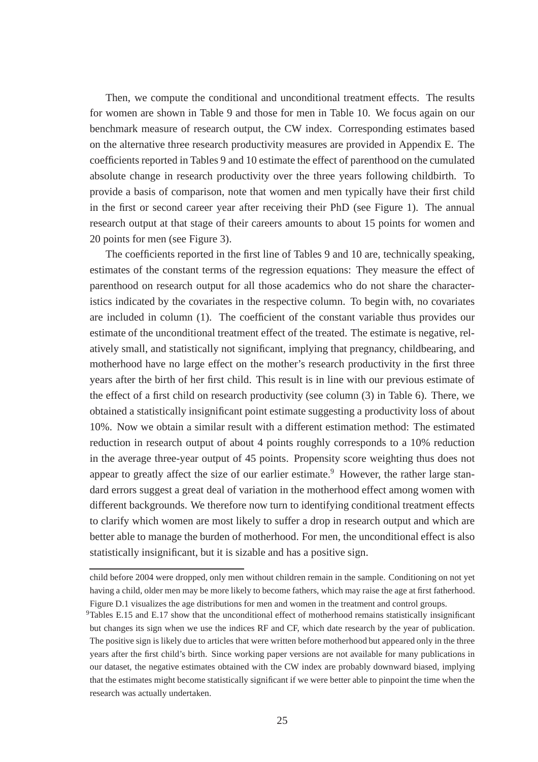Then, we compute the conditional and unconditional treatment effects. The results for women are shown in Table 9 and those for men in Table 10. We focus again on our benchmark measure of research output, the CW index. Corresponding estimates based on the alternative three research productivity measures are provided in Appendix E. The coefficients reported in Tables 9 and 10 estimate the effect of parenthood on the cumulated absolute change in research productivity over the three years following childbirth. To provide a basis of comparison, note that women and men typically have their first child in the first or second career year after receiving their PhD (see Figure 1). The annual research output at that stage of their careers amounts to about 15 points for women and 20 points for men (see Figure 3).

The coefficients reported in the first line of Tables 9 and 10 are, technically speaking, estimates of the constant terms of the regression equations: They measure the effect of parenthood on research output for all those academics who do not share the characteristics indicated by the covariates in the respective column. To begin with, no covariates are included in column (1). The coefficient of the constant variable thus provides our estimate of the unconditional treatment effect of the treated. The estimate is negative, relatively small, and statistically not significant, implying that pregnancy, childbearing, and motherhood have no large effect on the mother's research productivity in the first three years after the birth of her first child. This result is in line with our previous estimate of the effect of a first child on research productivity (see column (3) in Table 6). There, we obtained a statistically insignificant point estimate suggesting a productivity loss of about 10%. Now we obtain a similar result with a different estimation method: The estimated reduction in research output of about 4 points roughly corresponds to a 10% reduction in the average three-year output of 45 points. Propensity score weighting thus does not appear to greatly affect the size of our earlier estimate.[9] However, the rather large standard errors suggest a great deal of variation in the motherhood effect among women with different backgrounds. We therefore now turn to identifying conditional treatment effects to clarify which women are most likely to suffer a drop in research output and which are better able to manage the burden of motherhood. For men, the unconditional effect is also statistically insignificant, but it is sizable and has a positive sign.

---

child before 2004 were dropped, only men without children remain in the sample. Conditioning on not yet having a child, older men may be more likely to become fathers, which may raise the age at first fatherhood. Figure D.1 visualizes the age distributions for men and women in the treatment and control groups.

[9] Tables E.15 and E.17 show that the unconditional effect of motherhood remains statistically insignificant but changes its sign when we use the indices RF and CF, which date research by the year of publication. The positive sign is likely due to articles that were written before motherhood but appeared only in the three years after the first child's birth. Since working paper versions are not available for many publications in our dataset, the negative estimates obtained with the CW index are probably downward biased, implying that the estimates might become statistically significant if we were better able to pinpoint the time when the research was actually undertaken.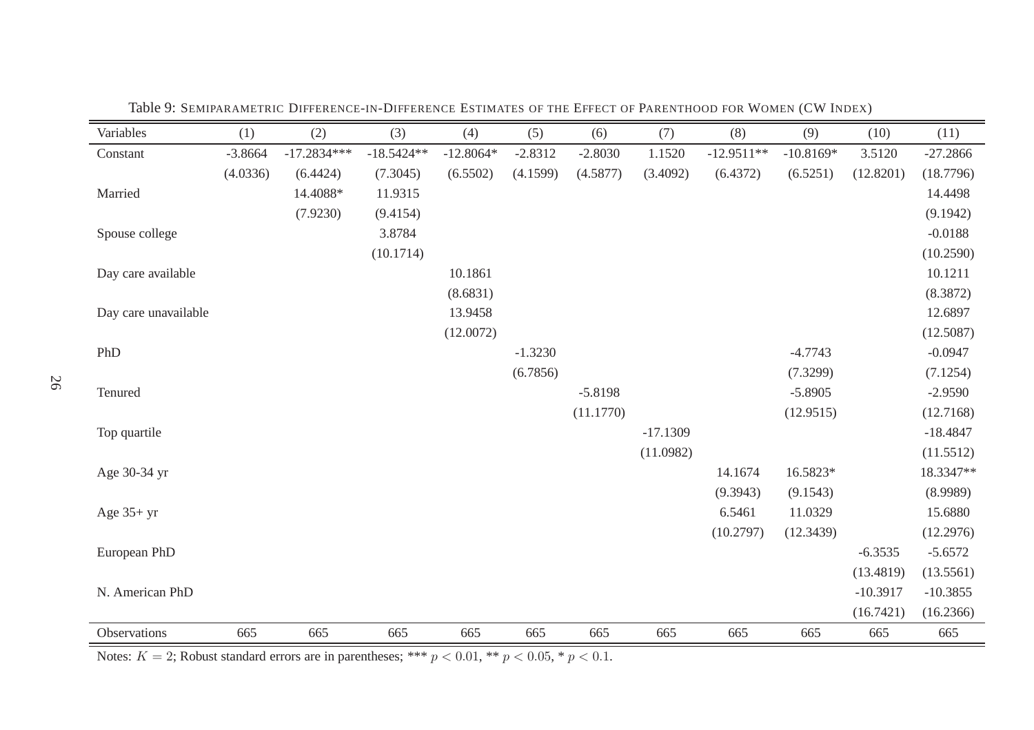Table 9: SEMIPARAMETRIC DIFFERENCE-IN-DIFFERENCE ESTIMATES OF THE EFFECT OF PARENTHOOD FOR WOMEN (CW INDEX)

| Variables | (1) | (2) | (3) | (4) | (5) | (6) | (7) | (8) | (9) | (10) | (11) |
|---|---|---|---|---|---|---|---|---|---|---|---|
| Constant | -3.8664 | -17.2834*** | -18.5424** | -12.8064* | -2.8312 | -2.8030 | 1.1520 | -12.9511** | -10.8169* | 3.5120 | -27.2866 |
| | (4.0336) | (6.4424) | (7.3045) | (6.5502) | (4.1599) | (4.5877) | (3.4092) | (6.4372) | (6.5251) | (12.8201) | (18.7796) |
| Married | | 14.4088* | 11.9315 | | | | | | | | 14.4498 |
| | | (7.9230) | (9.4154) | | | | | | | | (9.1942) |
| Spouse college | | | 3.8784 | | | | | | | | -0.0188 |
| | | | (10.1714) | | | | | | | | (10.2590) |
| Day care available | | | | 10.1861 | | | | | | | 10.1211 |
| | | | | (8.6831) | | | | | | | (8.3872) |
| Day care unavailable | | | | 13.9458 | | | | | | | 12.6897 |
| | | | | (12.0072) | | | | | | | (12.5087) |
| PhD | | | | | -1.3230 | | | | -4.7743 | | -0.0947 |
| | | | | | (6.7856) | | | | (7.3299) | | (7.1254) |
| Tenured | | | | | | -5.8198 | | | -5.8905 | | -2.9590 |
| | | | | | | (11.1770) | | | (12.9515) | | (12.7168) |
| Top quartile | | | | | | | -17.1309 | | | | -18.4847 |
| | | | | | | | (11.0982) | | | | (11.5512) |
| Age 30-34 yr | | | | | | | | 14.1674 | 16.5823* | | 18.3347** |
| | | | | | | | | (9.3943) | (9.1543) | | (8.9989) |
| Age 35+ yr | | | | | | | | 6.5461 | 11.0329 | | 15.6880 |
| | | | | | | | | (10.2797) | (12.3439) | | (12.2976) |
| European PhD | | | | | | | | | | -6.3535 | -5.6572 |
| | | | | | | | | | | (13.4819) | (13.5561) |
| N. American PhD | | | | | | | | | | -10.3917 | -10.3855 |
| | | | | | | | | | | (16.7421) | (16.2366) |
| Observations | 665 | 665 | 665 | 665 | 665 | 665 | 665 | 665 | 665 | 665 | 665 |

Notes: $K = 2$; Robust standard errors are in parentheses; *** $p < 0.01$, ** $p < 0.05$, * $p < 0.1$.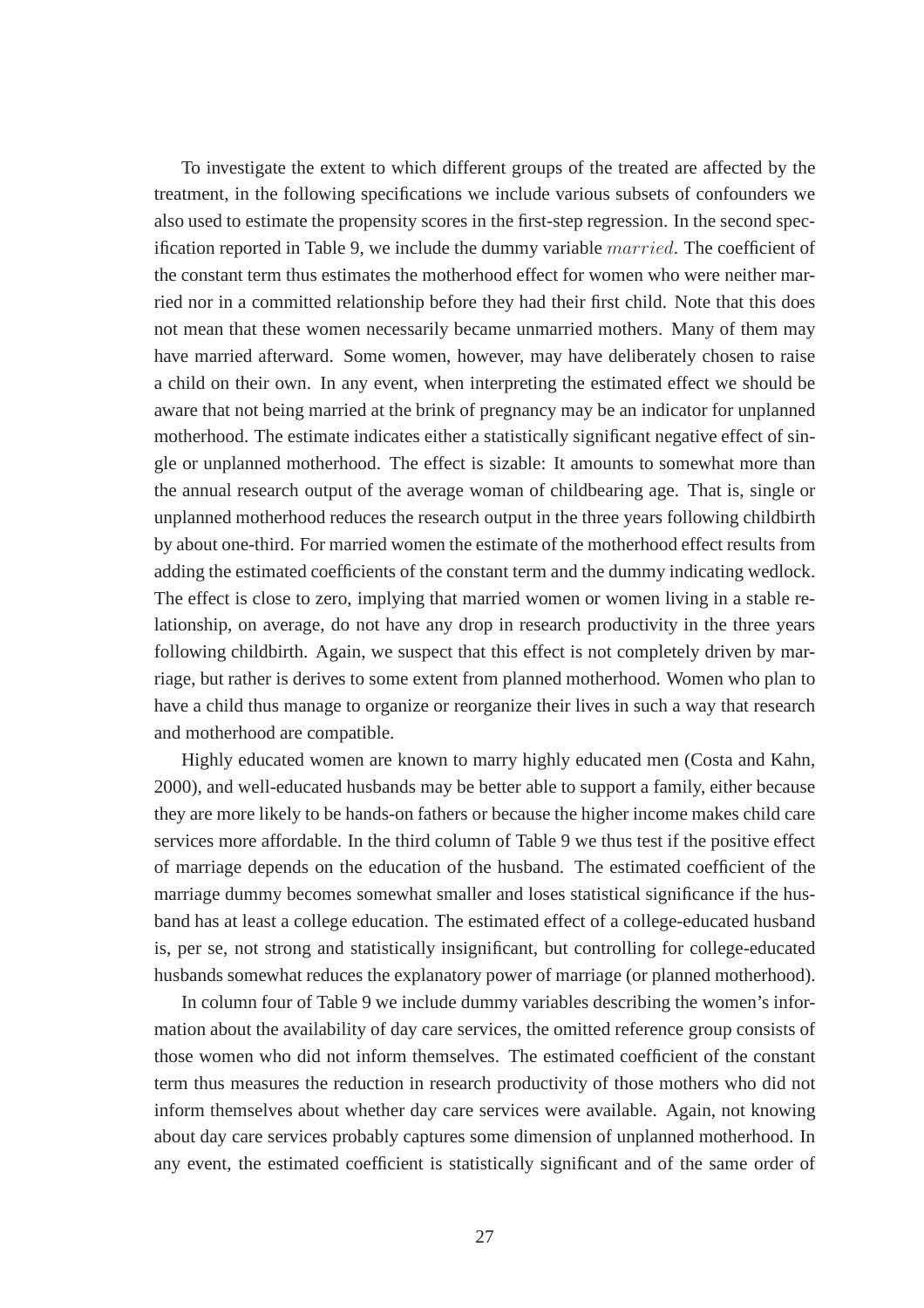To investigate the extent to which different groups of the treated are affected by the treatment, in the following specifications we include various subsets of confounders we also used to estimate the propensity scores in the first-step regression. In the second specification reported in Table 9, we include the dummy variable $married$. The coefficient of the constant term thus estimates the motherhood effect for women who were neither married nor in a committed relationship before they had their first child. Note that this does not mean that these women necessarily became unmarried mothers. Many of them may have married afterward. Some women, however, may have deliberately chosen to raise a child on their own. In any event, when interpreting the estimated effect we should be aware that not being married at the brink of pregnancy may be an indicator for unplanned motherhood. The estimate indicates either a statistically significant negative effect of single or unplanned motherhood. The effect is sizable: It amounts to somewhat more than the annual research output of the average woman of childbearing age. That is, single or unplanned motherhood reduces the research output in the three years following childbirth by about one-third. For married women the estimate of the motherhood effect results from adding the estimated coefficients of the constant term and the dummy indicating wedlock. The effect is close to zero, implying that married women or women living in a stable relationship, on average, do not have any drop in research productivity in the three years following childbirth. Again, we suspect that this effect is not completely driven by marriage, but rather is derives to some extent from planned motherhood. Women who plan to have a child thus manage to organize or reorganize their lives in such a way that research and motherhood are compatible.

Highly educated women are known to marry highly educated men (Costa and Kahn, 2000), and well-educated husbands may be better able to support a family, either because they are more likely to be hands-on fathers or because the higher income makes child care services more affordable. In the third column of Table 9 we thus test if the positive effect of marriage depends on the education of the husband. The estimated coefficient of the marriage dummy becomes somewhat smaller and loses statistical significance if the husband has at least a college education. The estimated effect of a college-educated husband is, per se, not strong and statistically insignificant, but controlling for college-educated husbands somewhat reduces the explanatory power of marriage (or planned motherhood).

In column four of Table 9 we include dummy variables describing the women's information about the availability of day care services, the omitted reference group consists of those women who did not inform themselves. The estimated coefficient of the constant term thus measures the reduction in research productivity of those mothers who did not inform themselves about whether day care services were available. Again, not knowing about day care services probably captures some dimension of unplanned motherhood. In any event, the estimated coefficient is statistically significant and of the same order of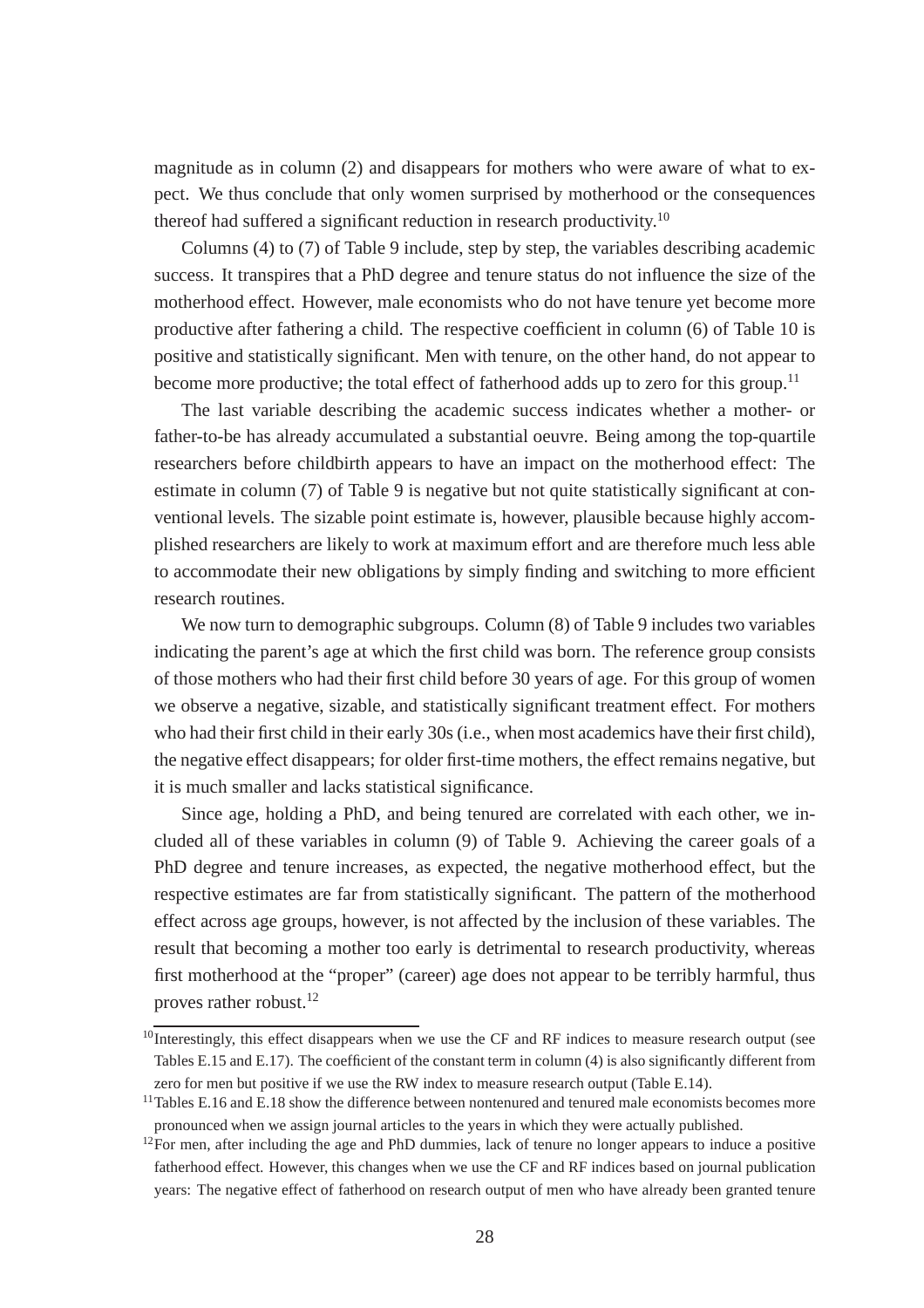magnitude as in column (2) and disappears for mothers who were aware of what to expect. We thus conclude that only women surprised by motherhood or the consequences thereof had suffered a significant reduction in research productivity.[10]

Columns (4) to (7) of Table 9 include, step by step, the variables describing academic success. It transpires that a PhD degree and tenure status do not influence the size of the motherhood effect. However, male economists who do not have tenure yet become more productive after fathering a child. The respective coefficient in column (6) of Table 10 is positive and statistically significant. Men with tenure, on the other hand, do not appear to become more productive; the total effect of fatherhood adds up to zero for this group.[11]

The last variable describing the academic success indicates whether a mother- or father-to-be has already accumulated a substantial oeuvre. Being among the top-quartile researchers before childbirth appears to have an impact on the motherhood effect: The estimate in column (7) of Table 9 is negative but not quite statistically significant at conventional levels. The sizable point estimate is, however, plausible because highly accomplished researchers are likely to work at maximum effort and are therefore much less able to accommodate their new obligations by simply finding and switching to more efficient research routines.

We now turn to demographic subgroups. Column (8) of Table 9 includes two variables indicating the parent's age at which the first child was born. The reference group consists of those mothers who had their first child before 30 years of age. For this group of women we observe a negative, sizable, and statistically significant treatment effect. For mothers who had their first child in their early 30s (i.e., when most academics have their first child), the negative effect disappears; for older first-time mothers, the effect remains negative, but it is much smaller and lacks statistical significance.

Since age, holding a PhD, and being tenured are correlated with each other, we included all of these variables in column (9) of Table 9. Achieving the career goals of a PhD degree and tenure increases, as expected, the negative motherhood effect, but the respective estimates are far from statistically significant. The pattern of the motherhood effect across age groups, however, is not affected by the inclusion of these variables. The result that becoming a mother too early is detrimental to research productivity, whereas first motherhood at the "proper" (career) age does not appear to be terribly harmful, thus proves rather robust.[12]

[10] Interestingly, this effect disappears when we use the CF and RF indices to measure research output (see Tables E.15 and E.17). The coefficient of the constant term in column (4) is also significantly different from zero for men but positive if we use the RW index to measure research output (Table E.14).

[11] Tables E.16 and E.18 show the difference between nontenured and tenured male economists becomes more pronounced when we assign journal articles to the years in which they were actually published.

[12] For men, after including the age and PhD dummies, lack of tenure no longer appears to induce a positive fatherhood effect. However, this changes when we use the CF and RF indices based on journal publication years: The negative effect of fatherhood on research output of men who have already been granted tenure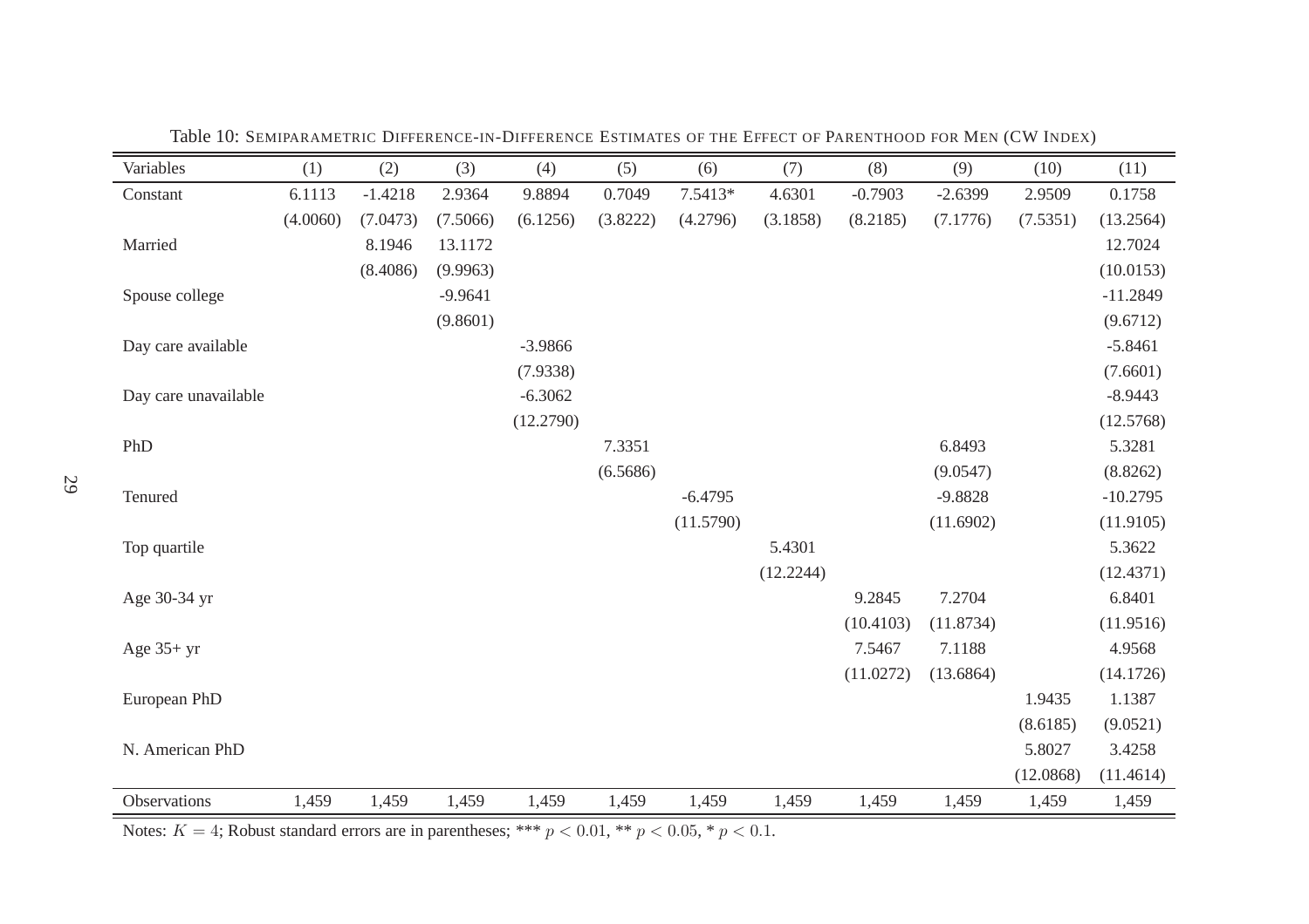Table 10: SEMIPARAMETRIC DIFFERENCE-IN-DIFFERENCE ESTIMATES OF THE EFFECT OF PARENTHOOD FOR MEN (CW INDEX)

| Variables | (1) | (2) | (3) | (4) | (5) | (6) | (7) | (8) | (9) | (10) | (11) |
|---|---|---|---|---|---|---|---|---|---|---|---|
| Constant | 6.1113 | -1.4218 | 2.9364 | 9.8894 | 0.7049 | 7.5413* | 4.6301 | -0.7903 | -2.6399 | 2.9509 | 0.1758 |
| | (4.0060) | (7.0473) | (7.5066) | (6.1256) | (3.8222) | (4.2796) | (3.1858) | (8.2185) | (7.1776) | (7.5351) | (13.2564) |
| Married | | 8.1946 | 13.1172 | | | | | | | | 12.7024 |
| | | (8.4086) | (9.9963) | | | | | | | | (10.0153) |
| Spouse college | | | -9.9641 | | | | | | | | -11.2849 |
| | | | (9.8601) | | | | | | | | (9.6712) |
| Day care available | | | | -3.9866 | | | | | | | -5.8461 |
| | | | | (7.9338) | | | | | | | (7.6601) |
| Day care unavailable | | | | -6.3062 | | | | | | | -8.9443 |
| | | | | (12.2790) | | | | | | | (12.5768) |
| PhD | | | | | 7.3351 | | | | 6.8493 | | 5.3281 |
| | | | | | (6.5686) | | | | (9.0547) | | (8.8262) |
| Tenured | | | | | | -6.4795 | | | -9.8828 | | -10.2795 |
| | | | | | | (11.5790) | | | (11.6902) | | (11.9105) |
| Top quartile | | | | | | | 5.4301 | | | | 5.3622 |
| | | | | | | | (12.2244) | | | | (12.4371) |
| Age 30-34 yr | | | | | | | | 9.2845 | 7.2704 | | 6.8401 |
| | | | | | | | | (10.4103) | (11.8734) | | (11.9516) |
| Age 35+ yr | | | | | | | | 7.5467 | 7.1188 | | 4.9568 |
| | | | | | | | | (11.0272) | (13.6864) | | (14.1726) |
| European PhD | | | | | | | | | | 1.9435 | 1.1387 |
| | | | | | | | | | | (8.6185) | (9.0521) |
| N. American PhD | | | | | | | | | | 5.8027 | 3.4258 |
| | | | | | | | | | | (12.0868) | (11.4614) |
| Observations | 1,459 | 1,459 | 1,459 | 1,459 | 1,459 | 1,459 | 1,459 | 1,459 | 1,459 | 1,459 | 1,459 |

Notes: $K = 4$; Robust standard errors are in parentheses; *** $p < 0.01$, ** $p < 0.05$, * $p < 0.1$.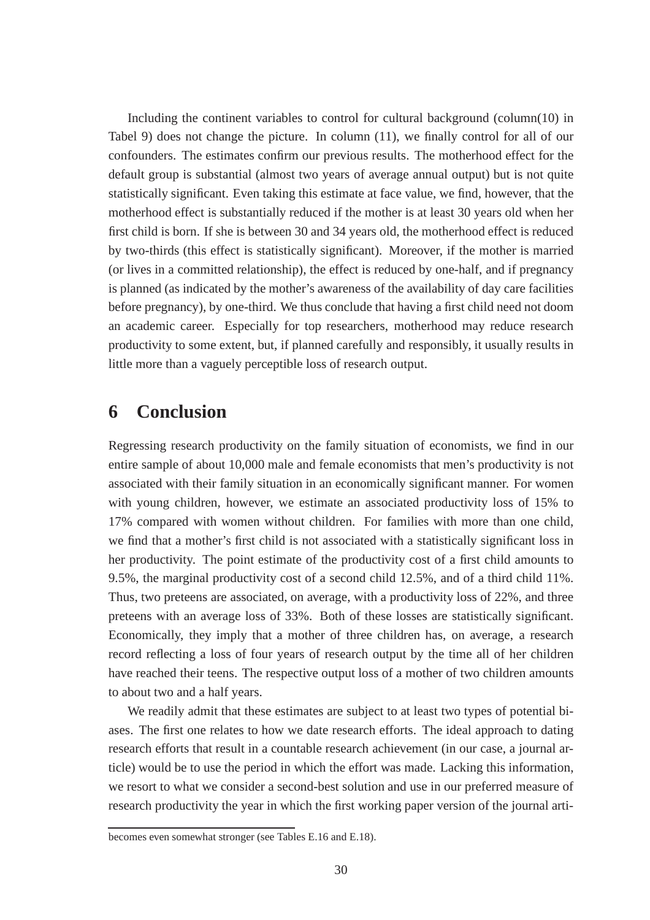Including the continent variables to control for cultural background (column(10) in Tabel 9) does not change the picture. In column (11), we finally control for all of our confounders. The estimates confirm our previous results. The motherhood effect for the default group is substantial (almost two years of average annual output) but is not quite statistically significant. Even taking this estimate at face value, we find, however, that the motherhood effect is substantially reduced if the mother is at least 30 years old when her first child is born. If she is between 30 and 34 years old, the motherhood effect is reduced by two-thirds (this effect is statistically significant). Moreover, if the mother is married (or lives in a committed relationship), the effect is reduced by one-half, and if pregnancy is planned (as indicated by the mother's awareness of the availability of day care facilities before pregnancy), by one-third. We thus conclude that having a first child need not doom an academic career. Especially for top researchers, motherhood may reduce research productivity to some extent, but, if planned carefully and responsibly, it usually results in little more than a vaguely perceptible loss of research output.

# 6 Conclusion

Regressing research productivity on the family situation of economists, we find in our entire sample of about 10,000 male and female economists that men's productivity is not associated with their family situation in an economically significant manner. For women with young children, however, we estimate an associated productivity loss of 15% to 17% compared with women without children. For families with more than one child, we find that a mother's first child is not associated with a statistically significant loss in her productivity. The point estimate of the productivity cost of a first child amounts to 9.5%, the marginal productivity cost of a second child 12.5%, and of a third child 11%. Thus, two preteens are associated, on average, with a productivity loss of 22%, and three preteens with an average loss of 33%. Both of these losses are statistically significant. Economically, they imply that a mother of three children has, on average, a research record reflecting a loss of four years of research output by the time all of her children have reached their teens. The respective output loss of a mother of two children amounts to about two and a half years.

We readily admit that these estimates are subject to at least two types of potential biases. The first one relates to how we date research efforts. The ideal approach to dating research efforts that result in a countable research achievement (in our case, a journal article) would be to use the period in which the effort was made. Lacking this information, we resort to what we consider a second-best solution and use in our preferred measure of research productivity the year in which the first working paper version of the journal arti-

becomes even somewhat stronger (see Tables E.16 and E.18).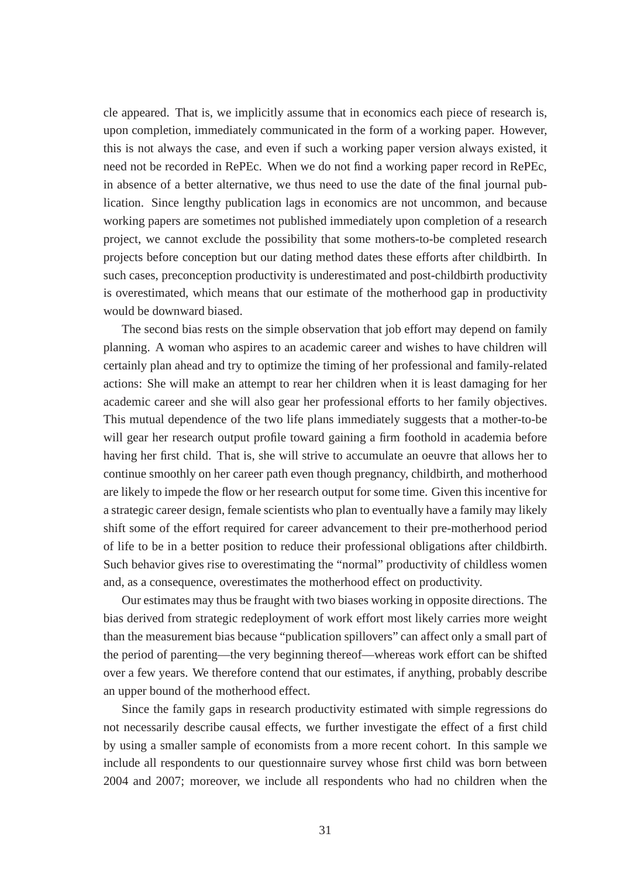cle appeared. That is, we implicitly assume that in economics each piece of research is, upon completion, immediately communicated in the form of a working paper. However, this is not always the case, and even if such a working paper version always existed, it need not be recorded in RePEc. When we do not find a working paper record in RePEc, in absence of a better alternative, we thus need to use the date of the final journal publication. Since lengthy publication lags in economics are not uncommon, and because working papers are sometimes not published immediately upon completion of a research project, we cannot exclude the possibility that some mothers-to-be completed research projects before conception but our dating method dates these efforts after childbirth. In such cases, preconception productivity is underestimated and post-childbirth productivity is overestimated, which means that our estimate of the motherhood gap in productivity would be downward biased.

The second bias rests on the simple observation that job effort may depend on family planning. A woman who aspires to an academic career and wishes to have children will certainly plan ahead and try to optimize the timing of her professional and family-related actions: She will make an attempt to rear her children when it is least damaging for her academic career and she will also gear her professional efforts to her family objectives. This mutual dependence of the two life plans immediately suggests that a mother-to-be will gear her research output profile toward gaining a firm foothold in academia before having her first child. That is, she will strive to accumulate an oeuvre that allows her to continue smoothly on her career path even though pregnancy, childbirth, and motherhood are likely to impede the flow or her research output for some time. Given this incentive for a strategic career design, female scientists who plan to eventually have a family may likely shift some of the effort required for career advancement to their pre-motherhood period of life to be in a better position to reduce their professional obligations after childbirth. Such behavior gives rise to overestimating the "normal" productivity of childless women and, as a consequence, overestimates the motherhood effect on productivity.

Our estimates may thus be fraught with two biases working in opposite directions. The bias derived from strategic redeployment of work effort most likely carries more weight than the measurement bias because "publication spillovers" can affect only a small part of the period of parenting—the very beginning thereof—whereas work effort can be shifted over a few years. We therefore contend that our estimates, if anything, probably describe an upper bound of the motherhood effect.

Since the family gaps in research productivity estimated with simple regressions do not necessarily describe causal effects, we further investigate the effect of a first child by using a smaller sample of economists from a more recent cohort. In this sample we include all respondents to our questionnaire survey whose first child was born between 2004 and 2007; moreover, we include all respondents who had no children when the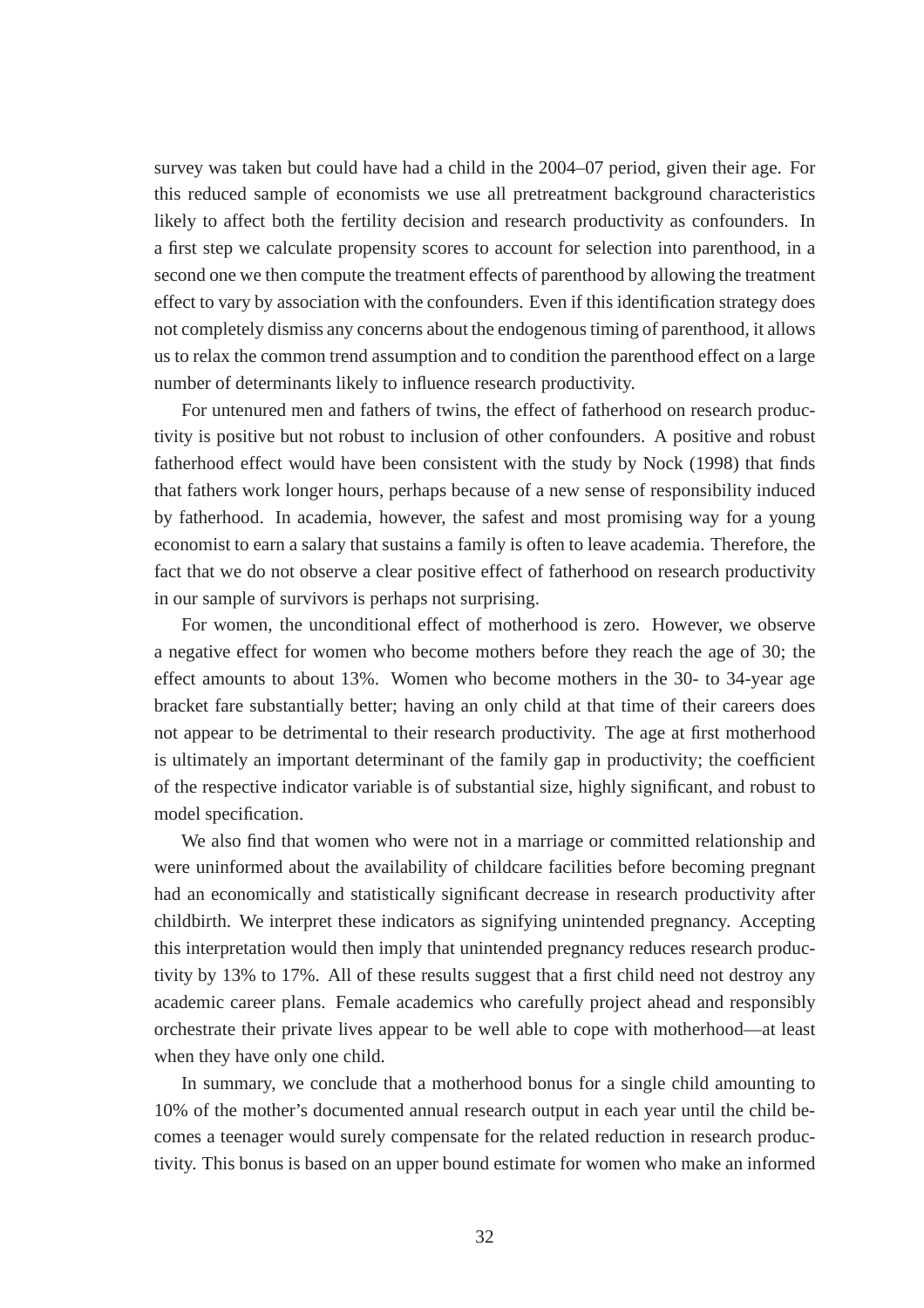survey was taken but could have had a child in the 2004–07 period, given their age. For this reduced sample of economists we use all pretreatment background characteristics likely to affect both the fertility decision and research productivity as confounders. In a first step we calculate propensity scores to account for selection into parenthood, in a second one we then compute the treatment effects of parenthood by allowing the treatment effect to vary by association with the confounders. Even if this identification strategy does not completely dismiss any concerns about the endogenous timing of parenthood, it allows us to relax the common trend assumption and to condition the parenthood effect on a large number of determinants likely to influence research productivity.

For untenured men and fathers of twins, the effect of fatherhood on research productivity is positive but not robust to inclusion of other confounders. A positive and robust fatherhood effect would have been consistent with the study by Nock (1998) that finds that fathers work longer hours, perhaps because of a new sense of responsibility induced by fatherhood. In academia, however, the safest and most promising way for a young economist to earn a salary that sustains a family is often to leave academia. Therefore, the fact that we do not observe a clear positive effect of fatherhood on research productivity in our sample of survivors is perhaps not surprising.

For women, the unconditional effect of motherhood is zero. However, we observe a negative effect for women who become mothers before they reach the age of 30; the effect amounts to about 13%. Women who become mothers in the 30- to 34-year age bracket fare substantially better; having an only child at that time of their careers does not appear to be detrimental to their research productivity. The age at first motherhood is ultimately an important determinant of the family gap in productivity; the coefficient of the respective indicator variable is of substantial size, highly significant, and robust to model specification.

We also find that women who were not in a marriage or committed relationship and were uninformed about the availability of childcare facilities before becoming pregnant had an economically and statistically significant decrease in research productivity after childbirth. We interpret these indicators as signifying unintended pregnancy. Accepting this interpretation would then imply that unintended pregnancy reduces research productivity by 13% to 17%. All of these results suggest that a first child need not destroy any academic career plans. Female academics who carefully project ahead and responsibly orchestrate their private lives appear to be well able to cope with motherhood—at least when they have only one child.

In summary, we conclude that a motherhood bonus for a single child amounting to 10% of the mother's documented annual research output in each year until the child becomes a teenager would surely compensate for the related reduction in research productivity. This bonus is based on an upper bound estimate for women who make an informed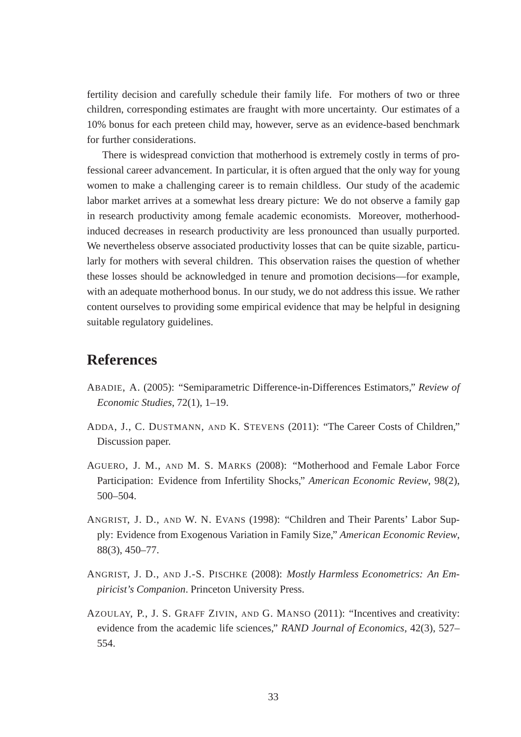fertility decision and carefully schedule their family life. For mothers of two or three children, corresponding estimates are fraught with more uncertainty. Our estimates of a 10% bonus for each preteen child may, however, serve as an evidence-based benchmark for further considerations.

There is widespread conviction that motherhood is extremely costly in terms of professional career advancement. In particular, it is often argued that the only way for young women to make a challenging career is to remain childless. Our study of the academic labor market arrives at a somewhat less dreary picture: We do not observe a family gap in research productivity among female academic economists. Moreover, motherhood-induced decreases in research productivity are less pronounced than usually purported. We nevertheless observe associated productivity losses that can be quite sizable, particularly for mothers with several children. This observation raises the question of whether these losses should be acknowledged in tenure and promotion decisions—for example, with an adequate motherhood bonus. In our study, we do not address this issue. We rather content ourselves to providing some empirical evidence that may be helpful in designing suitable regulatory guidelines.

# References

ABADIE, A. (2005): "Semiparametric Difference-in-Differences Estimators," *Review of Economic Studies*, 72(1), 1–19.

ADDA, J., C. DUSTMANN, AND K. STEVENS (2011): "The Career Costs of Children," Discussion paper.

AGUERO, J. M., AND M. S. MARKS (2008): "Motherhood and Female Labor Force Participation: Evidence from Infertility Shocks," *American Economic Review*, 98(2), 500–504.

ANGRIST, J. D., AND W. N. EVANS (1998): "Children and Their Parents' Labor Supply: Evidence from Exogenous Variation in Family Size," *American Economic Review*, 88(3), 450–77.

ANGRIST, J. D., AND J.-S. PISCHKE (2008): *Mostly Harmless Econometrics: An Empiricist's Companion*. Princeton University Press.

AZOULAY, P., J. S. GRAFF ZIVIN, AND G. MANSO (2011): "Incentives and creativity: evidence from the academic life sciences," *RAND Journal of Economics*, 42(3), 527–554.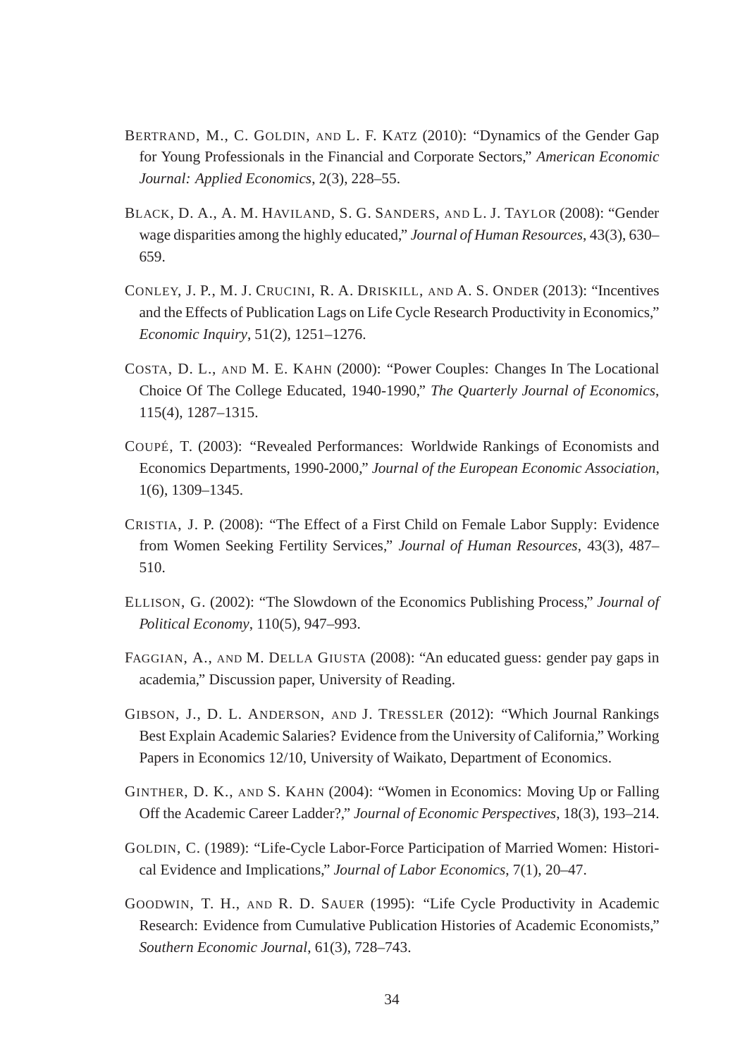BERTRAND, M., C. GOLDIN, AND L. F. KATZ (2010): "Dynamics of the Gender Gap for Young Professionals in the Financial and Corporate Sectors," *American Economic Journal: Applied Economics*, 2(3), 228–55.

BLACK, D. A., A. M. HAVILAND, S. G. SANDERS, AND L. J. TAYLOR (2008): "Gender wage disparities among the highly educated," *Journal of Human Resources*, 43(3), 630–659.

CONLEY, J. P., M. J. CRUCINI, R. A. DRISKILL, AND A. S. ONDER (2013): "Incentives and the Effects of Publication Lags on Life Cycle Research Productivity in Economics," *Economic Inquiry*, 51(2), 1251–1276.

COSTA, D. L., AND M. E. KAHN (2000): "Power Couples: Changes In The Locational Choice Of The College Educated, 1940-1990," *The Quarterly Journal of Economics*, 115(4), 1287–1315.

COUPÉ, T. (2003): "Revealed Performances: Worldwide Rankings of Economists and Economics Departments, 1990-2000," *Journal of the European Economic Association*, 1(6), 1309–1345.

CRISTIA, J. P. (2008): "The Effect of a First Child on Female Labor Supply: Evidence from Women Seeking Fertility Services," *Journal of Human Resources*, 43(3), 487–510.

ELLISON, G. (2002): "The Slowdown of the Economics Publishing Process," *Journal of Political Economy*, 110(5), 947–993.

FAGGIAN, A., AND M. DELLA GIUSTA (2008): "An educated guess: gender pay gaps in academia," Discussion paper, University of Reading.

GIBSON, J., D. L. ANDERSON, AND J. TRESSLER (2012): "Which Journal Rankings Best Explain Academic Salaries? Evidence from the University of California," Working Papers in Economics 12/10, University of Waikato, Department of Economics.

GINTHER, D. K., AND S. KAHN (2004): "Women in Economics: Moving Up or Falling Off the Academic Career Ladder?," *Journal of Economic Perspectives*, 18(3), 193–214.

GOLDIN, C. (1989): "Life-Cycle Labor-Force Participation of Married Women: Historical Evidence and Implications," *Journal of Labor Economics*, 7(1), 20–47.

GOODWIN, T. H., AND R. D. SAUER (1995): "Life Cycle Productivity in Academic Research: Evidence from Cumulative Publication Histories of Academic Economists," *Southern Economic Journal*, 61(3), 728–743.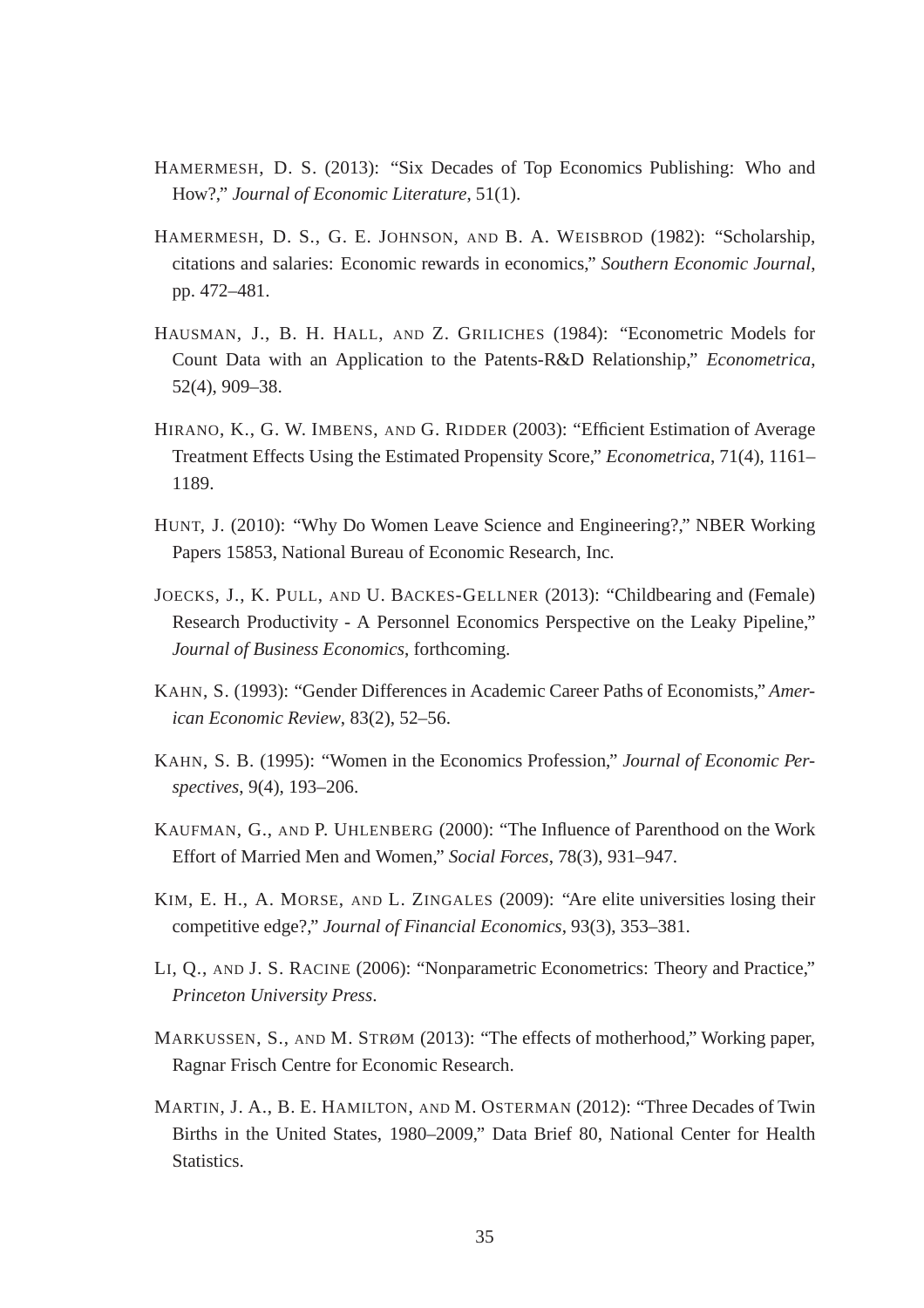HAMERMESH, D. S. (2013): "Six Decades of Top Economics Publishing: Who and How?," *Journal of Economic Literature*, 51(1).

HAMERMESH, D. S., G. E. JOHNSON, AND B. A. WEISBROD (1982): "Scholarship, citations and salaries: Economic rewards in economics," *Southern Economic Journal*, pp. 472–481.

HAUSMAN, J., B. H. HALL, AND Z. GRILICHES (1984): "Econometric Models for Count Data with an Application to the Patents-R&D Relationship," *Econometrica*, 52(4), 909–38.

HIRANO, K., G. W. IMBENS, AND G. RIDDER (2003): "Efficient Estimation of Average Treatment Effects Using the Estimated Propensity Score," *Econometrica*, 71(4), 1161–1189.

HUNT, J. (2010): "Why Do Women Leave Science and Engineering?," NBER Working Papers 15853, National Bureau of Economic Research, Inc.

JOECKS, J., K. PULL, AND U. BACKES-GELLNER (2013): "Childbearing and (Female) Research Productivity - A Personnel Economics Perspective on the Leaky Pipeline," *Journal of Business Economics*, forthcoming.

KAHN, S. (1993): "Gender Differences in Academic Career Paths of Economists," *American Economic Review*, 83(2), 52–56.

KAHN, S. B. (1995): "Women in the Economics Profession," *Journal of Economic Perspectives*, 9(4), 193–206.

KAUFMAN, G., AND P. UHLENBERG (2000): "The Influence of Parenthood on the Work Effort of Married Men and Women," *Social Forces*, 78(3), 931–947.

KIM, E. H., A. MORSE, AND L. ZINGALES (2009): "Are elite universities losing their competitive edge?," *Journal of Financial Economics*, 93(3), 353–381.

LI, Q., AND J. S. RACINE (2006): "Nonparametric Econometrics: Theory and Practice," *Princeton University Press*.

MARKUSSEN, S., AND M. STRØM (2013): "The effects of motherhood," Working paper, Ragnar Frisch Centre for Economic Research.

MARTIN, J. A., B. E. HAMILTON, AND M. OSTERMAN (2012): "Three Decades of Twin Births in the United States, 1980–2009," Data Brief 80, National Center for Health Statistics.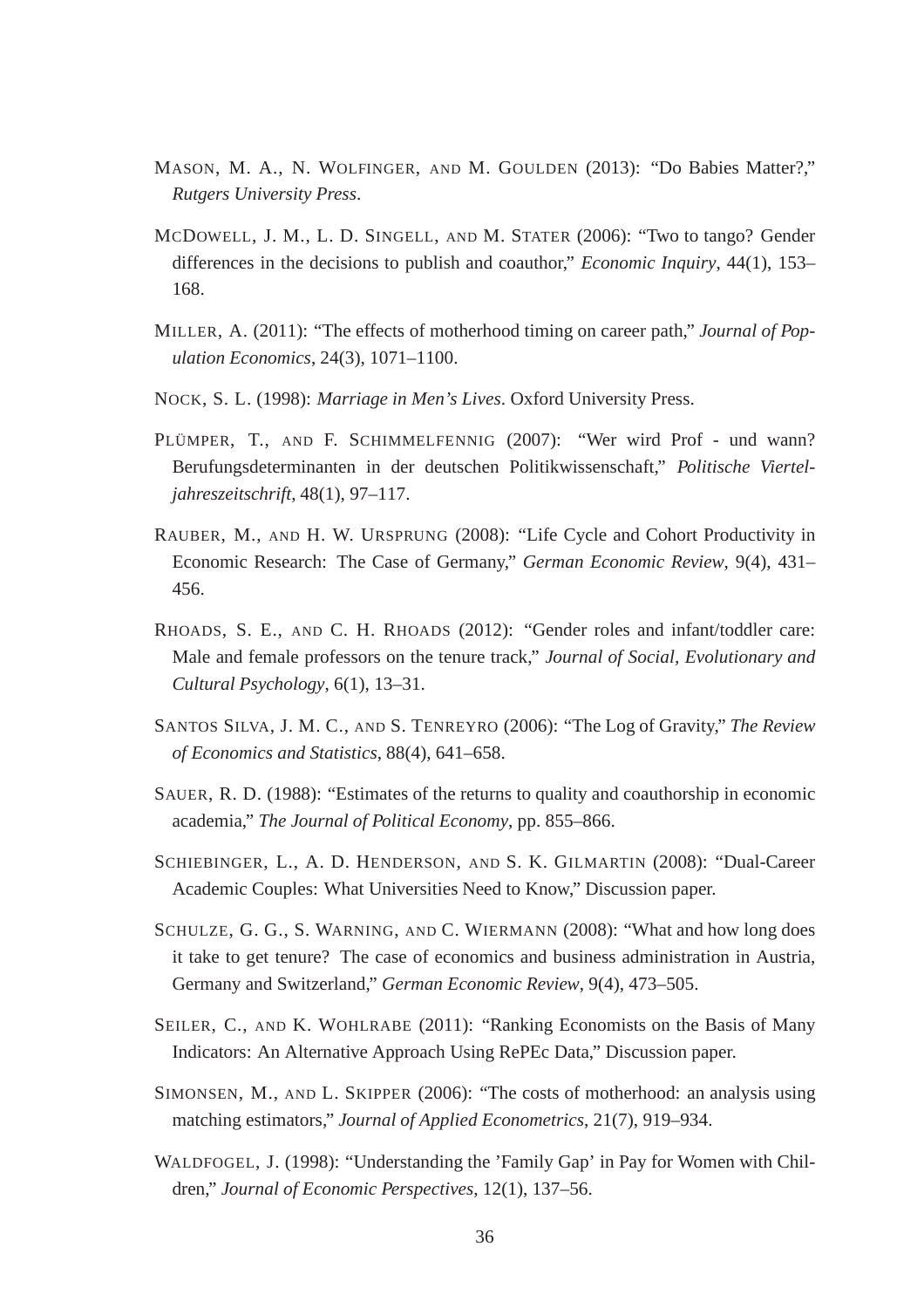Mason, M. A., N. Wolfinger, and M. Goulden (2013): "Do Babies Matter?," *Rutgers University Press*.

McDowell, J. M., L. D. Singell, and M. Stater (2006): "Two to tango? Gender differences in the decisions to publish and coauthor," *Economic Inquiry*, 44(1), 153–168.

Miller, A. (2011): "The effects of motherhood timing on career path," *Journal of Population Economics*, 24(3), 1071–1100.

Nock, S. L. (1998): *Marriage in Men's Lives*. Oxford University Press.

Plümper, T., and F. Schimmelfennig (2007): "Wer wird Prof - und wann? Berufungsdeterminanten in der deutschen Politikwissenschaft," *Politische Vierteljahreszeitschrift*, 48(1), 97–117.

Rauber, M., and H. W. Ursprung (2008): "Life Cycle and Cohort Productivity in Economic Research: The Case of Germany," *German Economic Review*, 9(4), 431–456.

Rhoads, S. E., and C. H. Rhoads (2012): "Gender roles and infant/toddler care: Male and female professors on the tenure track," *Journal of Social, Evolutionary and Cultural Psychology*, 6(1), 13–31.

Santos Silva, J. M. C., and S. Tenreyro (2006): "The Log of Gravity," *The Review of Economics and Statistics*, 88(4), 641–658.

Sauer, R. D. (1988): "Estimates of the returns to quality and coauthorship in economic academia," *The Journal of Political Economy*, pp. 855–866.

Schiebinger, L., A. D. Henderson, and S. K. Gilmartin (2008): "Dual-Career Academic Couples: What Universities Need to Know," Discussion paper.

Schulze, G. G., S. Warning, and C. Wiermann (2008): "What and how long does it take to get tenure? The case of economics and business administration in Austria, Germany and Switzerland," *German Economic Review*, 9(4), 473–505.

Seiler, C., and K. Wohlrabe (2011): "Ranking Economists on the Basis of Many Indicators: An Alternative Approach Using RePEc Data," Discussion paper.

Simonsen, M., and L. Skipper (2006): "The costs of motherhood: an analysis using matching estimators," *Journal of Applied Econometrics*, 21(7), 919–934.

Waldfogel, J. (1998): "Understanding the 'Family Gap' in Pay for Women with Children," *Journal of Economic Perspectives*, 12(1), 137–56.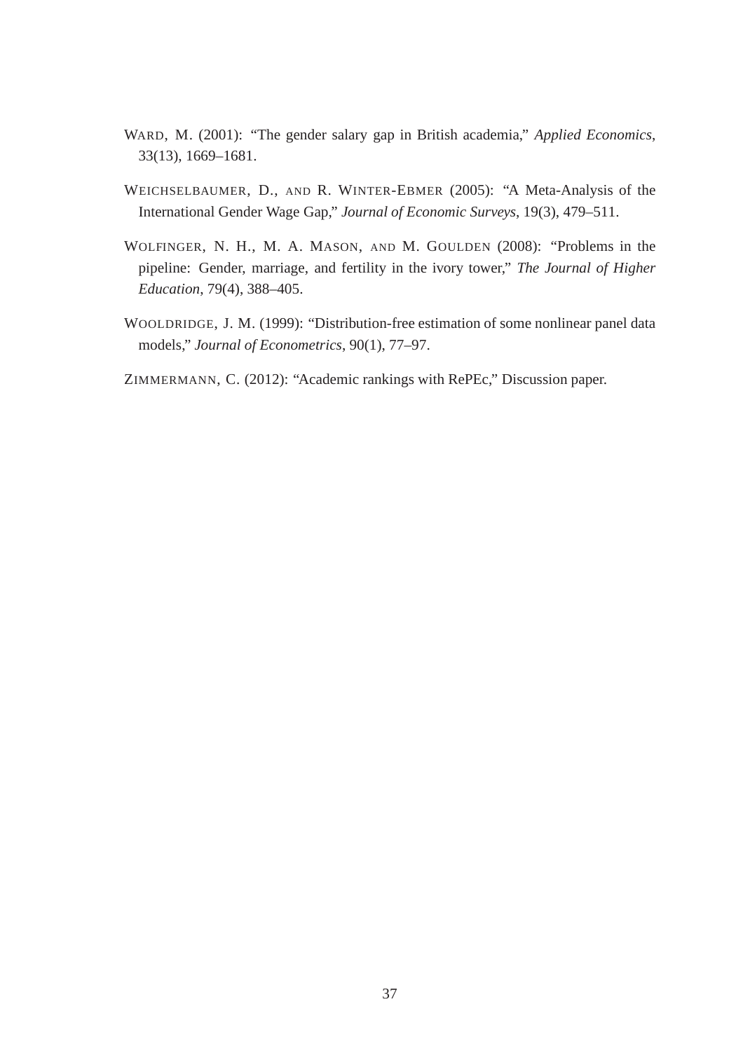WARD, M. (2001): "The gender salary gap in British academia," *Applied Economics*, 33(13), 1669–1681.

WEICHSELBAUMER, D., AND R. WINTER-EBMER (2005): "A Meta-Analysis of the International Gender Wage Gap," *Journal of Economic Surveys*, 19(3), 479–511.

WOLFINGER, N. H., M. A. MASON, AND M. GOULDEN (2008): "Problems in the pipeline: Gender, marriage, and fertility in the ivory tower," *The Journal of Higher Education*, 79(4), 388–405.

WOOLDRIDGE, J. M. (1999): "Distribution-free estimation of some nonlinear panel data models," *Journal of Econometrics*, 90(1), 77–97.

ZIMMERMANN, C. (2012): "Academic rankings with RePEc," Discussion paper.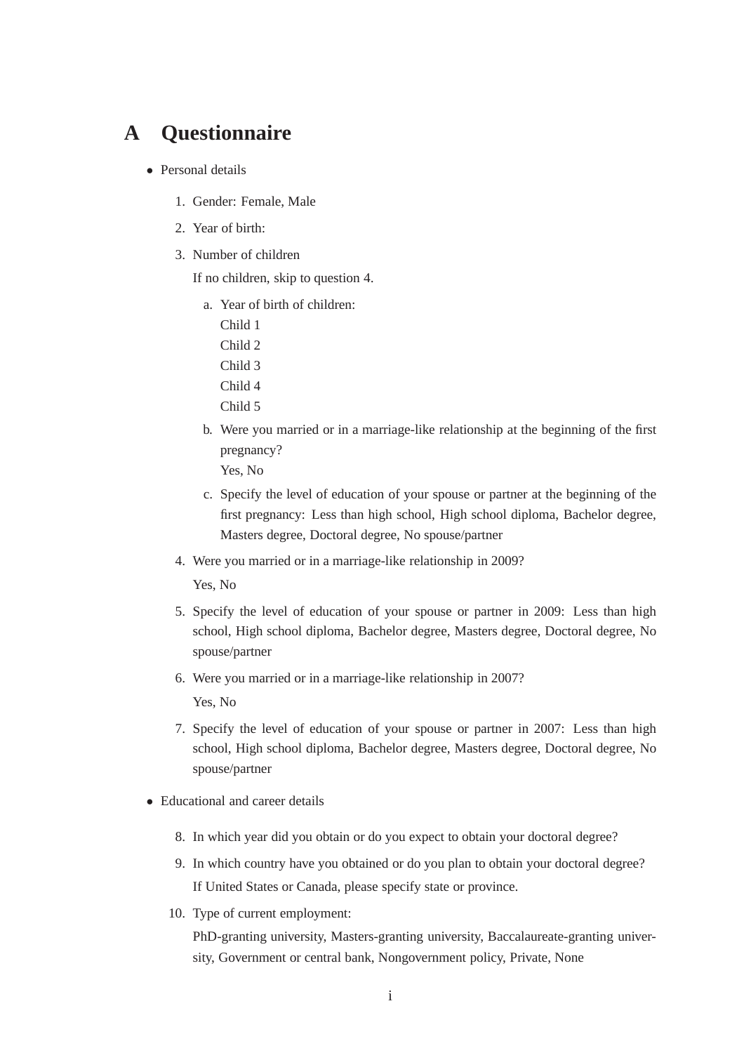# A Questionnaire

- Personal details

  1. Gender: Female, Male
  2. Year of birth:
  3. Number of children

     If no children, skip to question 4.

     a. Year of birth of children:
        Child 1
        Child 2
        Child 3
        Child 4
        Child 5

     b. Were you married or in a marriage-like relationship at the beginning of the first pregnancy?
        Yes, No

     c. Specify the level of education of your spouse or partner at the beginning of the first pregnancy: Less than high school, High school diploma, Bachelor degree, Masters degree, Doctoral degree, No spouse/partner

  4. Were you married or in a marriage-like relationship in 2009?

     Yes, No

  5. Specify the level of education of your spouse or partner in 2009: Less than high school, High school diploma, Bachelor degree, Masters degree, Doctoral degree, No spouse/partner
  6. Were you married or in a marriage-like relationship in 2007?

     Yes, No

  7. Specify the level of education of your spouse or partner in 2007: Less than high school, High school diploma, Bachelor degree, Masters degree, Doctoral degree, No spouse/partner

- Educational and career details

  8. In which year did you obtain or do you expect to obtain your doctoral degree?
  9. In which country have you obtained or do you plan to obtain your doctoral degree?

     If United States or Canada, please specify state or province.

  10. Type of current employment:

      PhD-granting university, Masters-granting university, Baccalaureate-granting university, Government or central bank, Nongovernment policy, Private, None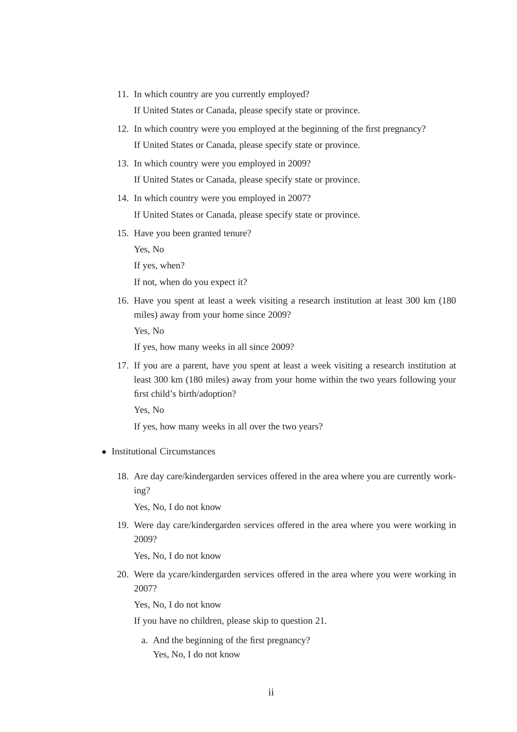11. In which country are you currently employed?

    If United States or Canada, please specify state or province.

12. In which country were you employed at the beginning of the first pregnancy?

    If United States or Canada, please specify state or province.

13. In which country were you employed in 2009?

    If United States or Canada, please specify state or province.

14. In which country were you employed in 2007?

    If United States or Canada, please specify state or province.

15. Have you been granted tenure?

    Yes, No

    If yes, when?

    If not, when do you expect it?

16. Have you spent at least a week visiting a research institution at least 300 km (180 miles) away from your home since 2009?

    Yes, No

    If yes, how many weeks in all since 2009?

17. If you are a parent, have you spent at least a week visiting a research institution at least 300 km (180 miles) away from your home within the two years following your first child's birth/adoption?

    Yes, No

    If yes, how many weeks in all over the two years?

- Institutional Circumstances

18. Are day care/kindergarden services offered in the area where you are currently working?

    Yes, No, I do not know

19. Were day care/kindergarden services offered in the area where you were working in 2009?

    Yes, No, I do not know

20. Were da ycare/kindergarden services offered in the area where you were working in 2007?

    Yes, No, I do not know

    If you have no children, please skip to question 21.

    a. And the beginning of the first pregnancy?
       Yes, No, I do not know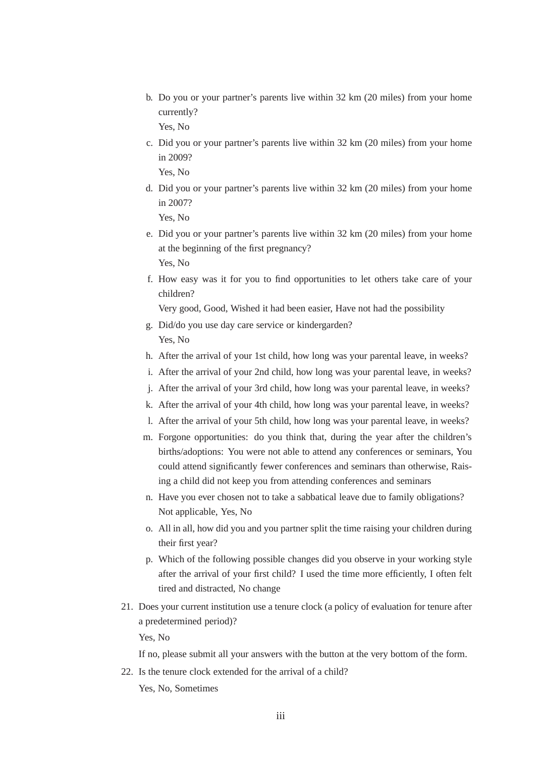b. Do you or your partner's parents live within 32 km (20 miles) from your home currently?
   Yes, No
c. Did you or your partner's parents live within 32 km (20 miles) from your home in 2009?
   Yes, No
d. Did you or your partner's parents live within 32 km (20 miles) from your home in 2007?
   Yes, No
e. Did you or your partner's parents live within 32 km (20 miles) from your home at the beginning of the first pregnancy?
   Yes, No
f. How easy was it for you to find opportunities to let others take care of your children?
   Very good, Good, Wished it had been easier, Have not had the possibility
g. Did/do you use day care service or kindergarden?
   Yes, No
h. After the arrival of your 1st child, how long was your parental leave, in weeks?
i. After the arrival of your 2nd child, how long was your parental leave, in weeks?
j. After the arrival of your 3rd child, how long was your parental leave, in weeks?
k. After the arrival of your 4th child, how long was your parental leave, in weeks?
l. After the arrival of your 5th child, how long was your parental leave, in weeks?
m. Forgone opportunities: do you think that, during the year after the children's births/adoptions: You were not able to attend any conferences or seminars, You could attend significantly fewer conferences and seminars than otherwise, Raising a child did not keep you from attending conferences and seminars
n. Have you ever chosen not to take a sabbatical leave due to family obligations?
   Not applicable, Yes, No
o. All in all, how did you and you partner split the time raising your children during their first year?
p. Which of the following possible changes did you observe in your working style after the arrival of your first child? I used the time more efficiently, I often felt tired and distracted, No change

21. Does your current institution use a tenure clock (a policy of evaluation for tenure after a predetermined period)?

    Yes, No

    If no, please submit all your answers with the button at the very bottom of the form.

22. Is the tenure clock extended for the arrival of a child?

    Yes, No, Sometimes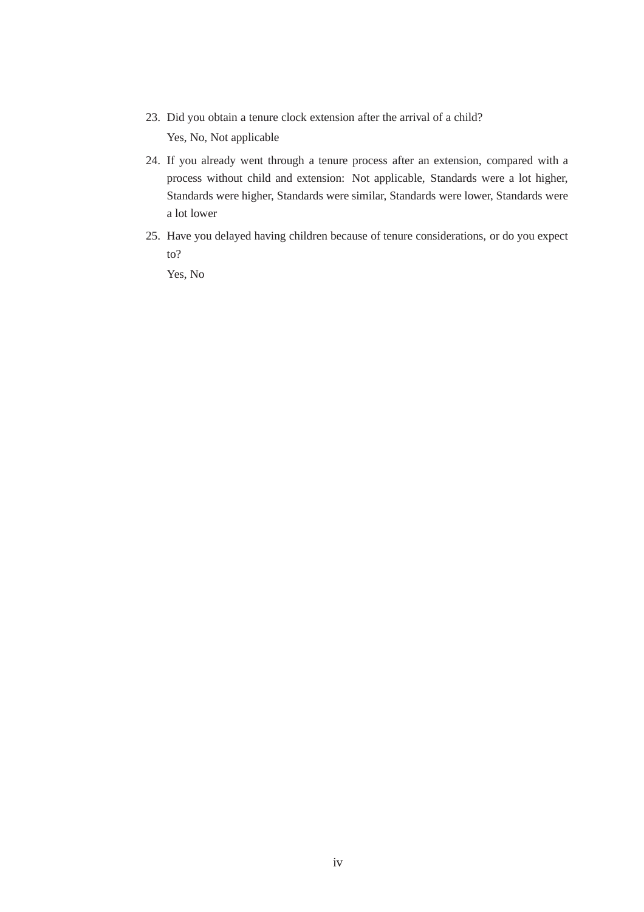23. Did you obtain a tenure clock extension after the arrival of a child?

    Yes, No, Not applicable

24. If you already went through a tenure process after an extension, compared with a process without child and extension: Not applicable, Standards were a lot higher, Standards were higher, Standards were similar, Standards were lower, Standards were a lot lower

25. Have you delayed having children because of tenure considerations, or do you expect to?

    Yes, No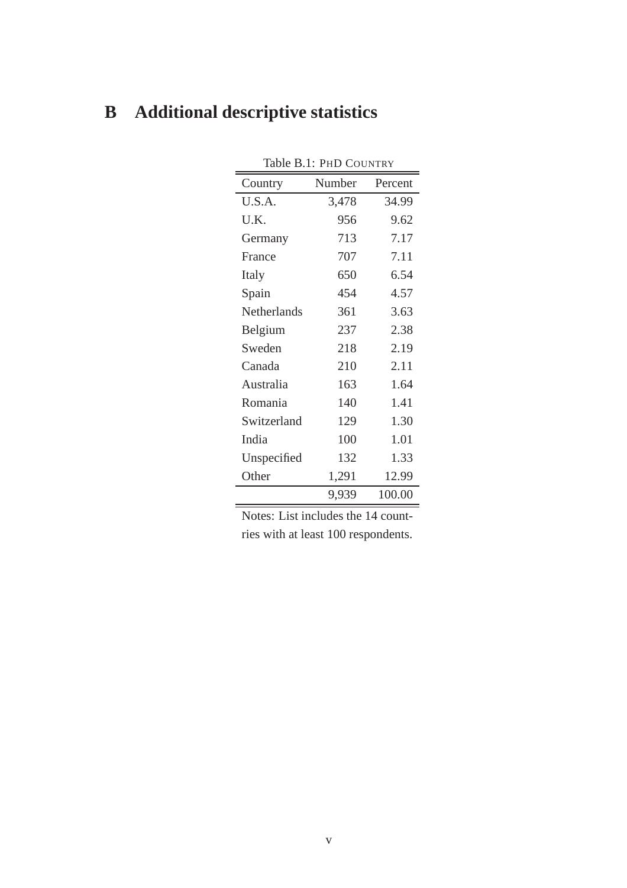# B Additional descriptive statistics

Table B.1: PHD COUNTRY

| Country | Number | Percent |
|---|---|---|
| U.S.A. | 3,478 | 34.99 |
| U.K. | 956 | 9.62 |
| Germany | 713 | 7.17 |
| France | 707 | 7.11 |
| Italy | 650 | 6.54 |
| Spain | 454 | 4.57 |
| Netherlands | 361 | 3.63 |
| Belgium | 237 | 2.38 |
| Sweden | 218 | 2.19 |
| Canada | 210 | 2.11 |
| Australia | 163 | 1.64 |
| Romania | 140 | 1.41 |
| Switzerland | 129 | 1.30 |
| India | 100 | 1.01 |
| Unspecified | 132 | 1.33 |
| Other | 1,291 | 12.99 |
| | 9,939 | 100.00 |

Notes: List includes the 14 countries with at least 100 respondents.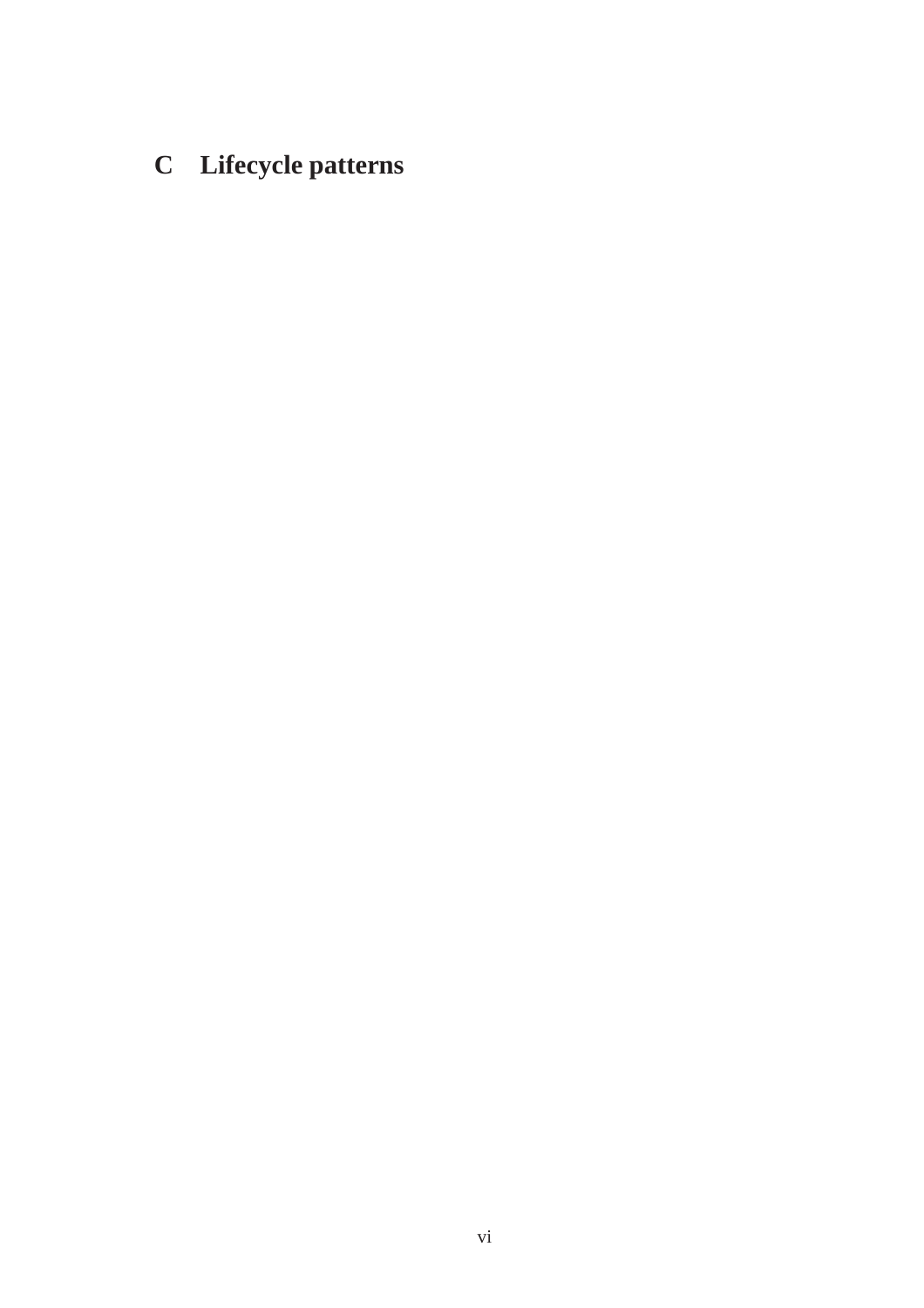# C Lifecycle patterns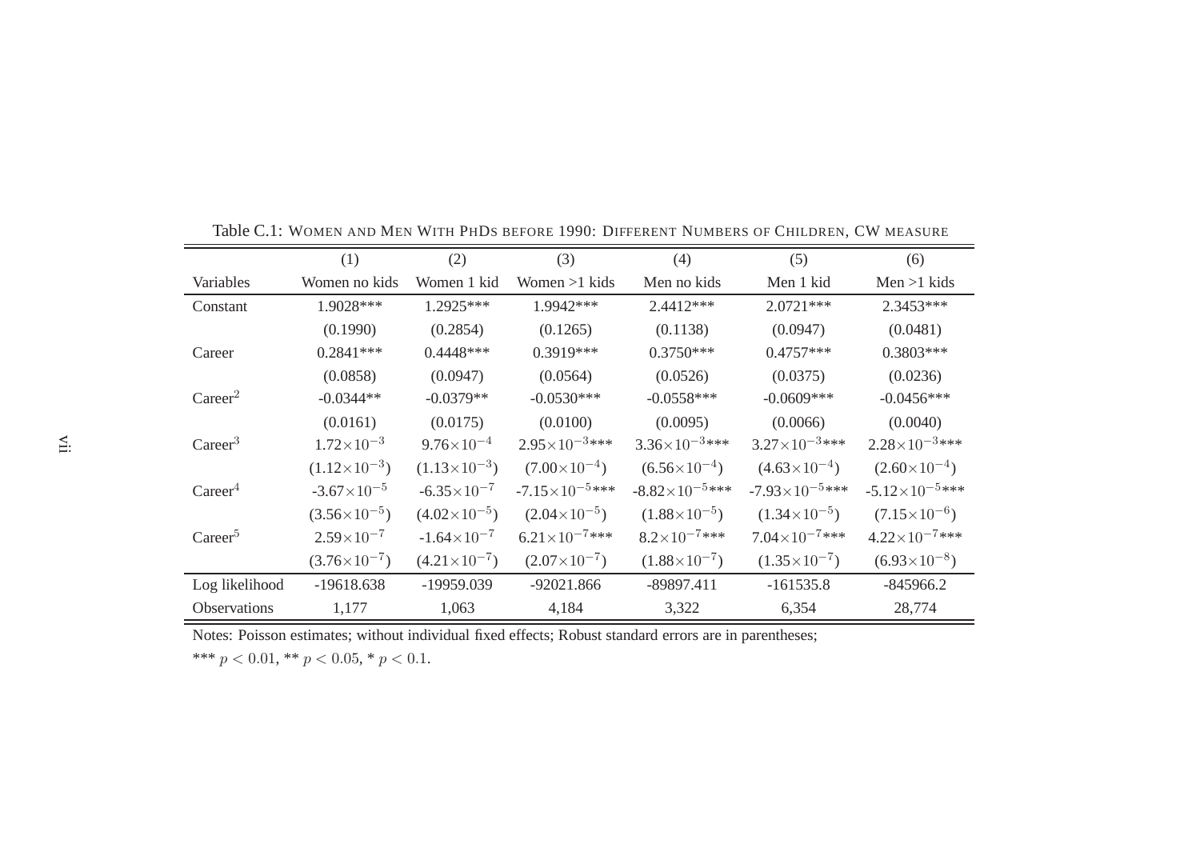Table C.1: WOMEN AND MEN WITH PHDS BEFORE 1990: DIFFERENT NUMBERS OF CHILDREN, CW MEASURE

| | (1) | (2) | (3) | (4) | (5) | (6) |
|---|---|---|---|---|---|---|
| Variables | Women no kids | Women 1 kid | Women >1 kids | Men no kids | Men 1 kid | Men >1 kids |
| Constant | 1.9028*** | 1.2925*** | 1.9942*** | 2.4412*** | 2.0721*** | 2.3453*** |
| | (0.1990) | (0.2854) | (0.1265) | (0.1138) | (0.0947) | (0.0481) |
| Career | 0.2841*** | 0.4448*** | 0.3919*** | 0.3750*** | 0.4757*** | 0.3803*** |
| | (0.0858) | (0.0947) | (0.0564) | (0.0526) | (0.0375) | (0.0236) |
| Career$^2$ | -0.0344** | -0.0379** | -0.0530*** | -0.0558*** | -0.0609*** | -0.0456*** |
| | (0.0161) | (0.0175) | (0.0100) | (0.0095) | (0.0066) | (0.0040) |
| Career$^3$ | $1.72\times10^{-3}$ | $9.76\times10^{-4}$ | $2.95\times10^{-3}$*** | $3.36\times10^{-3}$*** | $3.27\times10^{-3}$*** | $2.28\times10^{-3}$*** |
| | $(1.12\times10^{-3})$ | $(1.13\times10^{-3})$ | $(7.00\times10^{-4})$ | $(6.56\times10^{-4})$ | $(4.63\times10^{-4})$ | $(2.60\times10^{-4})$ |
| Career$^4$ | $-3.67\times10^{-5}$ | $-6.35\times10^{-7}$ | $-7.15\times10^{-5}$*** | $-8.82\times10^{-5}$*** | $-7.93\times10^{-5}$*** | $-5.12\times10^{-5}$*** |
| | $(3.56\times10^{-5})$ | $(4.02\times10^{-5})$ | $(2.04\times10^{-5})$ | $(1.88\times10^{-5})$ | $(1.34\times10^{-5})$ | $(7.15\times10^{-6})$ |
| Career$^5$ | $2.59\times10^{-7}$ | $-1.64\times10^{-7}$ | $6.21\times10^{-7}$*** | $8.2\times10^{-7}$*** | $7.04\times10^{-7}$*** | $4.22\times10^{-7}$*** |
| | $(3.76\times10^{-7})$ | $(4.21\times10^{-7})$ | $(2.07\times10^{-7})$ | $(1.88\times10^{-7})$ | $(1.35\times10^{-7})$ | $(6.93\times10^{-8})$ |
| Log likelihood | -19618.638 | -19959.039 | -92021.866 | -89897.411 | -161535.8 | -845966.2 |
| Observations | 1,177 | 1,063 | 4,184 | 3,322 | 6,354 | 28,774 |

Notes: Poisson estimates; without individual fixed effects; Robust standard errors are in parentheses;
*** $p < 0.01$, ** $p < 0.05$, * $p < 0.1$.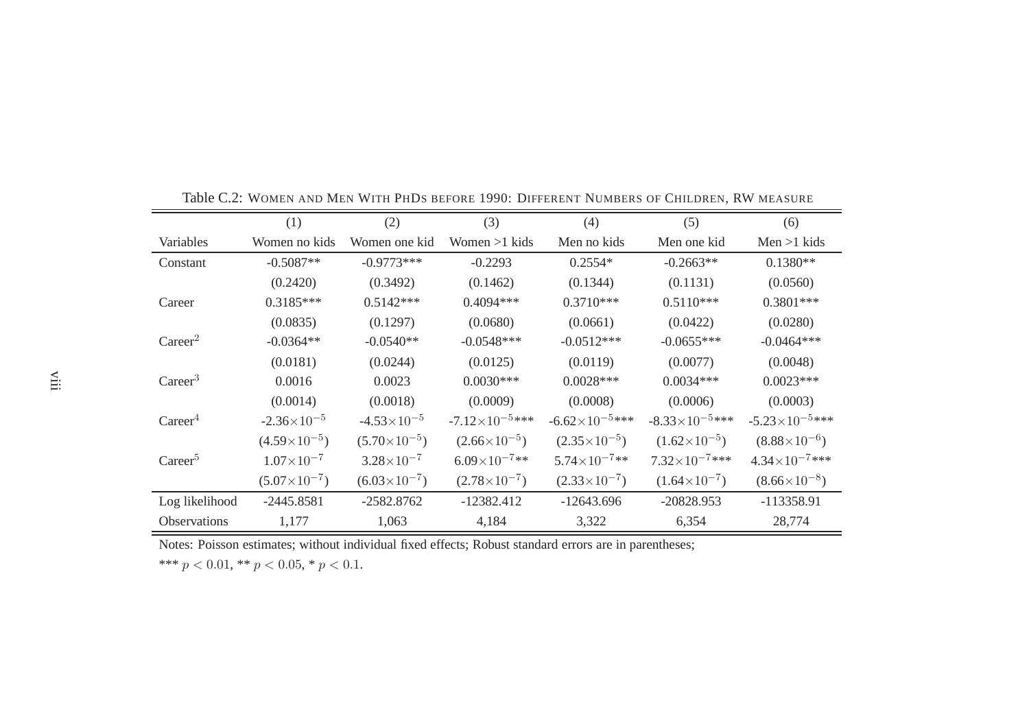Table C.2: WOMEN AND MEN WITH PHDS BEFORE 1990: DIFFERENT NUMBERS OF CHILDREN, RW MEASURE

| | (1) | (2) | (3) | (4) | (5) | (6) |
|---|---|---|---|---|---|---|
| Variables | Women no kids | Women one kid | Women >1 kids | Men no kids | Men one kid | Men >1 kids |
| Constant | -0.5087** | -0.9773*** | -0.2293 | 0.2554* | -0.2663** | 0.1380** |
| | (0.2420) | (0.3492) | (0.1462) | (0.1344) | (0.1131) | (0.0560) |
| Career | 0.3185*** | 0.5142*** | 0.4094*** | 0.3710*** | 0.5110*** | 0.3801*** |
| | (0.0835) | (0.1297) | (0.0680) | (0.0661) | (0.0422) | (0.0280) |
| Career$^2$ | -0.0364** | -0.0540** | -0.0548*** | -0.0512*** | -0.0655*** | -0.0464*** |
| | (0.0181) | (0.0244) | (0.0125) | (0.0119) | (0.0077) | (0.0048) |
| Career$^3$ | 0.0016 | 0.0023 | 0.0030*** | 0.0028*** | 0.0034*** | 0.0023*** |
| | (0.0014) | (0.0018) | (0.0009) | (0.0008) | (0.0006) | (0.0003) |
| Career$^4$ | $-2.36\times10^{-5}$ | $-4.53\times10^{-5}$ | $-7.12\times10^{-5}$*** | $-6.62\times10^{-5}$*** | $-8.33\times10^{-5}$*** | $-5.23\times10^{-5}$*** |
| | $(4.59\times10^{-5})$ | $(5.70\times10^{-5})$ | $(2.66\times10^{-5})$ | $(2.35\times10^{-5})$ | $(1.62\times10^{-5})$ | $(8.88\times10^{-6})$ |
| Career$^5$ | $1.07\times10^{-7}$ | $3.28\times10^{-7}$ | $6.09\times10^{-7}$** | $5.74\times10^{-7}$** | $7.32\times10^{-7}$*** | $4.34\times10^{-7}$*** |
| | $(5.07\times10^{-7})$ | $(6.03\times10^{-7})$ | $(2.78\times10^{-7})$ | $(2.33\times10^{-7})$ | $(1.64\times10^{-7})$ | $(8.66\times10^{-8})$ |
| Log likelihood | -2445.8581 | -2582.8762 | -12382.412 | -12643.696 | -20828.953 | -113358.91 |
| Observations | 1,177 | 1,063 | 4,184 | 3,322 | 6,354 | 28,774 |

Notes: Poisson estimates; without individual fixed effects; Robust standard errors are in parentheses;
*** $p < 0.01$, ** $p < 0.05$, * $p < 0.1$.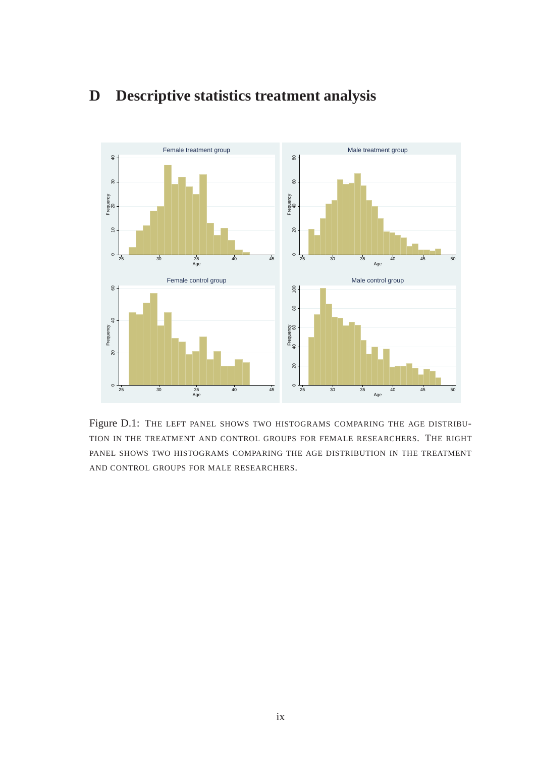# D Descriptive statistics treatment analysis

Figure D.1: The left panel shows two histograms comparing the age distribution in the treatment and control groups for female researchers. The right panel shows two histograms comparing the age distribution in the treatment and control groups for male researchers.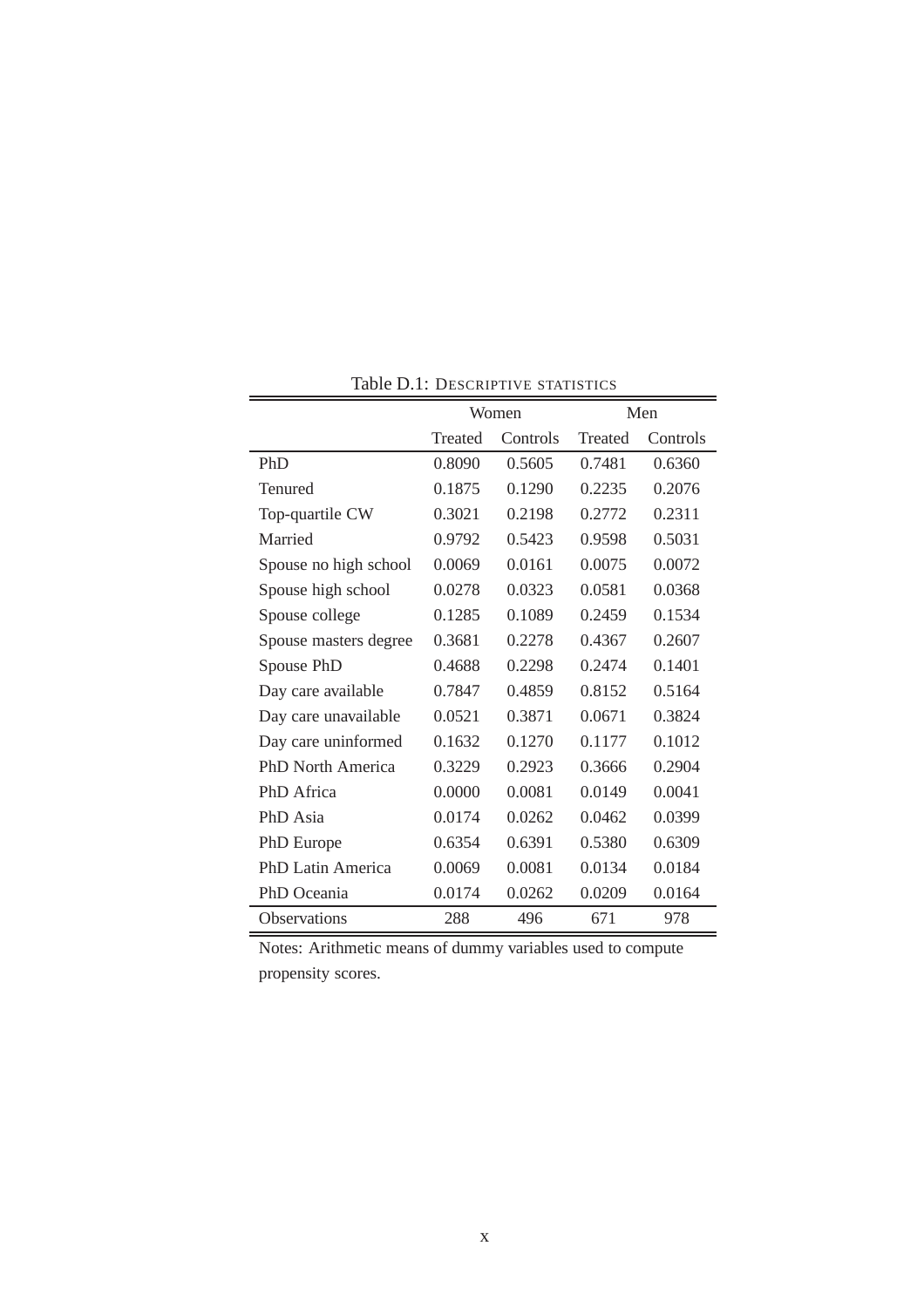Table D.1: DESCRIPTIVE STATISTICS

| | Women | | Men | |
|---|---|---|---|---|
| | Treated | Controls | Treated | Controls |
| PhD | 0.8090 | 0.5605 | 0.7481 | 0.6360 |
| Tenured | 0.1875 | 0.1290 | 0.2235 | 0.2076 |
| Top-quartile CW | 0.3021 | 0.2198 | 0.2772 | 0.2311 |
| Married | 0.9792 | 0.5423 | 0.9598 | 0.5031 |
| Spouse no high school | 0.0069 | 0.0161 | 0.0075 | 0.0072 |
| Spouse high school | 0.0278 | 0.0323 | 0.0581 | 0.0368 |
| Spouse college | 0.1285 | 0.1089 | 0.2459 | 0.1534 |
| Spouse masters degree | 0.3681 | 0.2278 | 0.4367 | 0.2607 |
| Spouse PhD | 0.4688 | 0.2298 | 0.2474 | 0.1401 |
| Day care available | 0.7847 | 0.4859 | 0.8152 | 0.5164 |
| Day care unavailable | 0.0521 | 0.3871 | 0.0671 | 0.3824 |
| Day care uninformed | 0.1632 | 0.1270 | 0.1177 | 0.1012 |
| PhD North America | 0.3229 | 0.2923 | 0.3666 | 0.2904 |
| PhD Africa | 0.0000 | 0.0081 | 0.0149 | 0.0041 |
| PhD Asia | 0.0174 | 0.0262 | 0.0462 | 0.0399 |
| PhD Europe | 0.6354 | 0.6391 | 0.5380 | 0.6309 |
| PhD Latin America | 0.0069 | 0.0081 | 0.0134 | 0.0184 |
| PhD Oceania | 0.0174 | 0.0262 | 0.0209 | 0.0164 |
| Observations | 288 | 496 | 671 | 978 |

Notes: Arithmetic means of dummy variables used to compute propensity scores.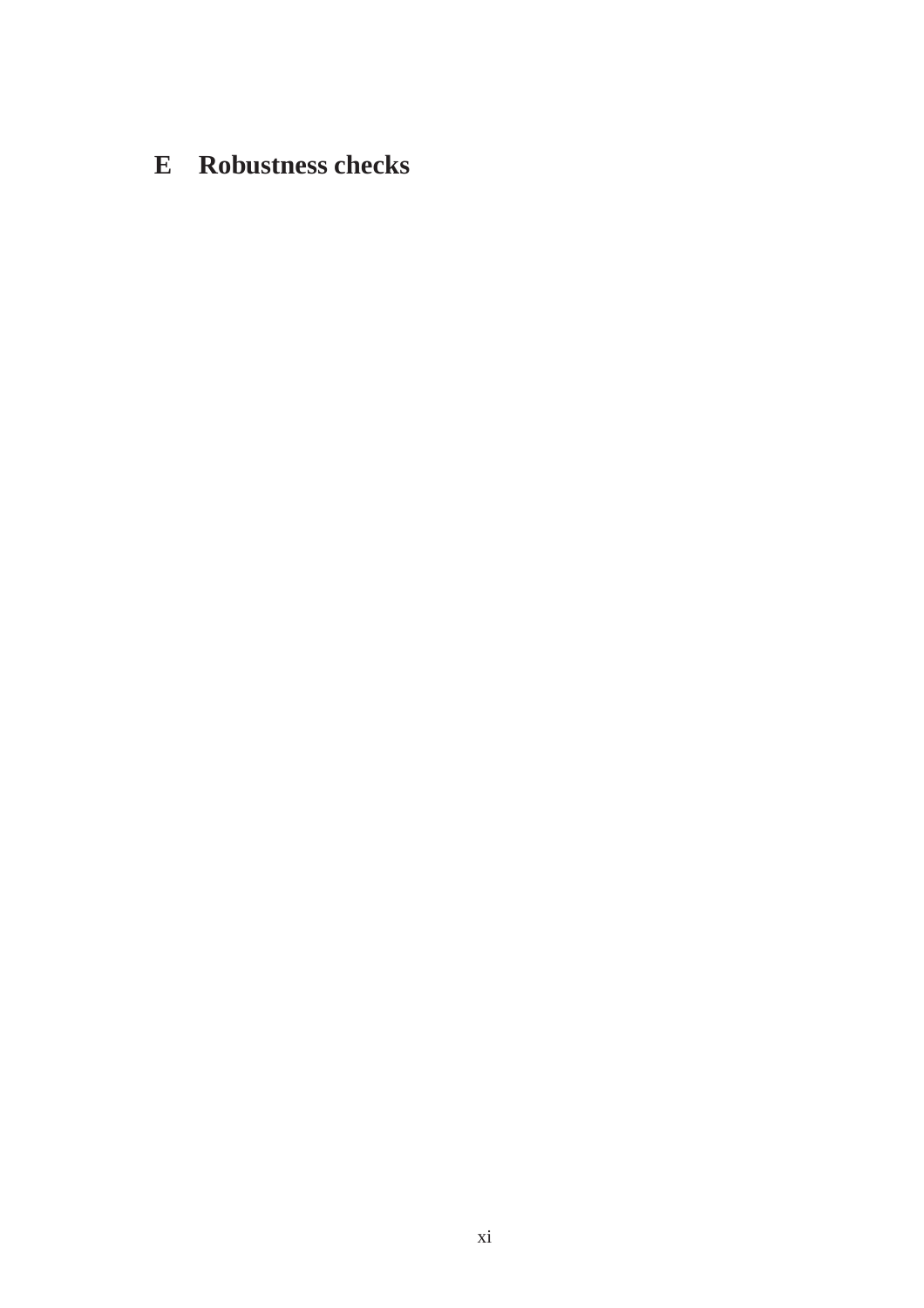# E Robustness checks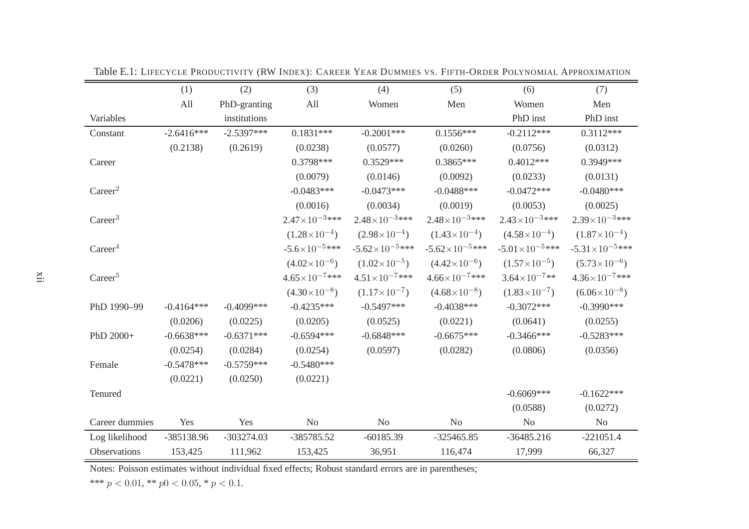Table E.1: Lifecycle Productivity (RW Index): Career Year Dummies vs. Fifth-Order Polynomial Approximation

| | (1) | (2) | (3) | (4) | (5) | (6) | (7) |
|---|---|---|---|---|---|---|---|
| | All | PhD-granting | All | Women | Men | Women | Men |
| Variables | | institutions | | | | PhD inst | PhD inst |
| Constant | -2.6416*** | -2.5397*** | 0.1831*** | -0.2001*** | 0.1556*** | -0.2112*** | 0.3112*** |
| | (0.2138) | (0.2619) | (0.0238) | (0.0577) | (0.0260) | (0.0756) | (0.0312) |
| Career | | | 0.3798*** | 0.3529*** | 0.3865*** | 0.4012*** | 0.3949*** |
| | | | (0.0079) | (0.0146) | (0.0092) | (0.0233) | (0.0131) |
| Career$^2$ | | | -0.0483*** | -0.0473*** | -0.0488*** | -0.0472*** | -0.0480*** |
| | | | (0.0016) | (0.0034) | (0.0019) | (0.0053) | (0.0025) |
| Career$^3$ | | | $2.47\times10^{-3}$*** | $2.48\times10^{-3}$*** | $2.48\times10^{-3}$*** | $2.43\times10^{-3}$*** | $2.39\times10^{-3}$*** |
| | | | $(1.28\times10^{-4})$ | $(2.98\times10^{-4})$ | $(1.43\times10^{-4})$ | $(4.58\times10^{-4})$ | $(1.87\times10^{-4})$ |
| Career$^4$ | | | $-5.6\times10^{-5}$*** | $-5.62\times10^{-5}$*** | $-5.62\times10^{-5}$*** | $-5.01\times10^{-5}$*** | $-5.31\times10^{-5}$*** |
| | | | $(4.02\times10^{-6})$ | $(1.02\times10^{-5})$ | $(4.42\times10^{-6})$ | $(1.57\times10^{-5})$ | $(5.73\times10^{-6})$ |
| Career$^5$ | | | $4.65\times10^{-7}$*** | $4.51\times10^{-7}$*** | $4.66\times10^{-7}$*** | $3.64\times10^{-7}$** | $4.36\times10^{-7}$*** |
| | | | $(4.30\times10^{-8})$ | $(1.17\times10^{-7})$ | $(4.68\times10^{-8})$ | $(1.83\times10^{-7})$ | $(6.06\times10^{-8})$ |
| PhD 1990–99 | -0.4164*** | -0.4099*** | -0.4235*** | -0.5497*** | -0.4038*** | -0.3072*** | -0.3990*** |
| | (0.0206) | (0.0225) | (0.0205) | (0.0525) | (0.0221) | (0.0641) | (0.0255) |
| PhD 2000+ | -0.6638*** | -0.6371*** | -0.6594*** | -0.6848*** | -0.6675*** | -0.3466*** | -0.5283*** |
| | (0.0254) | (0.0284) | (0.0254) | (0.0597) | (0.0282) | (0.0806) | (0.0356) |
| Female | -0.5478*** | -0.5759*** | -0.5480*** | | | | |
| | (0.0221) | (0.0250) | (0.0221) | | | | |
| Tenured | | | | | | -0.6069*** | -0.1622*** |
| | | | | | | (0.0588) | (0.0272) |
| Career dummies | Yes | Yes | No | No | No | No | No |
| Log likelihood | -385138.96 | -303274.03 | -385785.52 | -60185.39 | -325465.85 | -36485.216 | -221051.4 |
| Observations | 153,425 | 111,962 | 153,425 | 36,951 | 116,474 | 17,999 | 66,327 |

Notes: Poisson estimates without individual fixed effects; Robust standard errors are in parentheses;
*** $p < 0.01$, ** $p0 < 0.05$, * $p < 0.1$.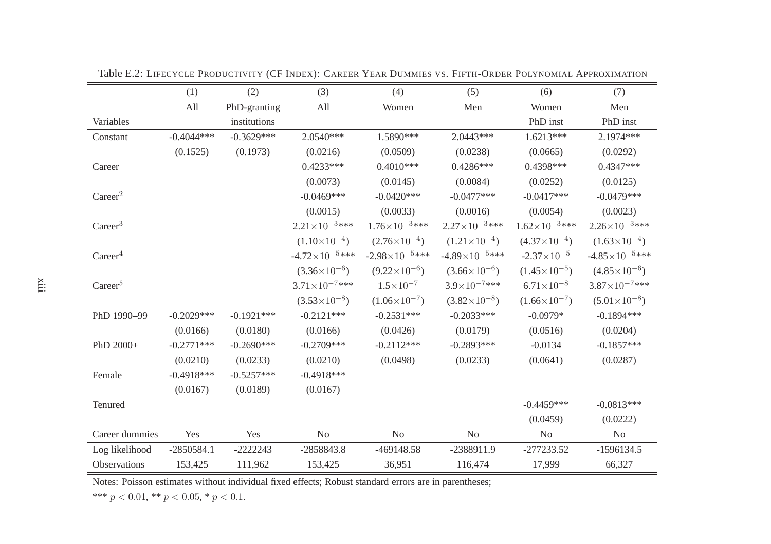Table E.2: Lifecycle Productivity (CF Index): Career Year Dummies vs. Fifth-Order Polynomial Approximation

| Variables | (1) All | (2) PhD-granting institutions | (3) All | (4) Women | (5) Men | (6) Women PhD inst | (7) Men PhD inst |
|---|---|---|---|---|---|---|---|
| Constant | -0.4044*** | -0.3629*** | 2.0540*** | 1.5890*** | 2.0443*** | 1.6213*** | 2.1974*** |
| | (0.1525) | (0.1973) | (0.0216) | (0.0509) | (0.0238) | (0.0665) | (0.0292) |
| Career | | | 0.4233*** | 0.4010*** | 0.4286*** | 0.4398*** | 0.4347*** |
| | | | (0.0073) | (0.0145) | (0.0084) | (0.0252) | (0.0125) |
| Career$^2$ | | | -0.0469*** | -0.0420*** | -0.0477*** | -0.0417*** | -0.0479*** |
| | | | (0.0015) | (0.0033) | (0.0016) | (0.0054) | (0.0023) |
| Career$^3$ | | | $2.21\times10^{-3}$*** | $1.76\times10^{-3}$*** | $2.27\times10^{-3}$*** | $1.62\times10^{-3}$*** | $2.26\times10^{-3}$*** |
| | | | $(1.10\times10^{-4})$ | $(2.76\times10^{-4})$ | $(1.21\times10^{-4})$ | $(4.37\times10^{-4})$ | $(1.63\times10^{-4})$ |
| Career$^4$ | | | $-4.72\times10^{-5}$*** | $-2.98\times10^{-5}$*** | $-4.89\times10^{-5}$*** | $-2.37\times10^{-5}$ | $-4.85\times10^{-5}$*** |
| | | | $(3.36\times10^{-6})$ | $(9.22\times10^{-6})$ | $(3.66\times10^{-6})$ | $(1.45\times10^{-5})$ | $(4.85\times10^{-6})$ |
| Career$^5$ | | | $3.71\times10^{-7}$*** | $1.5\times10^{-7}$ | $3.9\times10^{-7}$*** | $6.71\times10^{-8}$ | $3.87\times10^{-7}$*** |
| | | | $(3.53\times10^{-8})$ | $(1.06\times10^{-7})$ | $(3.82\times10^{-8})$ | $(1.66\times10^{-7})$ | $(5.01\times10^{-8})$ |
| PhD 1990–99 | -0.2029*** | -0.1921*** | -0.2121*** | -0.2531*** | -0.2033*** | -0.0979* | -0.1894*** |
| | (0.0166) | (0.0180) | (0.0166) | (0.0426) | (0.0179) | (0.0516) | (0.0204) |
| PhD 2000+ | -0.2771*** | -0.2690*** | -0.2709*** | -0.2112*** | -0.2893*** | -0.0134 | -0.1857*** |
| | (0.0210) | (0.0233) | (0.0210) | (0.0498) | (0.0233) | (0.0641) | (0.0287) |
| Female | -0.4918*** | -0.5257*** | -0.4918*** | | | | |
| | (0.0167) | (0.0189) | (0.0167) | | | | |
| Tenured | | | | | | -0.4459*** | -0.0813*** |
| | | | | | | (0.0459) | (0.0222) |
| Career dummies | Yes | Yes | No | No | No | No | No |
| Log likelihood | -2850584.1 | -2222243 | -2858843.8 | -469148.58 | -2388911.9 | -277233.52 | -1596134.5 |
| Observations | 153,425 | 111,962 | 153,425 | 36,951 | 116,474 | 17,999 | 66,327 |

Notes: Poisson estimates without individual fixed effects; Robust standard errors are in parentheses;
*** $p < 0.01$, ** $p < 0.05$, * $p < 0.1$.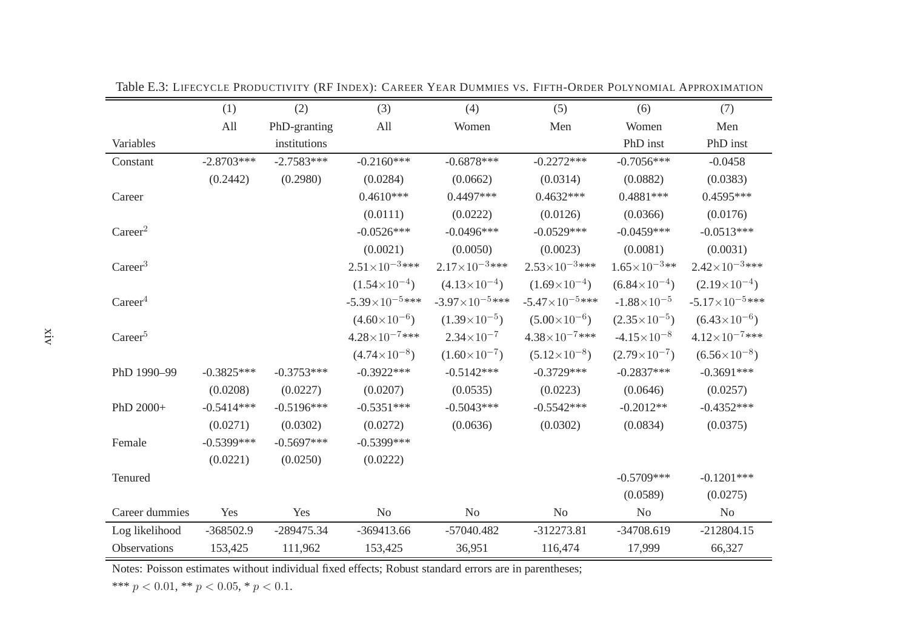Table E.3: LIFECYCLE PRODUCTIVITY (RF INDEX): CAREER YEAR DUMMIES VS. FIFTH-ORDER POLYNOMIAL APPROXIMATION

| Variables | (1) All | (2) PhD-granting institutions | (3) All | (4) Women | (5) Men | (6) Women PhD inst | (7) Men PhD inst |
|---|---|---|---|---|---|---|---|
| Constant | -2.8703*** | -2.7583*** | -0.2160*** | -0.6878*** | -0.2272*** | -0.7056*** | -0.0458 |
| | (0.2442) | (0.2980) | (0.0284) | (0.0662) | (0.0314) | (0.0882) | (0.0383) |
| Career | | | 0.4610*** | 0.4497*** | 0.4632*** | 0.4881*** | 0.4595*** |
| | | | (0.0111) | (0.0222) | (0.0126) | (0.0366) | (0.0176) |
| Career$^2$ | | | -0.0526*** | -0.0496*** | -0.0529*** | -0.0459*** | -0.0513*** |
| | | | (0.0021) | (0.0050) | (0.0023) | (0.0081) | (0.0031) |
| Career$^3$ | | | $2.51\times10^{-3}$*** | $2.17\times10^{-3}$*** | $2.53\times10^{-3}$*** | $1.65\times10^{-3}$** | $2.42\times10^{-3}$*** |
| | | | $(1.54\times10^{-4})$ | $(4.13\times10^{-4})$ | $(1.69\times10^{-4})$ | $(6.84\times10^{-4})$ | $(2.19\times10^{-4})$ |
| Career$^4$ | | | $-5.39\times10^{-5}$*** | $-3.97\times10^{-5}$*** | $-5.47\times10^{-5}$*** | $-1.88\times10^{-5}$ | $-5.17\times10^{-5}$*** |
| | | | $(4.60\times10^{-6})$ | $(1.39\times10^{-5})$ | $(5.00\times10^{-6})$ | $(2.35\times10^{-5})$ | $(6.43\times10^{-6})$ |
| Career$^5$ | | | $4.28\times10^{-7}$*** | $2.34\times10^{-7}$ | $4.38\times10^{-7}$*** | $-4.15\times10^{-8}$ | $4.12\times10^{-7}$*** |
| | | | $(4.74\times10^{-8})$ | $(1.60\times10^{-7})$ | $(5.12\times10^{-8})$ | $(2.79\times10^{-7})$ | $(6.56\times10^{-8})$ |
| PhD 1990–99 | -0.3825*** | -0.3753*** | -0.3922*** | -0.5142*** | -0.3729*** | -0.2837*** | -0.3691*** |
| | (0.0208) | (0.0227) | (0.0207) | (0.0535) | (0.0223) | (0.0646) | (0.0257) |
| PhD 2000+ | -0.5414*** | -0.5196*** | -0.5351*** | -0.5043*** | -0.5542*** | -0.2012** | -0.4352*** |
| | (0.0271) | (0.0302) | (0.0272) | (0.0636) | (0.0302) | (0.0834) | (0.0375) |
| Female | -0.5399*** | -0.5697*** | -0.5399*** | | | | |
| | (0.0221) | (0.0250) | (0.0222) | | | | |
| Tenured | | | | | | -0.5709*** | -0.1201*** |
| | | | | | | (0.0589) | (0.0275) |
| Career dummies | Yes | Yes | No | No | No | No | No |
| Log likelihood | -368502.9 | -289475.34 | -369413.66 | -57040.482 | -312273.81 | -34708.619 | -212804.15 |
| Observations | 153,425 | 111,962 | 153,425 | 36,951 | 116,474 | 17,999 | 66,327 |

Notes: Poisson estimates without individual fixed effects; Robust standard errors are in parentheses;
*** $p < 0.01$, ** $p < 0.05$, * $p < 0.1$.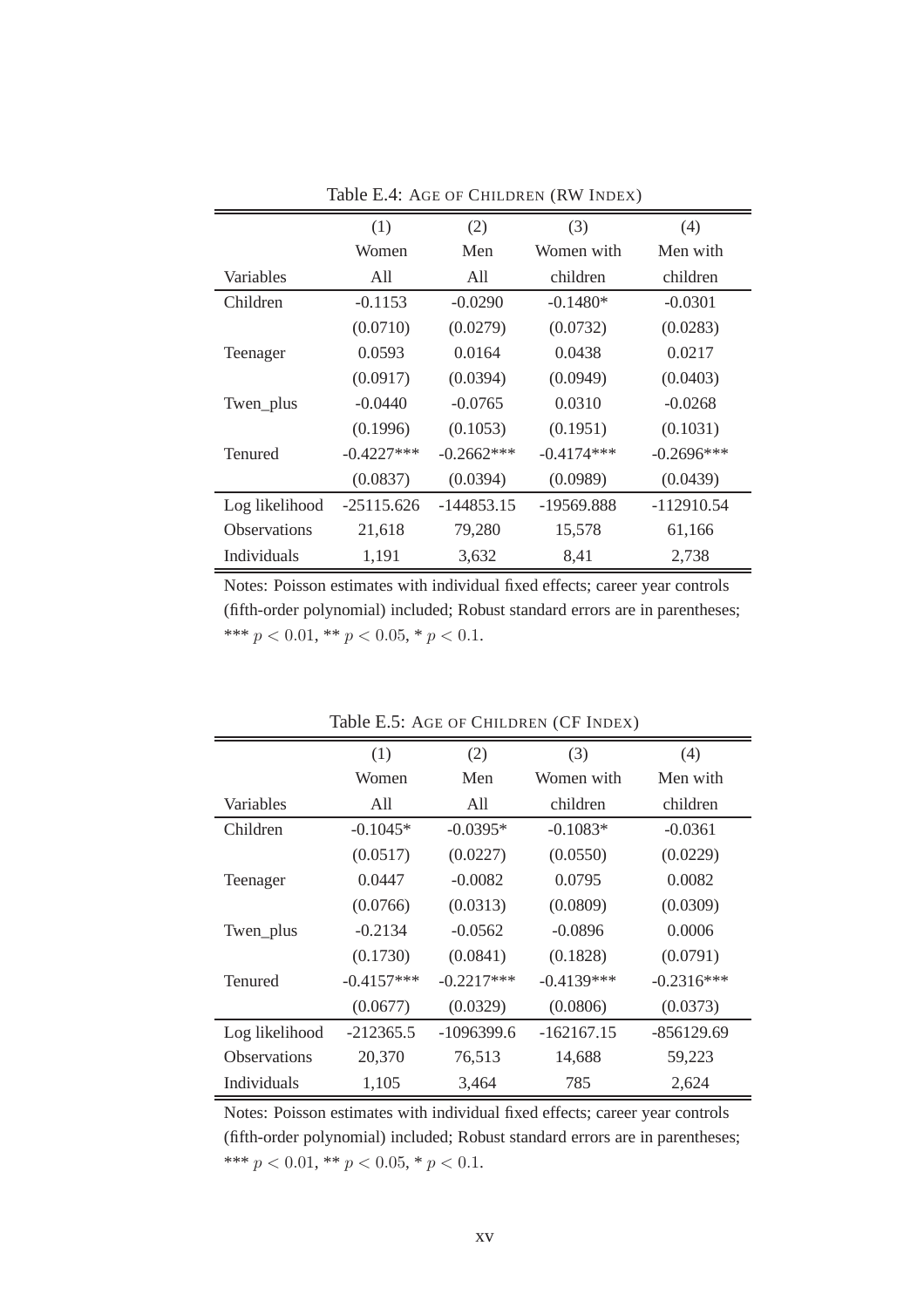Table E.4: AGE OF CHILDREN (RW INDEX)

| Variables | (1) Women All | (2) Men All | (3) Women with children | (4) Men with children |
|---|---|---|---|---|
| Children | -0.1153 | -0.0290 | -0.1480* | -0.0301 |
| | (0.0710) | (0.0279) | (0.0732) | (0.0283) |
| Teenager | 0.0593 | 0.0164 | 0.0438 | 0.0217 |
| | (0.0917) | (0.0394) | (0.0949) | (0.0403) |
| Twen_plus | -0.0440 | -0.0765 | 0.0310 | -0.0268 |
| | (0.1996) | (0.1053) | (0.1951) | (0.1031) |
| Tenured | -0.4227*** | -0.2662*** | -0.4174*** | -0.2696*** |
| | (0.0837) | (0.0394) | (0.0989) | (0.0439) |
| Log likelihood | -25115.626 | -144853.15 | -19569.888 | -112910.54 |
| Observations | 21,618 | 79,280 | 15,578 | 61,166 |
| Individuals | 1,191 | 3,632 | 8,41 | 2,738 |

Notes: Poisson estimates with individual fixed effects; career year controls (fifth-order polynomial) included; Robust standard errors are in parentheses; *** $p < 0.01$, ** $p < 0.05$, * $p < 0.1$.

Table E.5: AGE OF CHILDREN (CF INDEX)

| Variables | (1) Women All | (2) Men All | (3) Women with children | (4) Men with children |
|---|---|---|---|---|
| Children | -0.1045* | -0.0395* | -0.1083* | -0.0361 |
| | (0.0517) | (0.0227) | (0.0550) | (0.0229) |
| Teenager | 0.0447 | -0.0082 | 0.0795 | 0.0082 |
| | (0.0766) | (0.0313) | (0.0809) | (0.0309) |
| Twen_plus | -0.2134 | -0.0562 | -0.0896 | 0.0006 |
| | (0.1730) | (0.0841) | (0.1828) | (0.0791) |
| Tenured | -0.4157*** | -0.2217*** | -0.4139*** | -0.2316*** |
| | (0.0677) | (0.0329) | (0.0806) | (0.0373) |
| Log likelihood | -212365.5 | -1096399.6 | -162167.15 | -856129.69 |
| Observations | 20,370 | 76,513 | 14,688 | 59,223 |
| Individuals | 1,105 | 3,464 | 785 | 2,624 |

Notes: Poisson estimates with individual fixed effects; career year controls (fifth-order polynomial) included; Robust standard errors are in parentheses; *** $p < 0.01$, ** $p < 0.05$, * $p < 0.1$.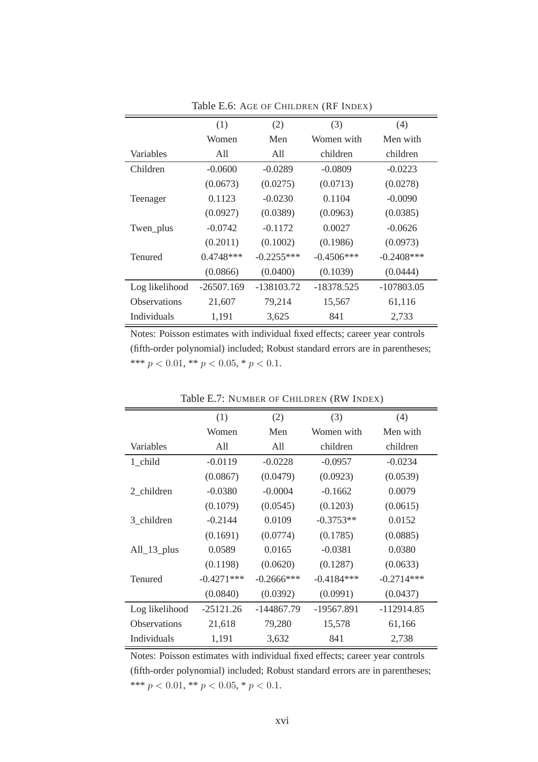Table E.6: AGE OF CHILDREN (RF INDEX)

| | (1) | (2) | (3) | (4) |
|---|---|---|---|---|
| | Women | Men | Women with | Men with |
| Variables | All | All | children | children |
| Children | -0.0600 | -0.0289 | -0.0809 | -0.0223 |
| | (0.0673) | (0.0275) | (0.0713) | (0.0278) |
| Teenager | 0.1123 | -0.0230 | 0.1104 | -0.0090 |
| | (0.0927) | (0.0389) | (0.0963) | (0.0385) |
| Twen_plus | -0.0742 | -0.1172 | 0.0027 | -0.0626 |
| | (0.2011) | (0.1002) | (0.1986) | (0.0973) |
| Tenured | 0.4748*** | -0.2255*** | -0.4506*** | -0.2408*** |
| | (0.0866) | (0.0400) | (0.1039) | (0.0444) |
| Log likelihood | -26507.169 | -138103.72 | -18378.525 | -107803.05 |
| Observations | 21,607 | 79,214 | 15,567 | 61,116 |
| Individuals | 1,191 | 3,625 | 841 | 2,733 |

Notes: Poisson estimates with individual fixed effects; career year controls (fifth-order polynomial) included; Robust standard errors are in parentheses; *** $p < 0.01$, ** $p < 0.05$, * $p < 0.1$.

Table E.7: NUMBER OF CHILDREN (RW INDEX)

| | (1) | (2) | (3) | (4) |
|---|---|---|---|---|
| | Women | Men | Women with | Men with |
| Variables | All | All | children | children |
| 1_child | -0.0119 | -0.0228 | -0.0957 | -0.0234 |
| | (0.0867) | (0.0479) | (0.0923) | (0.0539) |
| 2_children | -0.0380 | -0.0004 | -0.1662 | 0.0079 |
| | (0.1079) | (0.0545) | (0.1203) | (0.0615) |
| 3_children | -0.2144 | 0.0109 | -0.3753** | 0.0152 |
| | (0.1691) | (0.0774) | (0.1785) | (0.0885) |
| All_13_plus | 0.0589 | 0.0165 | -0.0381 | 0.0380 |
| | (0.1198) | (0.0620) | (0.1287) | (0.0633) |
| Tenured | -0.4271*** | -0.2666*** | -0.4184*** | -0.2714*** |
| | (0.0840) | (0.0392) | (0.0991) | (0.0437) |
| Log likelihood | -25121.26 | -144867.79 | -19567.891 | -112914.85 |
| Observations | 21,618 | 79,280 | 15,578 | 61,166 |
| Individuals | 1,191 | 3,632 | 841 | 2,738 |

Notes: Poisson estimates with individual fixed effects; career year controls (fifth-order polynomial) included; Robust standard errors are in parentheses; *** $p < 0.01$, ** $p < 0.05$, * $p < 0.1$.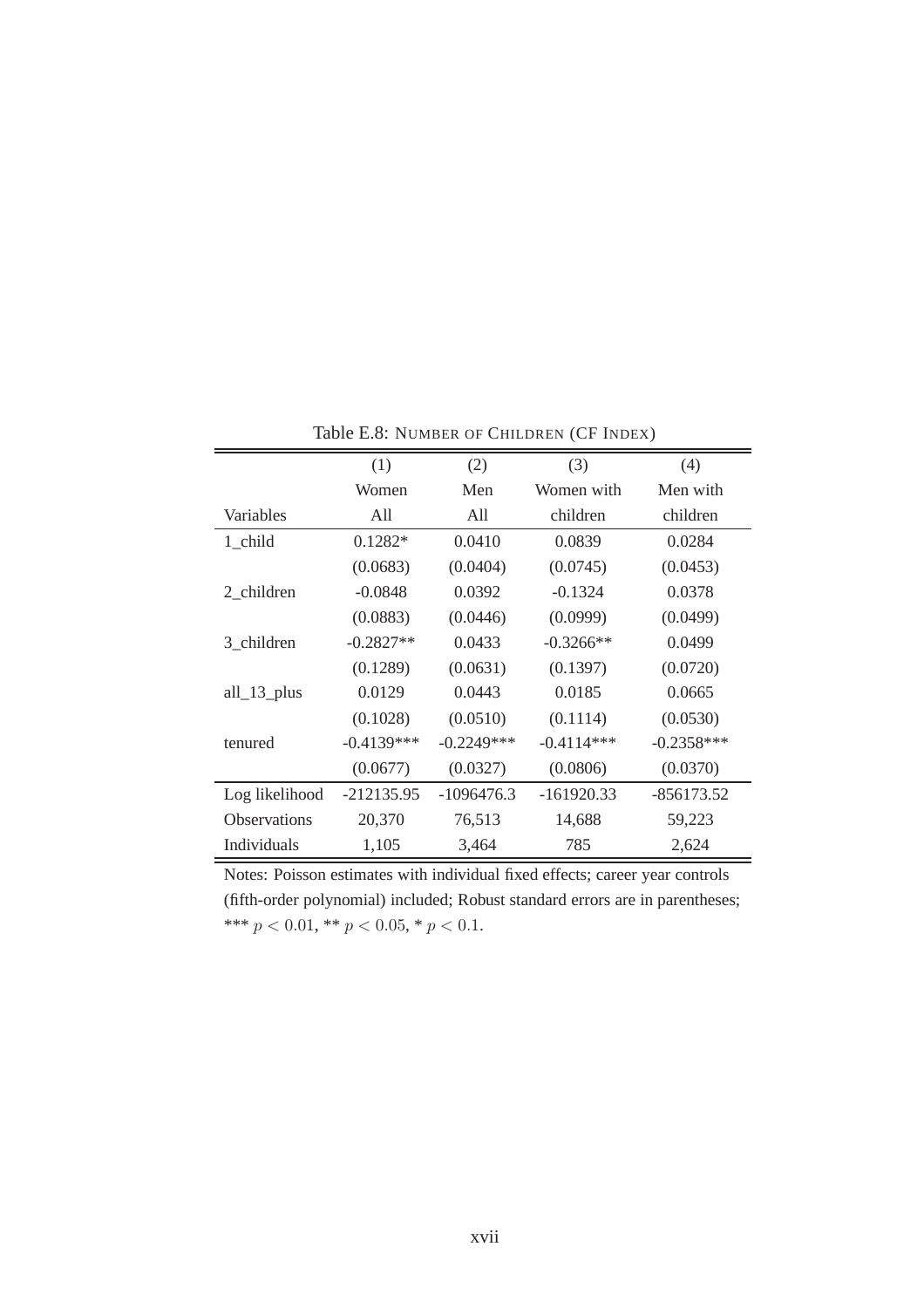Table E.8: NUMBER OF CHILDREN (CF INDEX)

| Variables | (1)<br>Women<br>All | (2)<br>Men<br>All | (3)<br>Women with<br>children | (4)<br>Men with<br>children |
|---|---|---|---|---|
| 1_child | 0.1282* | 0.0410 | 0.0839 | 0.0284 |
| | (0.0683) | (0.0404) | (0.0745) | (0.0453) |
| 2_children | -0.0848 | 0.0392 | -0.1324 | 0.0378 |
| | (0.0883) | (0.0446) | (0.0999) | (0.0499) |
| 3_children | -0.2827** | 0.0433 | -0.3266** | 0.0499 |
| | (0.1289) | (0.0631) | (0.1397) | (0.0720) |
| all_13_plus | 0.0129 | 0.0443 | 0.0185 | 0.0665 |
| | (0.1028) | (0.0510) | (0.1114) | (0.0530) |
| tenured | -0.4139*** | -0.2249*** | -0.4114*** | -0.2358*** |
| | (0.0677) | (0.0327) | (0.0806) | (0.0370) |
| Log likelihood | -212135.95 | -1096476.3 | -161920.33 | -856173.52 |
| Observations | 20,370 | 76,513 | 14,688 | 59,223 |
| Individuals | 1,105 | 3,464 | 785 | 2,624 |

Notes: Poisson estimates with individual fixed effects; career year controls (fifth-order polynomial) included; Robust standard errors are in parentheses; *** $p < 0.01$, ** $p < 0.05$, * $p < 0.1$.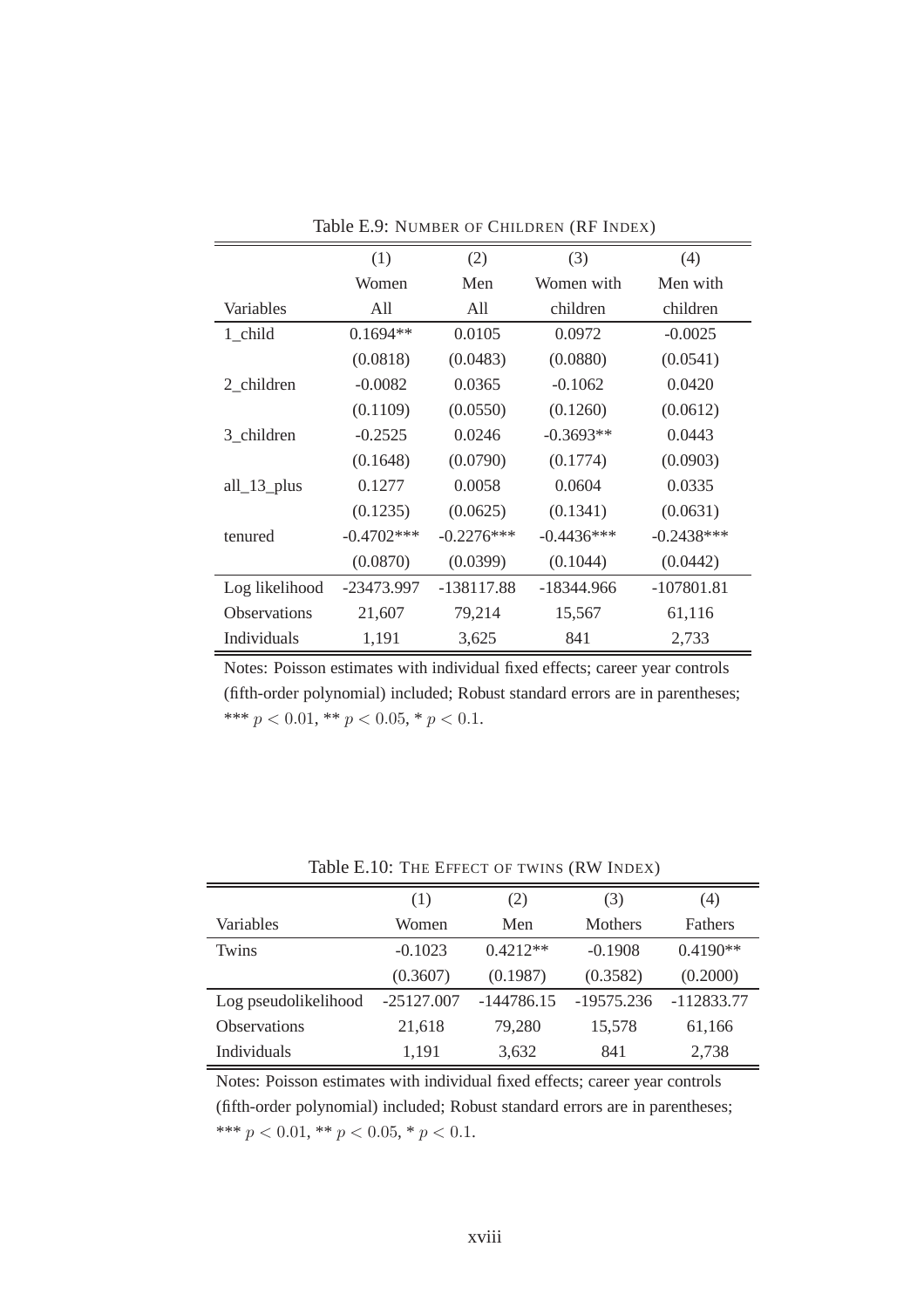Table E.9: NUMBER OF CHILDREN (RF INDEX)

| | (1) | (2) | (3) | (4) |
|---|---|---|---|---|
| | Women | Men | Women with | Men with |
| Variables | All | All | children | children |
| 1_child | 0.1694** | 0.0105 | 0.0972 | -0.0025 |
| | (0.0818) | (0.0483) | (0.0880) | (0.0541) |
| 2_children | -0.0082 | 0.0365 | -0.1062 | 0.0420 |
| | (0.1109) | (0.0550) | (0.1260) | (0.0612) |
| 3_children | -0.2525 | 0.0246 | -0.3693** | 0.0443 |
| | (0.1648) | (0.0790) | (0.1774) | (0.0903) |
| all_13_plus | 0.1277 | 0.0058 | 0.0604 | 0.0335 |
| | (0.1235) | (0.0625) | (0.1341) | (0.0631) |
| tenured | -0.4702*** | -0.2276*** | -0.4436*** | -0.2438*** |
| | (0.0870) | (0.0399) | (0.1044) | (0.0442) |
| Log likelihood | -23473.997 | -138117.88 | -18344.966 | -107801.81 |
| Observations | 21,607 | 79,214 | 15,567 | 61,116 |
| Individuals | 1,191 | 3,625 | 841 | 2,733 |

Notes: Poisson estimates with individual fixed effects; career year controls (fifth-order polynomial) included; Robust standard errors are in parentheses; *** $p < 0.01$, ** $p < 0.05$, * $p < 0.1$.

Table E.10: THE EFFECT OF TWINS (RW INDEX)

| | (1) | (2) | (3) | (4) |
|---|---|---|---|---|
| Variables | Women | Men | Mothers | Fathers |
| Twins | -0.1023 | 0.4212** | -0.1908 | 0.4190** |
| | (0.3607) | (0.1987) | (0.3582) | (0.2000) |
| Log pseudolikelihood | -25127.007 | -144786.15 | -19575.236 | -112833.77 |
| Observations | 21,618 | 79,280 | 15,578 | 61,166 |
| Individuals | 1,191 | 3,632 | 841 | 2,738 |

Notes: Poisson estimates with individual fixed effects; career year controls (fifth-order polynomial) included; Robust standard errors are in parentheses; *** $p < 0.01$, ** $p < 0.05$, * $p < 0.1$.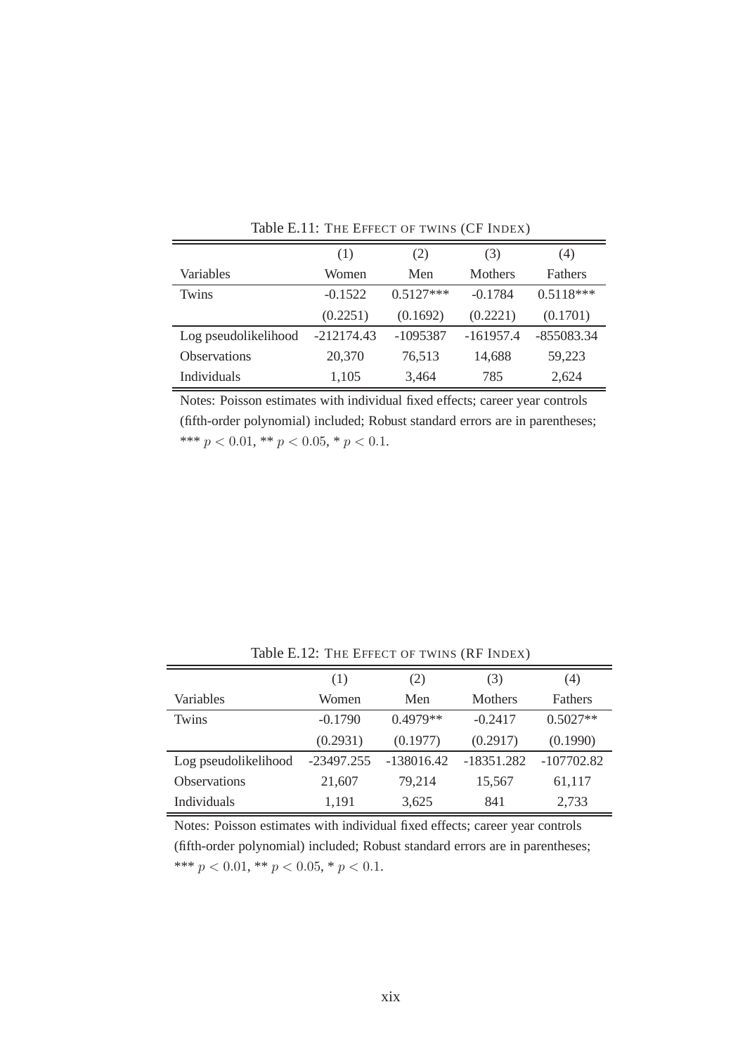Table E.11: THE EFFECT OF TWINS (CF INDEX)

| | (1) | (2) | (3) | (4) |
|---|---|---|---|---|
| Variables | Women | Men | Mothers | Fathers |
| Twins | -0.1522 | 0.5127*** | -0.1784 | 0.5118*** |
| | (0.2251) | (0.1692) | (0.2221) | (0.1701) |
| Log pseudolikelihood | -212174.43 | -1095387 | -161957.4 | -855083.34 |
| Observations | 20,370 | 76,513 | 14,688 | 59,223 |
| Individuals | 1,105 | 3,464 | 785 | 2,624 |

Notes: Poisson estimates with individual fixed effects; career year controls (fifth-order polynomial) included; Robust standard errors are in parentheses; *** $p < 0.01$, ** $p < 0.05$, * $p < 0.1$.

Table E.12: THE EFFECT OF TWINS (RF INDEX)

| | (1) | (2) | (3) | (4) |
|---|---|---|---|---|
| Variables | Women | Men | Mothers | Fathers |
| Twins | -0.1790 | 0.4979** | -0.2417 | 0.5027** |
| | (0.2931) | (0.1977) | (0.2917) | (0.1990) |
| Log pseudolikelihood | -23497.255 | -138016.42 | -18351.282 | -107702.82 |
| Observations | 21,607 | 79,214 | 15,567 | 61,117 |
| Individuals | 1,191 | 3,625 | 841 | 2,733 |

Notes: Poisson estimates with individual fixed effects; career year controls (fifth-order polynomial) included; Robust standard errors are in parentheses; *** $p < 0.01$, ** $p < 0.05$, * $p < 0.1$.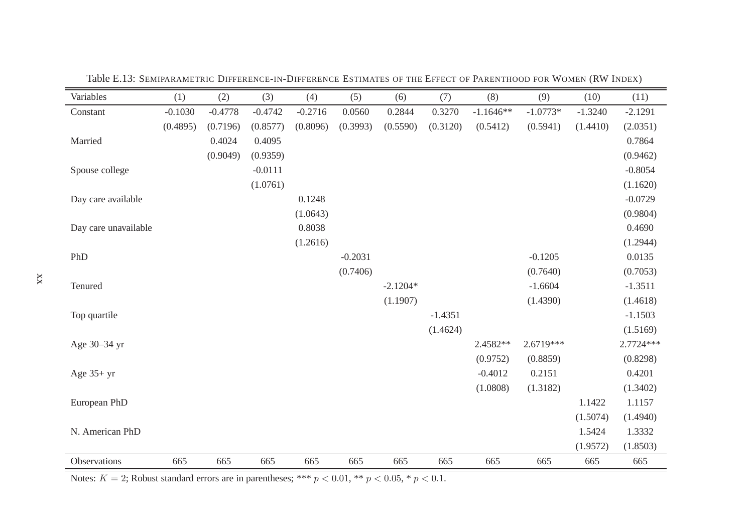Table E.13: SEMIPARAMETRIC DIFFERENCE-IN-DIFFERENCE ESTIMATES OF THE EFFECT OF PARENTHOOD FOR WOMEN (RW INDEX)

| Variables | (1) | (2) | (3) | (4) | (5) | (6) | (7) | (8) | (9) | (10) | (11) |
|---|---|---|---|---|---|---|---|---|---|---|---|
| Constant | -0.1030 | -0.4778 | -0.4742 | -0.2716 | 0.0560 | 0.2844 | 0.3270 | -1.1646** | -1.0773* | -1.3240 | -2.1291 |
| | (0.4895) | (0.7196) | (0.8577) | (0.8096) | (0.3993) | (0.5590) | (0.3120) | (0.5412) | (0.5941) | (1.4410) | (2.0351) |
| Married | | 0.4024 | 0.4095 | | | | | | | | 0.7864 |
| | | (0.9049) | (0.9359) | | | | | | | | (0.9462) |
| Spouse college | | | -0.0111 | | | | | | | | -0.8054 |
| | | | (1.0761) | | | | | | | | (1.1620) |
| Day care available | | | | 0.1248 | | | | | | | -0.0729 |
| | | | | (1.0643) | | | | | | | (0.9804) |
| Day care unavailable | | | | 0.8038 | | | | | | | 0.4690 |
| | | | | (1.2616) | | | | | | | (1.2944) |
| PhD | | | | | -0.2031 | | | | -0.1205 | | 0.0135 |
| | | | | | (0.7406) | | | | (0.7640) | | (0.7053) |
| Tenured | | | | | | -2.1204* | | | -1.6604 | | -1.3511 |
| | | | | | | (1.1907) | | | (1.4390) | | (1.4618) |
| Top quartile | | | | | | | -1.4351 | | | | -1.1503 |
| | | | | | | | (1.4624) | | | | (1.5169) |
| Age 30–34 yr | | | | | | | | 2.4582** | 2.6719*** | | 2.7724*** |
| | | | | | | | | (0.9752) | (0.8859) | | (0.8298) |
| Age 35+ yr | | | | | | | | -0.4012 | 0.2151 | | 0.4201 |
| | | | | | | | | (1.0808) | (1.3182) | | (1.3402) |
| European PhD | | | | | | | | | | 1.1422 | 1.1157 |
| | | | | | | | | | | (1.5074) | (1.4940) |
| N. American PhD | | | | | | | | | | 1.5424 | 1.3332 |
| | | | | | | | | | | (1.9572) | (1.8503) |
| Observations | 665 | 665 | 665 | 665 | 665 | 665 | 665 | 665 | 665 | 665 | 665 |

Notes: $K = 2$; Robust standard errors are in parentheses; *** $p < 0.01$, ** $p < 0.05$, * $p < 0.1$.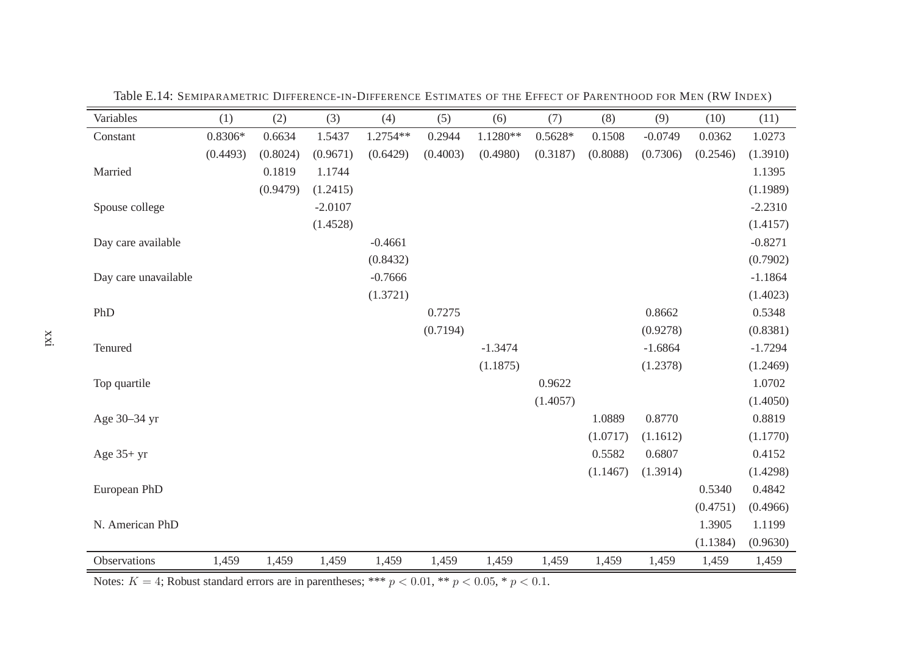Table E.14: SEMIPARAMETRIC DIFFERENCE-IN-DIFFERENCE ESTIMATES OF THE EFFECT OF PARENTHOOD FOR MEN (RW INDEX)

| Variables | (1) | (2) | (3) | (4) | (5) | (6) | (7) | (8) | (9) | (10) | (11) |
|---|---|---|---|---|---|---|---|---|---|---|---|
| Constant | 0.8306* | 0.6634 | 1.5437 | 1.2754** | 0.2944 | 1.1280** | 0.5628* | 0.1508 | -0.0749 | 0.0362 | 1.0273 |
| | (0.4493) | (0.8024) | (0.9671) | (0.6429) | (0.4003) | (0.4980) | (0.3187) | (0.8088) | (0.7306) | (0.2546) | (1.3910) |
| Married | | 0.1819 | 1.1744 | | | | | | | | 1.1395 |
| | | (0.9479) | (1.2415) | | | | | | | | (1.1989) |
| Spouse college | | | -2.0107 | | | | | | | | -2.2310 |
| | | | (1.4528) | | | | | | | | (1.4157) |
| Day care available | | | | -0.4661 | | | | | | | -0.8271 |
| | | | | (0.8432) | | | | | | | (0.7902) |
| Day care unavailable | | | | -0.7666 | | | | | | | -1.1864 |
| | | | | (1.3721) | | | | | | | (1.4023) |
| PhD | | | | | 0.7275 | | | | 0.8662 | | 0.5348 |
| | | | | | (0.7194) | | | | (0.9278) | | (0.8381) |
| Tenured | | | | | | -1.3474 | | | -1.6864 | | -1.7294 |
| | | | | | | (1.1875) | | | (1.2378) | | (1.2469) |
| Top quartile | | | | | | | 0.9622 | | | | 1.0702 |
| | | | | | | | (1.4057) | | | | (1.4050) |
| Age 30–34 yr | | | | | | | | 1.0889 | 0.8770 | | 0.8819 |
| | | | | | | | | (1.0717) | (1.1612) | | (1.1770) |
| Age 35+ yr | | | | | | | | 0.5582 | 0.6807 | | 0.4152 |
| | | | | | | | | (1.1467) | (1.3914) | | (1.4298) |
| European PhD | | | | | | | | | | 0.5340 | 0.4842 |
| | | | | | | | | | | (0.4751) | (0.4966) |
| N. American PhD | | | | | | | | | | 1.3905 | 1.1199 |
| | | | | | | | | | | (1.1384) | (0.9630) |
| Observations | 1,459 | 1,459 | 1,459 | 1,459 | 1,459 | 1,459 | 1,459 | 1,459 | 1,459 | 1,459 | 1,459 |

Notes: $K = 4$; Robust standard errors are in parentheses; *** $p < 0.01$, ** $p < 0.05$, * $p < 0.1$.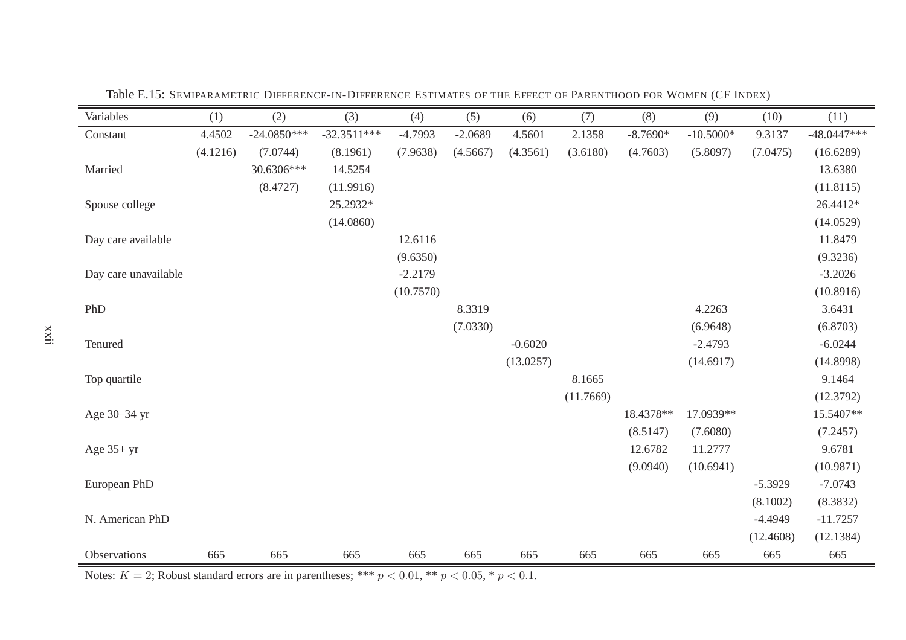Table E.15: Semiparametric Difference-in-Difference Estimates of the Effect of Parenthood for Women (CF Index)

| Variables | (1) | (2) | (3) | (4) | (5) | (6) | (7) | (8) | (9) | (10) | (11) |
|---|---|---|---|---|---|---|---|---|---|---|---|
| Constant | 4.4502 | -24.0850*** | -32.3511*** | -4.7993 | -2.0689 | 4.5601 | 2.1358 | -8.7690* | -10.5000* | 9.3137 | -48.0447*** |
| | (4.1216) | (7.0744) | (8.1961) | (7.9638) | (4.5667) | (4.3561) | (3.6180) | (4.7603) | (5.8097) | (7.0475) | (16.6289) |
| Married | | 30.6306*** | 14.5254 | | | | | | | | 13.6380 |
| | | (8.4727) | (11.9916) | | | | | | | | (11.8115) |
| Spouse college | | | 25.2932* | | | | | | | | 26.4412* |
| | | | (14.0860) | | | | | | | | (14.0529) |
| Day care available | | | | 12.6116 | | | | | | | 11.8479 |
| | | | | (9.6350) | | | | | | | (9.3236) |
| Day care unavailable | | | | -2.2179 | | | | | | | -3.2026 |
| | | | | (10.7570) | | | | | | | (10.8916) |
| PhD | | | | | 8.3319 | | | | 4.2263 | | 3.6431 |
| | | | | | (7.0330) | | | | (6.9648) | | (6.8703) |
| Tenured | | | | | | -0.6020 | | | -2.4793 | | -6.0244 |
| | | | | | | (13.0257) | | | (14.6917) | | (14.8998) |
| Top quartile | | | | | | | 8.1665 | | | | 9.1464 |
| | | | | | | | (11.7669) | | | | (12.3792) |
| Age 30–34 yr | | | | | | | | 18.4378** | 17.0939** | | 15.5407** |
| | | | | | | | | (8.5147) | (7.6080) | | (7.2457) |
| Age 35+ yr | | | | | | | | 12.6782 | 11.2777 | | 9.6781 |
| | | | | | | | | (9.0940) | (10.6941) | | (10.9871) |
| European PhD | | | | | | | | | | -5.3929 | -7.0743 |
| | | | | | | | | | | (8.1002) | (8.3832) |
| N. American PhD | | | | | | | | | | -4.4949 | -11.7257 |
| | | | | | | | | | | (12.4608) | (12.1384) |
| Observations | 665 | 665 | 665 | 665 | 665 | 665 | 665 | 665 | 665 | 665 | 665 |

Notes: $K = 2$; Robust standard errors are in parentheses; *** $p < 0.01$, ** $p < 0.05$, * $p < 0.1$.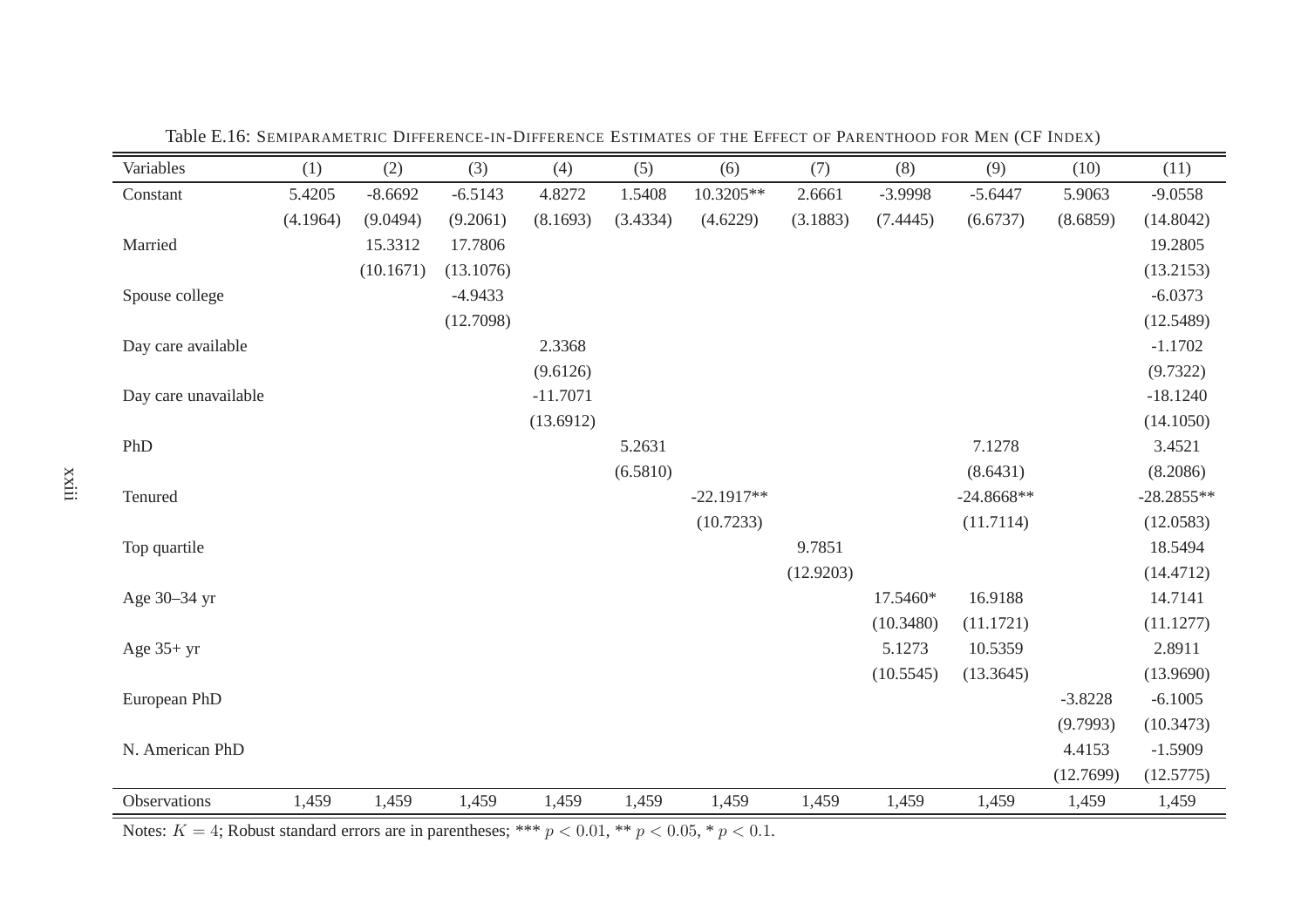Table E.16: Semiparametric Difference-in-Difference Estimates of the Effect of Parenthood for Men (CF Index)

| Variables | (1) | (2) | (3) | (4) | (5) | (6) | (7) | (8) | (9) | (10) | (11) |
|---|---|---|---|---|---|---|---|---|---|---|---|
| Constant | 5.4205 | -8.6692 | -6.5143 | 4.8272 | 1.5408 | 10.3205** | 2.6661 | -3.9998 | -5.6447 | 5.9063 | -9.0558 |
| | (4.1964) | (9.0494) | (9.2061) | (8.1693) | (3.4334) | (4.6229) | (3.1883) | (7.4445) | (6.6737) | (8.6859) | (14.8042) |
| Married | | 15.3312 | 17.7806 | | | | | | | | 19.2805 |
| | | (10.1671) | (13.1076) | | | | | | | | (13.2153) |
| Spouse college | | | -4.9433 | | | | | | | | -6.0373 |
| | | | (12.7098) | | | | | | | | (12.5489) |
| Day care available | | | | 2.3368 | | | | | | | -1.1702 |
| | | | | (9.6126) | | | | | | | (9.7322) |
| Day care unavailable | | | | -11.7071 | | | | | | | -18.1240 |
| | | | | (13.6912) | | | | | | | (14.1050) |
| PhD | | | | | 5.2631 | | | | 7.1278 | | 3.4521 |
| | | | | | (6.5810) | | | | (8.6431) | | (8.2086) |
| Tenured | | | | | | -22.1917** | | | -24.8668** | | -28.2855** |
| | | | | | | (10.7233) | | | (11.7114) | | (12.0583) |
| Top quartile | | | | | | | 9.7851 | | | | 18.5494 |
| | | | | | | | (12.9203) | | | | (14.4712) |
| Age 30–34 yr | | | | | | | | 17.5460* | 16.9188 | | 14.7141 |
| | | | | | | | | (10.3480) | (11.1721) | | (11.1277) |
| Age 35+ yr | | | | | | | | 5.1273 | 10.5359 | | 2.8911 |
| | | | | | | | | (10.5545) | (13.3645) | | (13.9690) |
| European PhD | | | | | | | | | | -3.8228 | -6.1005 |
| | | | | | | | | | | (9.7993) | (10.3473) |
| N. American PhD | | | | | | | | | | 4.4153 | -1.5909 |
| | | | | | | | | | | (12.7699) | (12.5775) |
| Observations | 1,459 | 1,459 | 1,459 | 1,459 | 1,459 | 1,459 | 1,459 | 1,459 | 1,459 | 1,459 | 1,459 |

Notes: $K = 4$; Robust standard errors are in parentheses; *** $p < 0.01$, ** $p < 0.05$, * $p < 0.1$.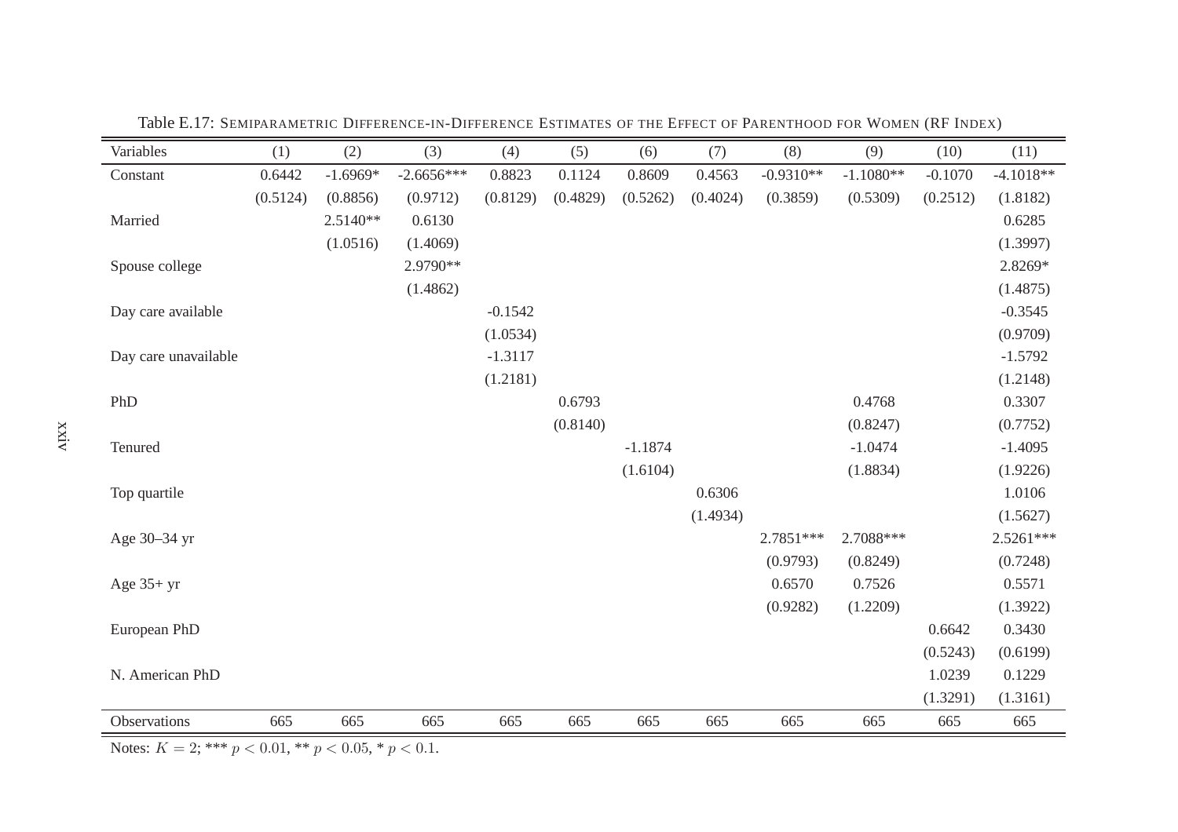Table E.17: Semiparametric Difference-in-Difference Estimates of the Effect of Parenthood for Women (RF Index)

| Variables | (1) | (2) | (3) | (4) | (5) | (6) | (7) | (8) | (9) | (10) | (11) |
|---|---|---|---|---|---|---|---|---|---|---|---|
| Constant | 0.6442 | -1.6969* | -2.6656*** | 0.8823 | 0.1124 | 0.8609 | 0.4563 | -0.9310** | -1.1080** | -0.1070 | -4.1018** |
| | (0.5124) | (0.8856) | (0.9712) | (0.8129) | (0.4829) | (0.5262) | (0.4024) | (0.3859) | (0.5309) | (0.2512) | (1.8182) |
| Married | | 2.5140** | 0.6130 | | | | | | | | 0.6285 |
| | | (1.0516) | (1.4069) | | | | | | | | (1.3997) |
| Spouse college | | | 2.9790** | | | | | | | | 2.8269* |
| | | | (1.4862) | | | | | | | | (1.4875) |
| Day care available | | | | -0.1542 | | | | | | | -0.3545 |
| | | | | (1.0534) | | | | | | | (0.9709) |
| Day care unavailable | | | | -1.3117 | | | | | | | -1.5792 |
| | | | | (1.2181) | | | | | | | (1.2148) |
| PhD | | | | | 0.6793 | | | | 0.4768 | | 0.3307 |
| | | | | | (0.8140) | | | | (0.8247) | | (0.7752) |
| Tenured | | | | | | -1.1874 | | | -1.0474 | | -1.4095 |
| | | | | | | (1.6104) | | | (1.8834) | | (1.9226) |
| Top quartile | | | | | | | 0.6306 | | | | 1.0106 |
| | | | | | | | (1.4934) | | | | (1.5627) |
| Age 30–34 yr | | | | | | | | 2.7851*** | 2.7088*** | | 2.5261*** |
| | | | | | | | | (0.9793) | (0.8249) | | (0.7248) |
| Age 35+ yr | | | | | | | | 0.6570 | 0.7526 | | 0.5571 |
| | | | | | | | | (0.9282) | (1.2209) | | (1.3922) |
| European PhD | | | | | | | | | | 0.6642 | 0.3430 |
| | | | | | | | | | | (0.5243) | (0.6199) |
| N. American PhD | | | | | | | | | | 1.0239 | 0.1229 |
| | | | | | | | | | | (1.3291) | (1.3161) |
| Observations | 665 | 665 | 665 | 665 | 665 | 665 | 665 | 665 | 665 | 665 | 665 |

Notes: $K = 2$; *** $p < 0.01$, ** $p < 0.05$, * $p < 0.1$.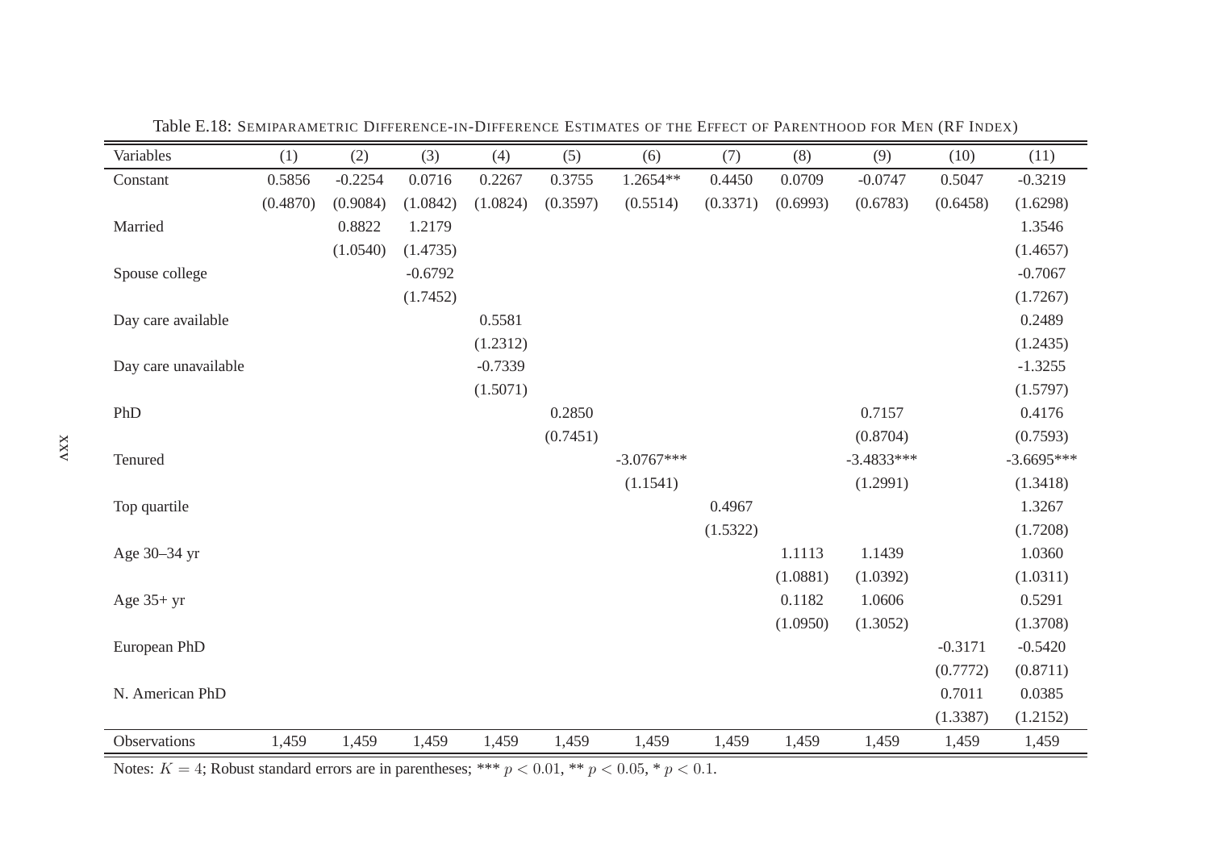Table E.18: Semiparametric Difference-in-Difference Estimates of the Effect of Parenthood for Men (RF Index)

| Variables | (1) | (2) | (3) | (4) | (5) | (6) | (7) | (8) | (9) | (10) | (11) |
|---|---|---|---|---|---|---|---|---|---|---|---|
| Constant | 0.5856 | -0.2254 | 0.0716 | 0.2267 | 0.3755 | 1.2654** | 0.4450 | 0.0709 | -0.0747 | 0.5047 | -0.3219 |
| | (0.4870) | (0.9084) | (1.0842) | (1.0824) | (0.3597) | (0.5514) | (0.3371) | (0.6993) | (0.6783) | (0.6458) | (1.6298) |
| Married | | 0.8822 | 1.2179 | | | | | | | | 1.3546 |
| | | (1.0540) | (1.4735) | | | | | | | | (1.4657) |
| Spouse college | | | -0.6792 | | | | | | | | -0.7067 |
| | | | (1.7452) | | | | | | | | (1.7267) |
| Day care available | | | | 0.5581 | | | | | | | 0.2489 |
| | | | | (1.2312) | | | | | | | (1.2435) |
| Day care unavailable | | | | -0.7339 | | | | | | | -1.3255 |
| | | | | (1.5071) | | | | | | | (1.5797) |
| PhD | | | | | 0.2850 | | | | 0.7157 | | 0.4176 |
| | | | | | (0.7451) | | | | (0.8704) | | (0.7593) |
| Tenured | | | | | | -3.0767*** | | | -3.4833*** | | -3.6695*** |
| | | | | | | (1.1541) | | | (1.2991) | | (1.3418) |
| Top quartile | | | | | | | 0.4967 | | | | 1.3267 |
| | | | | | | | (1.5322) | | | | (1.7208) |
| Age 30–34 yr | | | | | | | | 1.1113 | 1.1439 | | 1.0360 |
| | | | | | | | | (1.0881) | (1.0392) | | (1.0311) |
| Age 35+ yr | | | | | | | | 0.1182 | 1.0606 | | 0.5291 |
| | | | | | | | | (1.0950) | (1.3052) | | (1.3708) |
| European PhD | | | | | | | | | | -0.3171 | -0.5420 |
| | | | | | | | | | | (0.7772) | (0.8711) |
| N. American PhD | | | | | | | | | | 0.7011 | 0.0385 |
| | | | | | | | | | | (1.3387) | (1.2152) |
| Observations | 1,459 | 1,459 | 1,459 | 1,459 | 1,459 | 1,459 | 1,459 | 1,459 | 1,459 | 1,459 | 1,459 |

Notes: $K = 4$; Robust standard errors are in parentheses; *** $p < 0.01$, ** $p < 0.05$, * $p < 0.1$.